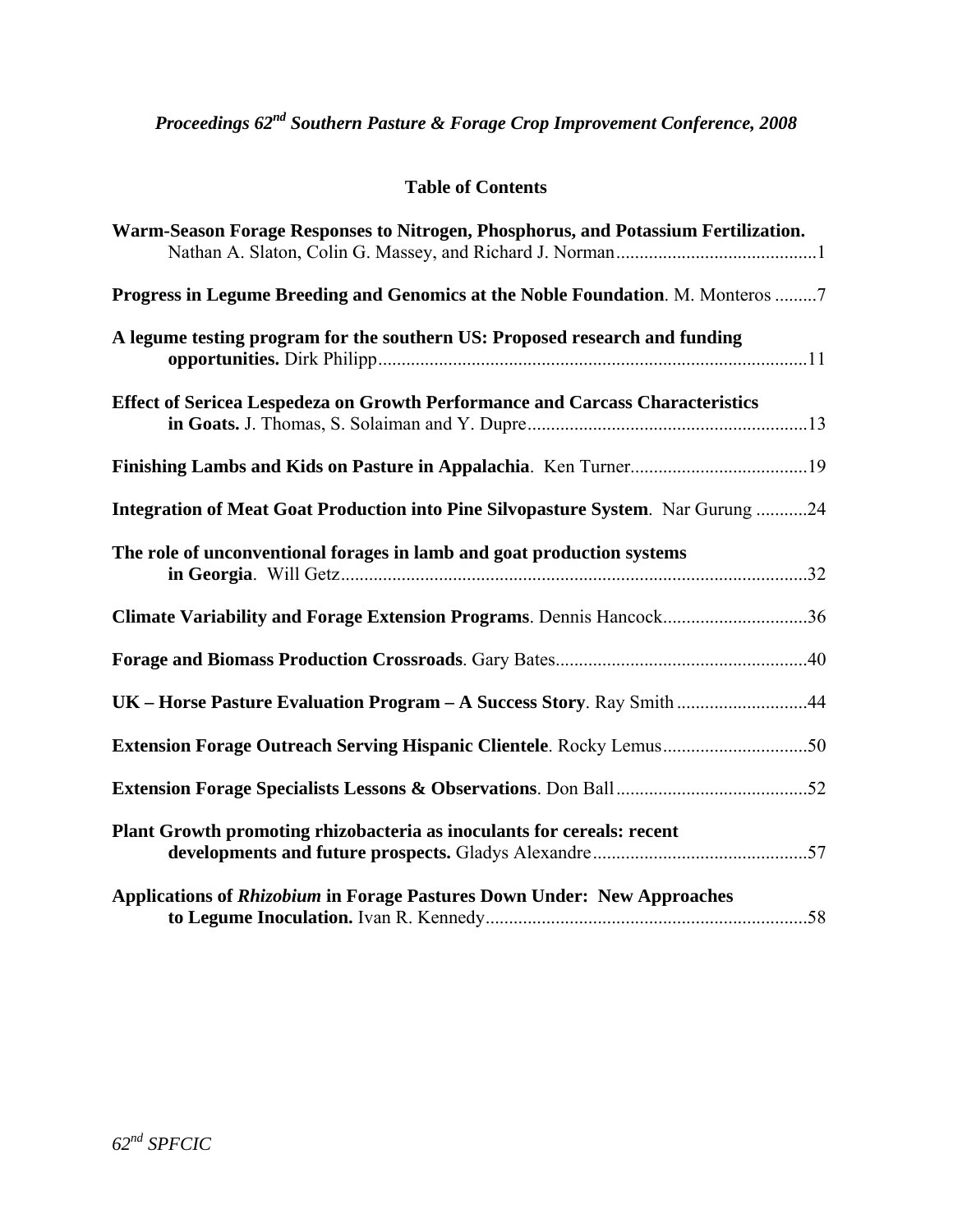*Proceedings 62nd Southern Pasture & Forage Crop Improvement Conference, 2008*

## Table of Contents

**Warm-Season Forage Responses to Nitrogen, Phosphorus, and Potassium Fertilization.** Nathan A. Slaton, Colin G. Massey, and Richard J. Norman...........................................1

**Progress in Legume Breeding and Genomics at the Noble Foundation**. M. Monteros .........7

**A legume testing program for the southern US: Proposed research and funding opportunities.** Dirk Philipp...........................................................................................11

**Effect of Sericea Lespedeza on Growth Performance and Carcass Characteristics in Goats.** J. Thomas, S. Solaiman and Y. Dupre............................................................13

**Finishing Lambs and Kids on Pasture in Appalachia**. Ken Turner......................................19

**Integration of Meat Goat Production into Pine Silvopasture System**. Nar Gurung ...........24

**The role of unconventional forages in lamb and goat production systems in Georgia**. Will Getz...................................................................................................32

**Climate Variability and Forage Extension Programs**. Dennis Hancock...............................36

**Forage and Biomass Production Crossroads**. Gary Bates......................................................40

**UK – Horse Pasture Evaluation Program – A Success Story**. Ray Smith ............................44

**Extension Forage Outreach Serving Hispanic Clientele**. Rocky Lemus...............................50

**Extension Forage Specialists Lessons & Observations**. Don Ball.........................................52

**Plant Growth promoting rhizobacteria as inoculants for cereals: recent developments and future prospects.** Gladys Alexandre..............................................57

**Applications of *Rhizobium* in Forage Pastures Down Under: New Approaches to Legume Inoculation.** Ivan R. Kennedy.....................................................................58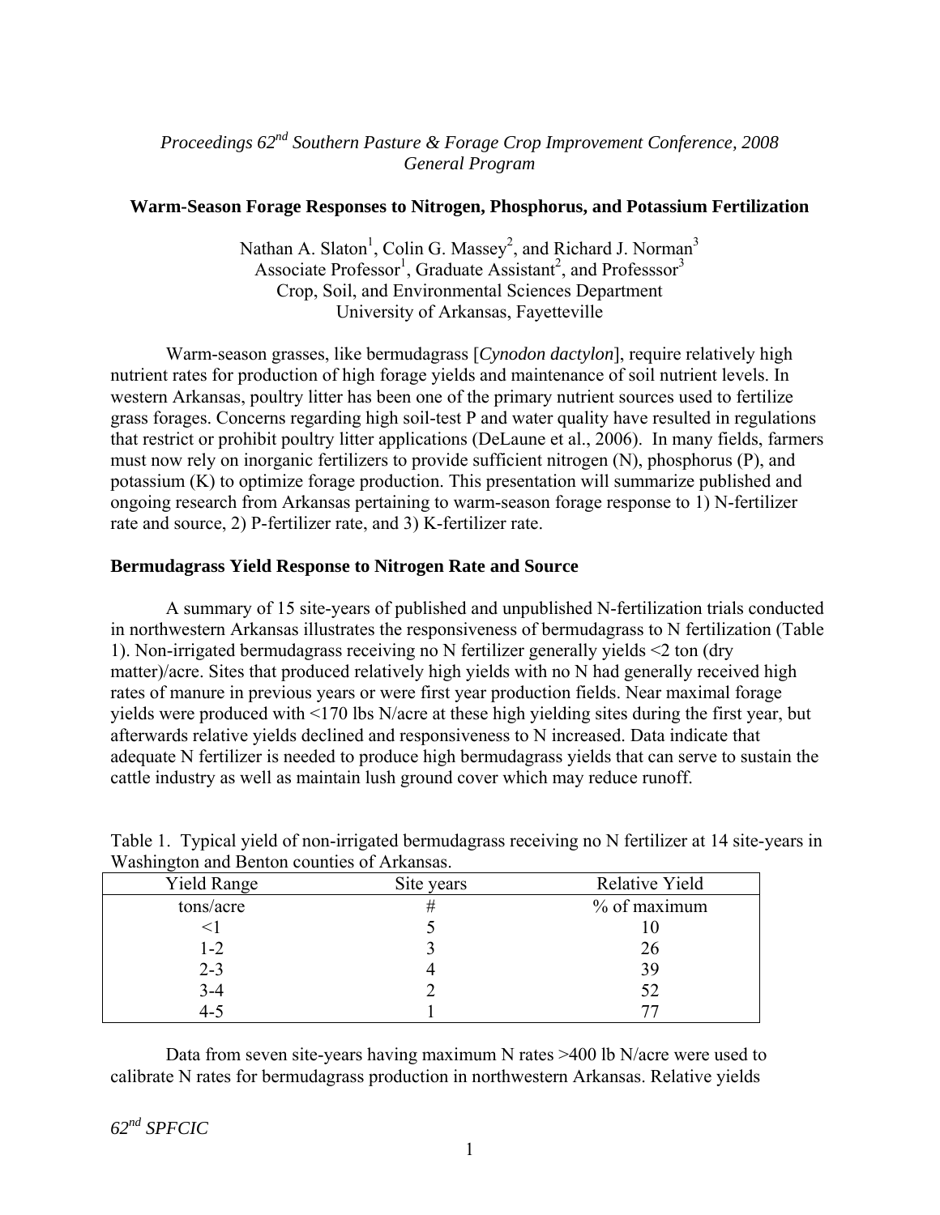*Proceedings 62nd Southern Pasture & Forage Crop Improvement Conference, 2008*
*General Program*

## Warm-Season Forage Responses to Nitrogen, Phosphorus, and Potassium Fertilization

Nathan A. Slaton[1], Colin G. Massey[2], and Richard J. Norman[3]
Associate Professor[1], Graduate Assistant[2], and Professsor[3]
Crop, Soil, and Environmental Sciences Department
University of Arkansas, Fayetteville

Warm-season grasses, like bermudagrass [*Cynodon dactylon*], require relatively high nutrient rates for production of high forage yields and maintenance of soil nutrient levels. In western Arkansas, poultry litter has been one of the primary nutrient sources used to fertilize grass forages. Concerns regarding high soil-test P and water quality have resulted in regulations that restrict or prohibit poultry litter applications (DeLaune et al., 2006). In many fields, farmers must now rely on inorganic fertilizers to provide sufficient nitrogen (N), phosphorus (P), and potassium (K) to optimize forage production. This presentation will summarize published and ongoing research from Arkansas pertaining to warm-season forage response to 1) N-fertilizer rate and source, 2) P-fertilizer rate, and 3) K-fertilizer rate.

### Bermudagrass Yield Response to Nitrogen Rate and Source

A summary of 15 site-years of published and unpublished N-fertilization trials conducted in northwestern Arkansas illustrates the responsiveness of bermudagrass to N fertilization (Table 1). Non-irrigated bermudagrass receiving no N fertilizer generally yields <2 ton (dry matter)/acre. Sites that produced relatively high yields with no N had generally received high rates of manure in previous years or were first year production fields. Near maximal forage yields were produced with <170 lbs N/acre at these high yielding sites during the first year, but afterwards relative yields declined and responsiveness to N increased. Data indicate that adequate N fertilizer is needed to produce high bermudagrass yields that can serve to sustain the cattle industry as well as maintain lush ground cover which may reduce runoff.

Table 1. Typical yield of non-irrigated bermudagrass receiving no N fertilizer at 14 site-years in Washington and Benton counties of Arkansas.

| Yield Range | Site years | Relative Yield |
|---|---|---|
| tons/acre | # | % of maximum |
| <1 | 5 | 10 |
| 1-2 | 3 | 26 |
| 2-3 | 4 | 39 |
| 3-4 | 2 | 52 |
| 4-5 | 1 | 77 |

Data from seven site-years having maximum N rates >400 lb N/acre were used to calibrate N rates for bermudagrass production in northwestern Arkansas. Relative yields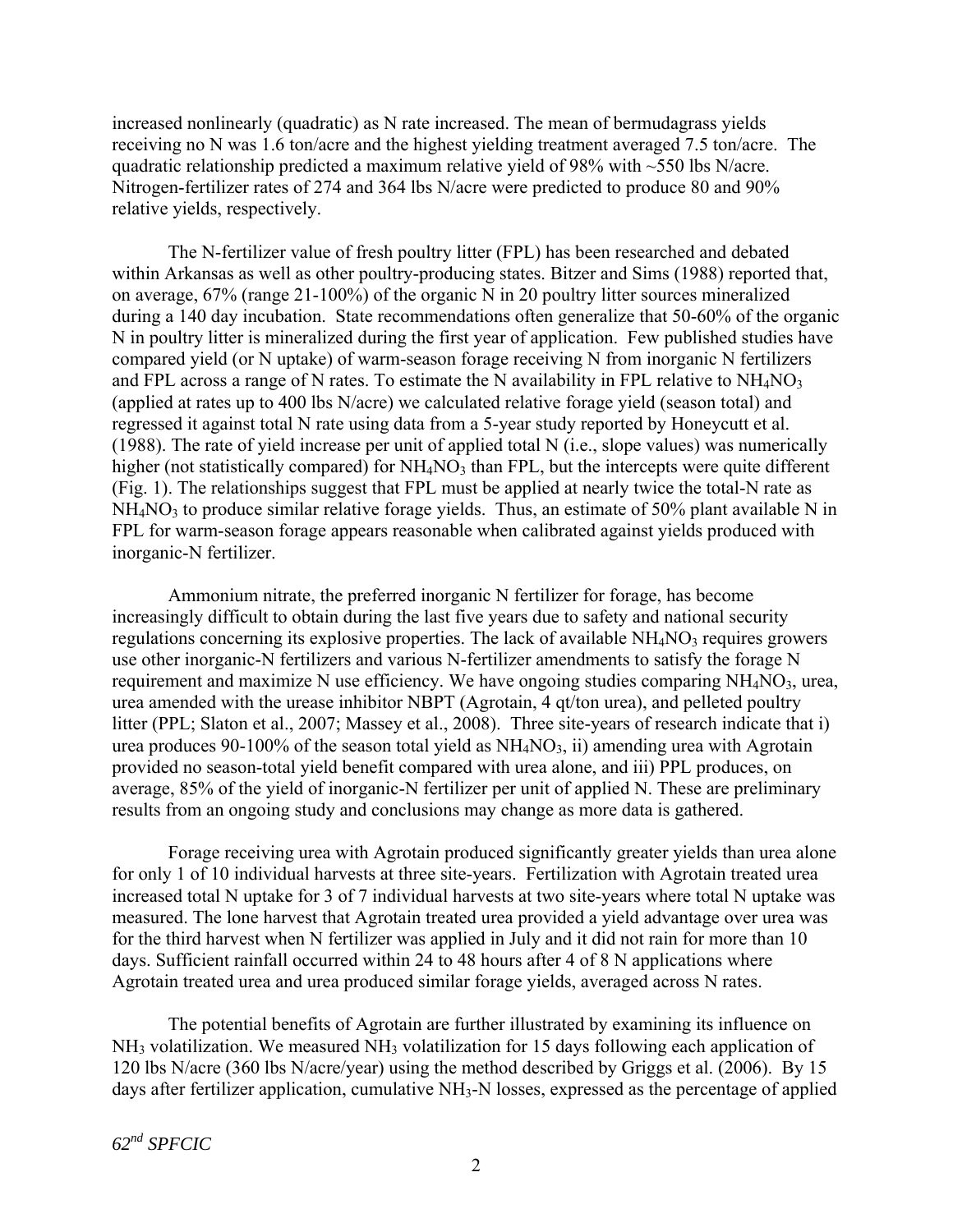increased nonlinearly (quadratic) as N rate increased. The mean of bermudagrass yields receiving no N was 1.6 ton/acre and the highest yielding treatment averaged 7.5 ton/acre. The quadratic relationship predicted a maximum relative yield of 98% with ~550 lbs N/acre. Nitrogen-fertilizer rates of 274 and 364 lbs N/acre were predicted to produce 80 and 90% relative yields, respectively.

The N-fertilizer value of fresh poultry litter (FPL) has been researched and debated within Arkansas as well as other poultry-producing states. Bitzer and Sims (1988) reported that, on average, 67% (range 21-100%) of the organic N in 20 poultry litter sources mineralized during a 140 day incubation. State recommendations often generalize that 50-60% of the organic N in poultry litter is mineralized during the first year of application. Few published studies have compared yield (or N uptake) of warm-season forage receiving N from inorganic N fertilizers and FPL across a range of N rates. To estimate the N availability in FPL relative to $NH_4NO_3$ (applied at rates up to 400 lbs N/acre) we calculated relative forage yield (season total) and regressed it against total N rate using data from a 5-year study reported by Honeycutt et al. (1988). The rate of yield increase per unit of applied total N (i.e., slope values) was numerically higher (not statistically compared) for $NH_4NO_3$ than FPL, but the intercepts were quite different (Fig. 1). The relationships suggest that FPL must be applied at nearly twice the total-N rate as $NH_4NO_3$ to produce similar relative forage yields. Thus, an estimate of 50% plant available N in FPL for warm-season forage appears reasonable when calibrated against yields produced with inorganic-N fertilizer.

Ammonium nitrate, the preferred inorganic N fertilizer for forage, has become increasingly difficult to obtain during the last five years due to safety and national security regulations concerning its explosive properties. The lack of available $NH_4NO_3$ requires growers use other inorganic-N fertilizers and various N-fertilizer amendments to satisfy the forage N requirement and maximize N use efficiency. We have ongoing studies comparing $NH_4NO_3$, urea, urea amended with the urease inhibitor NBPT (Agrotain, 4 qt/ton urea), and pelleted poultry litter (PPL; Slaton et al., 2007; Massey et al., 2008). Three site-years of research indicate that i) urea produces 90-100% of the season total yield as $NH_4NO_3$, ii) amending urea with Agrotain provided no season-total yield benefit compared with urea alone, and iii) PPL produces, on average, 85% of the yield of inorganic-N fertilizer per unit of applied N. These are preliminary results from an ongoing study and conclusions may change as more data is gathered.

Forage receiving urea with Agrotain produced significantly greater yields than urea alone for only 1 of 10 individual harvests at three site-years. Fertilization with Agrotain treated urea increased total N uptake for 3 of 7 individual harvests at two site-years where total N uptake was measured. The lone harvest that Agrotain treated urea provided a yield advantage over urea was for the third harvest when N fertilizer was applied in July and it did not rain for more than 10 days. Sufficient rainfall occurred within 24 to 48 hours after 4 of 8 N applications where Agrotain treated urea and urea produced similar forage yields, averaged across N rates.

The potential benefits of Agrotain are further illustrated by examining its influence on $NH_3$ volatilization. We measured $NH_3$ volatilization for 15 days following each application of 120 lbs N/acre (360 lbs N/acre/year) using the method described by Griggs et al. (2006). By 15 days after fertilizer application, cumulative $NH_3$-N losses, expressed as the percentage of applied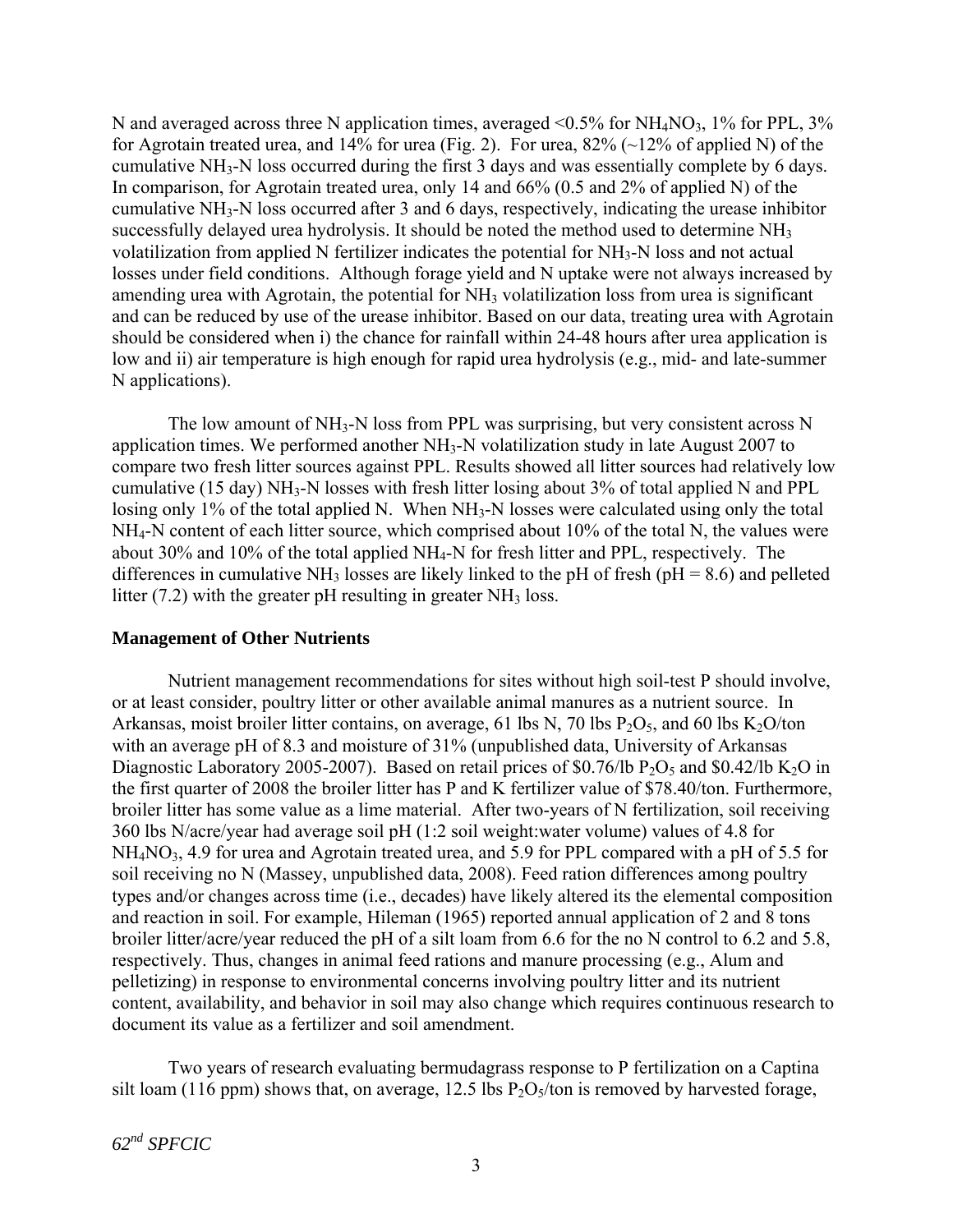N and averaged across three N application times, averaged <0.5% for $NH_4NO_3$, 1% for PPL, 3% for Agrotain treated urea, and 14% for urea (Fig. 2). For urea, 82% (~12% of applied N) of the cumulative $NH_3$-N loss occurred during the first 3 days and was essentially complete by 6 days. In comparison, for Agrotain treated urea, only 14 and 66% (0.5 and 2% of applied N) of the cumulative $NH_3$-N loss occurred after 3 and 6 days, respectively, indicating the urease inhibitor successfully delayed urea hydrolysis. It should be noted the method used to determine $NH_3$ volatilization from applied N fertilizer indicates the potential for $NH_3$-N loss and not actual losses under field conditions. Although forage yield and N uptake were not always increased by amending urea with Agrotain, the potential for $NH_3$ volatilization loss from urea is significant and can be reduced by use of the urease inhibitor. Based on our data, treating urea with Agrotain should be considered when i) the chance for rainfall within 24-48 hours after urea application is low and ii) air temperature is high enough for rapid urea hydrolysis (e.g., mid- and late-summer N applications).

The low amount of $NH_3$-N loss from PPL was surprising, but very consistent across N application times. We performed another $NH_3$-N volatilization study in late August 2007 to compare two fresh litter sources against PPL. Results showed all litter sources had relatively low cumulative (15 day) $NH_3$-N losses with fresh litter losing about 3% of total applied N and PPL losing only 1% of the total applied N. When $NH_3$-N losses were calculated using only the total $NH_4$-N content of each litter source, which comprised about 10% of the total N, the values were about 30% and 10% of the total applied $NH_4$-N for fresh litter and PPL, respectively. The differences in cumulative $NH_3$ losses are likely linked to the pH of fresh (pH = 8.6) and pelleted litter (7.2) with the greater pH resulting in greater $NH_3$ loss.

**Management of Other Nutrients**

Nutrient management recommendations for sites without high soil-test P should involve, or at least consider, poultry litter or other available animal manures as a nutrient source. In Arkansas, moist broiler litter contains, on average, 61 lbs N, 70 lbs $P_2O_5$, and 60 lbs $K_2O$/ton with an average pH of 8.3 and moisture of 31% (unpublished data, University of Arkansas Diagnostic Laboratory 2005-2007). Based on retail prices of \$0.76/lb $P_2O_5$ and \$0.42/lb $K_2O$ in the first quarter of 2008 the broiler litter has P and K fertilizer value of \$78.40/ton. Furthermore, broiler litter has some value as a lime material. After two-years of N fertilization, soil receiving 360 lbs N/acre/year had average soil pH (1:2 soil weight:water volume) values of 4.8 for $NH_4NO_3$, 4.9 for urea and Agrotain treated urea, and 5.9 for PPL compared with a pH of 5.5 for soil receiving no N (Massey, unpublished data, 2008). Feed ration differences among poultry types and/or changes across time (i.e., decades) have likely altered its the elemental composition and reaction in soil. For example, Hileman (1965) reported annual application of 2 and 8 tons broiler litter/acre/year reduced the pH of a silt loam from 6.6 for the no N control to 6.2 and 5.8, respectively. Thus, changes in animal feed rations and manure processing (e.g., Alum and pelletizing) in response to environmental concerns involving poultry litter and its nutrient content, availability, and behavior in soil may also change which requires continuous research to document its value as a fertilizer and soil amendment.

Two years of research evaluating bermudagrass response to P fertilization on a Captina silt loam (116 ppm) shows that, on average, 12.5 lbs $P_2O_5$/ton is removed by harvested forage,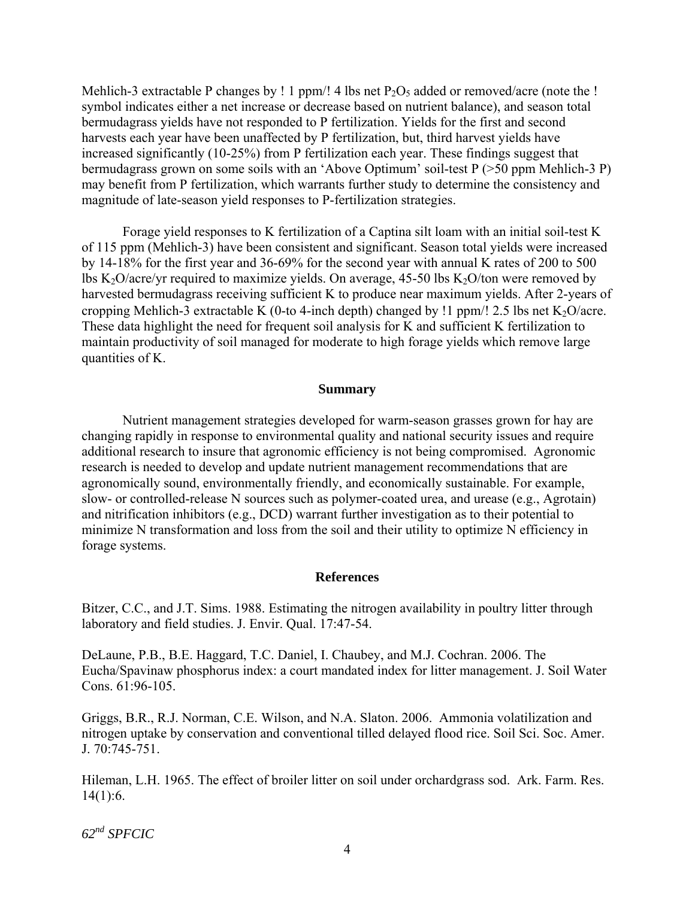Mehlich-3 extractable P changes by ! 1 ppm/! 4 lbs net $P_2O_5$ added or removed/acre (note the ! symbol indicates either a net increase or decrease based on nutrient balance), and season total bermudagrass yields have not responded to P fertilization. Yields for the first and second harvests each year have been unaffected by P fertilization, but, third harvest yields have increased significantly (10-25%) from P fertilization each year. These findings suggest that bermudagrass grown on some soils with an 'Above Optimum' soil-test P (>50 ppm Mehlich-3 P) may benefit from P fertilization, which warrants further study to determine the consistency and magnitude of late-season yield responses to P-fertilization strategies.

Forage yield responses to K fertilization of a Captina silt loam with an initial soil-test K of 115 ppm (Mehlich-3) have been consistent and significant. Season total yields were increased by 14-18% for the first year and 36-69% for the second year with annual K rates of 200 to 500 lbs $K_2O$/acre/yr required to maximize yields. On average, 45-50 lbs $K_2O$/ton were removed by harvested bermudagrass receiving sufficient K to produce near maximum yields. After 2-years of cropping Mehlich-3 extractable K (0-to 4-inch depth) changed by !1 ppm/! 2.5 lbs net $K_2O$/acre. These data highlight the need for frequent soil analysis for K and sufficient K fertilization to maintain productivity of soil managed for moderate to high forage yields which remove large quantities of K.

## Summary

Nutrient management strategies developed for warm-season grasses grown for hay are changing rapidly in response to environmental quality and national security issues and require additional research to insure that agronomic efficiency is not being compromised. Agronomic research is needed to develop and update nutrient management recommendations that are agronomically sound, environmentally friendly, and economically sustainable. For example, slow- or controlled-release N sources such as polymer-coated urea, and urease (e.g., Agrotain) and nitrification inhibitors (e.g., DCD) warrant further investigation as to their potential to minimize N transformation and loss from the soil and their utility to optimize N efficiency in forage systems.

## References

Bitzer, C.C., and J.T. Sims. 1988. Estimating the nitrogen availability in poultry litter through laboratory and field studies. J. Envir. Qual. 17:47-54.

DeLaune, P.B., B.E. Haggard, T.C. Daniel, I. Chaubey, and M.J. Cochran. 2006. The Eucha/Spavinaw phosphorus index: a court mandated index for litter management. J. Soil Water Cons. 61:96-105.

Griggs, B.R., R.J. Norman, C.E. Wilson, and N.A. Slaton. 2006. Ammonia volatilization and nitrogen uptake by conservation and conventional tilled delayed flood rice. Soil Sci. Soc. Amer. J. 70:745-751.

Hileman, L.H. 1965. The effect of broiler litter on soil under orchardgrass sod. Ark. Farm. Res. 14(1):6.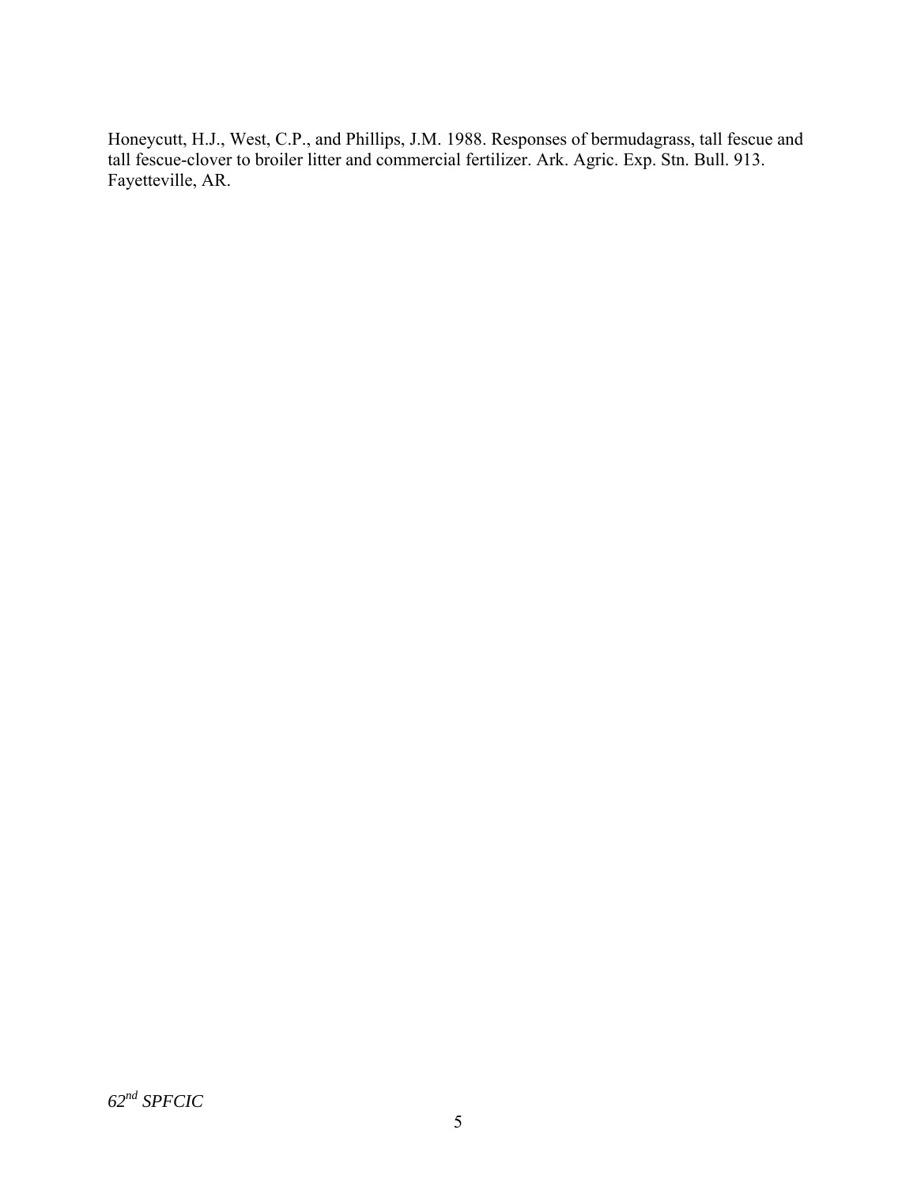Honeycutt, H.J., West, C.P., and Phillips, J.M. 1988. Responses of bermudagrass, tall fescue and tall fescue-clover to broiler litter and commercial fertilizer. Ark. Agric. Exp. Stn. Bull. 913. Fayetteville, AR.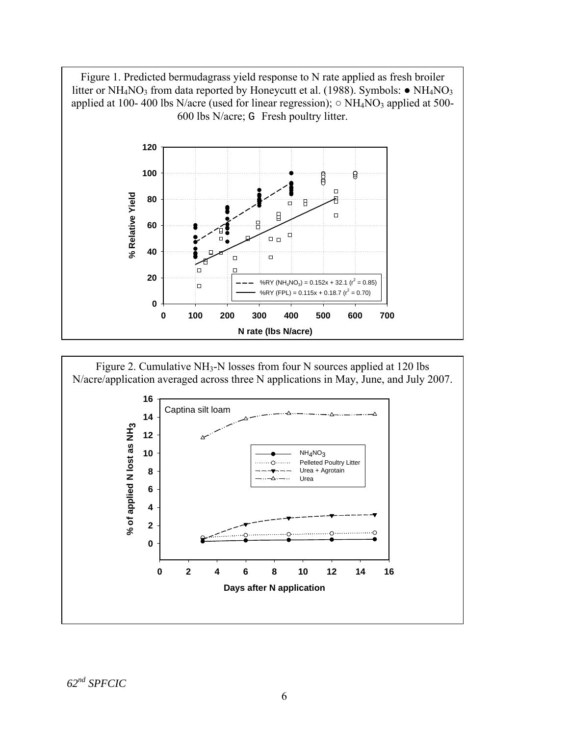Figure 1. Predicted bermudagrass yield response to N rate applied as fresh broiler litter or $NH_4NO_3$ from data reported by Honeycutt et al. (1988). Symbols: ● $NH_4NO_3$ applied at 100- 400 lbs N/acre (used for linear regression); ○ $NH_4NO_3$ applied at 500-600 lbs N/acre; G Fresh poultry litter.

Figure 2. Cumulative $NH_3$-N losses from four N sources applied at 120 lbs N/acre/application averaged across three N applications in May, June, and July 2007.

*62[nd] SPFCIC*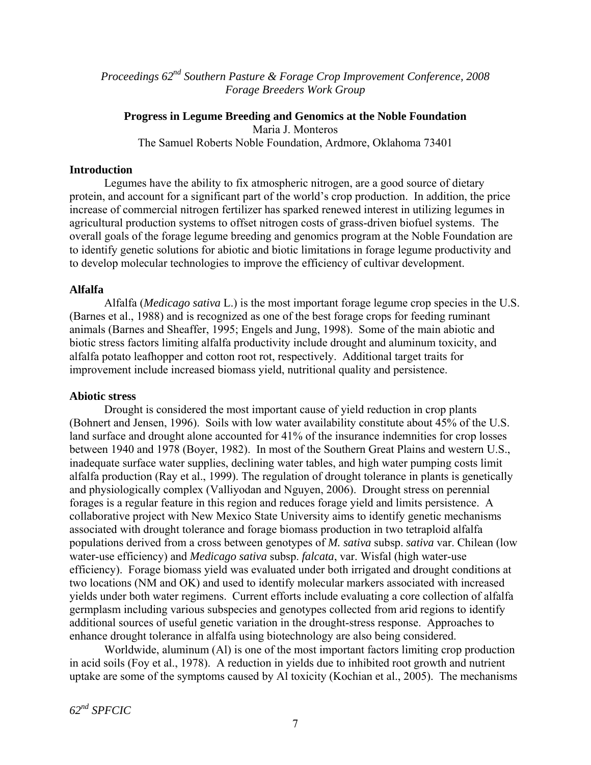*Proceedings 62nd Southern Pasture & Forage Crop Improvement Conference, 2008*
*Forage Breeders Work Group*

# Progress in Legume Breeding and Genomics at the Noble Foundation

Maria J. Monteros
The Samuel Roberts Noble Foundation, Ardmore, Oklahoma 73401

## Introduction

Legumes have the ability to fix atmospheric nitrogen, are a good source of dietary protein, and account for a significant part of the world's crop production. In addition, the price increase of commercial nitrogen fertilizer has sparked renewed interest in utilizing legumes in agricultural production systems to offset nitrogen costs of grass-driven biofuel systems. The overall goals of the forage legume breeding and genomics program at the Noble Foundation are to identify genetic solutions for abiotic and biotic limitations in forage legume productivity and to develop molecular technologies to improve the efficiency of cultivar development.

## Alfalfa

Alfalfa (*Medicago sativa* L.) is the most important forage legume crop species in the U.S. (Barnes et al., 1988) and is recognized as one of the best forage crops for feeding ruminant animals (Barnes and Sheaffer, 1995; Engels and Jung, 1998). Some of the main abiotic and biotic stress factors limiting alfalfa productivity include drought and aluminum toxicity, and alfalfa potato leafhopper and cotton root rot, respectively. Additional target traits for improvement include increased biomass yield, nutritional quality and persistence.

## Abiotic stress

Drought is considered the most important cause of yield reduction in crop plants (Bohnert and Jensen, 1996). Soils with low water availability constitute about 45% of the U.S. land surface and drought alone accounted for 41% of the insurance indemnities for crop losses between 1940 and 1978 (Boyer, 1982). In most of the Southern Great Plains and western U.S., inadequate surface water supplies, declining water tables, and high water pumping costs limit alfalfa production (Ray et al., 1999). The regulation of drought tolerance in plants is genetically and physiologically complex (Valliyodan and Nguyen, 2006). Drought stress on perennial forages is a regular feature in this region and reduces forage yield and limits persistence. A collaborative project with New Mexico State University aims to identify genetic mechanisms associated with drought tolerance and forage biomass production in two tetraploid alfalfa populations derived from a cross between genotypes of *M. sativa* subsp. *sativa* var. Chilean (low water-use efficiency) and *Medicago sativa* subsp. *falcata*, var. Wisfal (high water-use efficiency). Forage biomass yield was evaluated under both irrigated and drought conditions at two locations (NM and OK) and used to identify molecular markers associated with increased yields under both water regimens. Current efforts include evaluating a core collection of alfalfa germplasm including various subspecies and genotypes collected from arid regions to identify additional sources of useful genetic variation in the drought-stress response. Approaches to enhance drought tolerance in alfalfa using biotechnology are also being considered.

Worldwide, aluminum (Al) is one of the most important factors limiting crop production in acid soils (Foy et al., 1978). A reduction in yields due to inhibited root growth and nutrient uptake are some of the symptoms caused by Al toxicity (Kochian et al., 2005). The mechanisms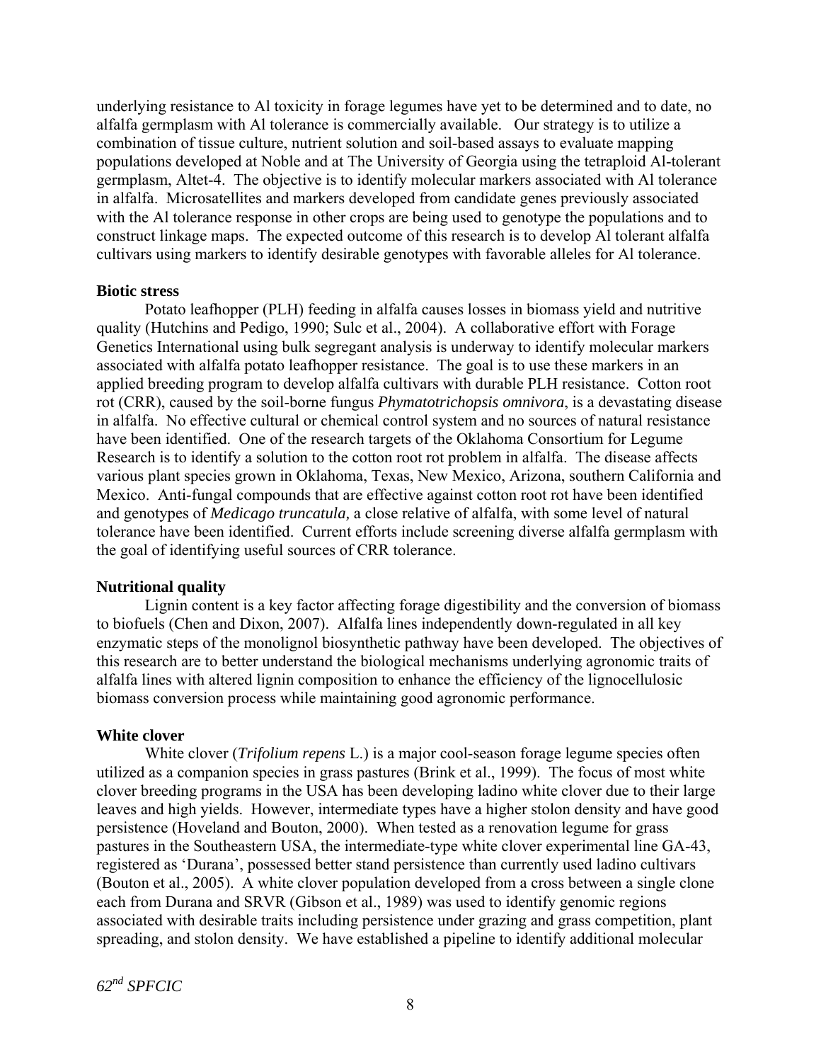underlying resistance to Al toxicity in forage legumes have yet to be determined and to date, no alfalfa germplasm with Al tolerance is commercially available. Our strategy is to utilize a combination of tissue culture, nutrient solution and soil-based assays to evaluate mapping populations developed at Noble and at The University of Georgia using the tetraploid Al-tolerant germplasm, Altet-4. The objective is to identify molecular markers associated with Al tolerance in alfalfa. Microsatellites and markers developed from candidate genes previously associated with the Al tolerance response in other crops are being used to genotype the populations and to construct linkage maps. The expected outcome of this research is to develop Al tolerant alfalfa cultivars using markers to identify desirable genotypes with favorable alleles for Al tolerance.

**Biotic stress**

Potato leafhopper (PLH) feeding in alfalfa causes losses in biomass yield and nutritive quality (Hutchins and Pedigo, 1990; Sulc et al., 2004). A collaborative effort with Forage Genetics International using bulk segregant analysis is underway to identify molecular markers associated with alfalfa potato leafhopper resistance. The goal is to use these markers in an applied breeding program to develop alfalfa cultivars with durable PLH resistance. Cotton root rot (CRR), caused by the soil-borne fungus *Phymatotrichopsis omnivora*, is a devastating disease in alfalfa. No effective cultural or chemical control system and no sources of natural resistance have been identified. One of the research targets of the Oklahoma Consortium for Legume Research is to identify a solution to the cotton root rot problem in alfalfa. The disease affects various plant species grown in Oklahoma, Texas, New Mexico, Arizona, southern California and Mexico. Anti-fungal compounds that are effective against cotton root rot have been identified and genotypes of *Medicago truncatula,* a close relative of alfalfa, with some level of natural tolerance have been identified. Current efforts include screening diverse alfalfa germplasm with the goal of identifying useful sources of CRR tolerance.

**Nutritional quality**

Lignin content is a key factor affecting forage digestibility and the conversion of biomass to biofuels (Chen and Dixon, 2007). Alfalfa lines independently down-regulated in all key enzymatic steps of the monolignol biosynthetic pathway have been developed. The objectives of this research are to better understand the biological mechanisms underlying agronomic traits of alfalfa lines with altered lignin composition to enhance the efficiency of the lignocellulosic biomass conversion process while maintaining good agronomic performance.

**White clover**

White clover (*Trifolium repens* L.) is a major cool-season forage legume species often utilized as a companion species in grass pastures (Brink et al., 1999). The focus of most white clover breeding programs in the USA has been developing ladino white clover due to their large leaves and high yields. However, intermediate types have a higher stolon density and have good persistence (Hoveland and Bouton, 2000). When tested as a renovation legume for grass pastures in the Southeastern USA, the intermediate-type white clover experimental line GA-43, registered as 'Durana', possessed better stand persistence than currently used ladino cultivars (Bouton et al., 2005). A white clover population developed from a cross between a single clone each from Durana and SRVR (Gibson et al., 1989) was used to identify genomic regions associated with desirable traits including persistence under grazing and grass competition, plant spreading, and stolon density. We have established a pipeline to identify additional molecular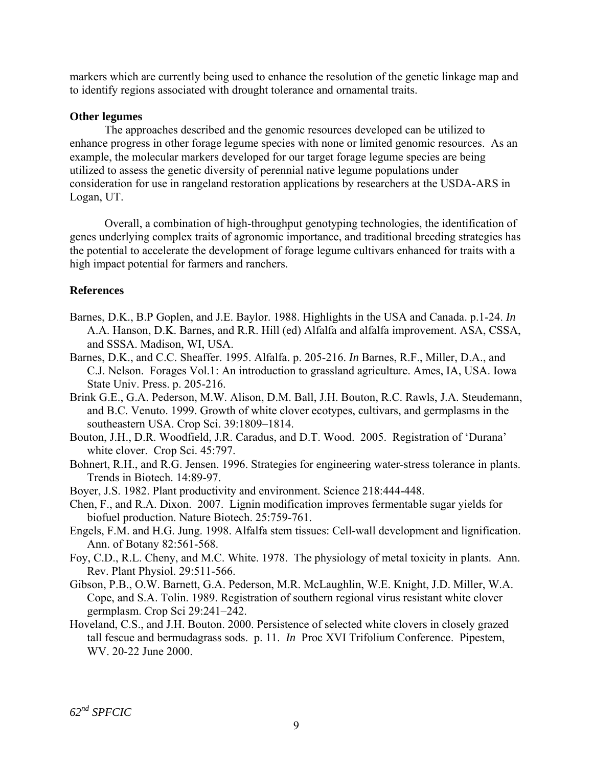markers which are currently being used to enhance the resolution of the genetic linkage map and to identify regions associated with drought tolerance and ornamental traits.

**Other legumes**

The approaches described and the genomic resources developed can be utilized to enhance progress in other forage legume species with none or limited genomic resources. As an example, the molecular markers developed for our target forage legume species are being utilized to assess the genetic diversity of perennial native legume populations under consideration for use in rangeland restoration applications by researchers at the USDA-ARS in Logan, UT.

Overall, a combination of high-throughput genotyping technologies, the identification of genes underlying complex traits of agronomic importance, and traditional breeding strategies has the potential to accelerate the development of forage legume cultivars enhanced for traits with a high impact potential for farmers and ranchers.

**References**

Barnes, D.K., B.P Goplen, and J.E. Baylor. 1988. Highlights in the USA and Canada. p.1-24. *In* A.A. Hanson, D.K. Barnes, and R.R. Hill (ed) Alfalfa and alfalfa improvement. ASA, CSSA, and SSSA. Madison, WI, USA.

Barnes, D.K., and C.C. Sheaffer. 1995. Alfalfa. p. 205-216. *In* Barnes, R.F., Miller, D.A., and C.J. Nelson. Forages Vol.1: An introduction to grassland agriculture. Ames, IA, USA. Iowa State Univ. Press. p. 205-216.

Brink G.E., G.A. Pederson, M.W. Alison, D.M. Ball, J.H. Bouton, R.C. Rawls, J.A. Steudemann, and B.C. Venuto. 1999. Growth of white clover ecotypes, cultivars, and germplasms in the southeastern USA. Crop Sci. 39:1809–1814.

Bouton, J.H., D.R. Woodfield, J.R. Caradus, and D.T. Wood. 2005. Registration of 'Durana' white clover. Crop Sci. 45:797.

Bohnert, R.H., and R.G. Jensen. 1996. Strategies for engineering water-stress tolerance in plants. Trends in Biotech. 14:89-97.

Boyer, J.S. 1982. Plant productivity and environment. Science 218:444-448.

Chen, F., and R.A. Dixon. 2007. Lignin modification improves fermentable sugar yields for biofuel production. Nature Biotech. 25:759-761.

Engels, F.M. and H.G. Jung. 1998. Alfalfa stem tissues: Cell-wall development and lignification. Ann. of Botany 82:561-568.

Foy, C.D., R.L. Cheny, and M.C. White. 1978. The physiology of metal toxicity in plants. Ann. Rev. Plant Physiol. 29:511-566.

Gibson, P.B., O.W. Barnett, G.A. Pederson, M.R. McLaughlin, W.E. Knight, J.D. Miller, W.A. Cope, and S.A. Tolin. 1989. Registration of southern regional virus resistant white clover germplasm. Crop Sci 29:241–242.

Hoveland, C.S., and J.H. Bouton. 2000. Persistence of selected white clovers in closely grazed tall fescue and bermudagrass sods. p. 11. *In* Proc XVI Trifolium Conference. Pipestem, WV. 20-22 June 2000.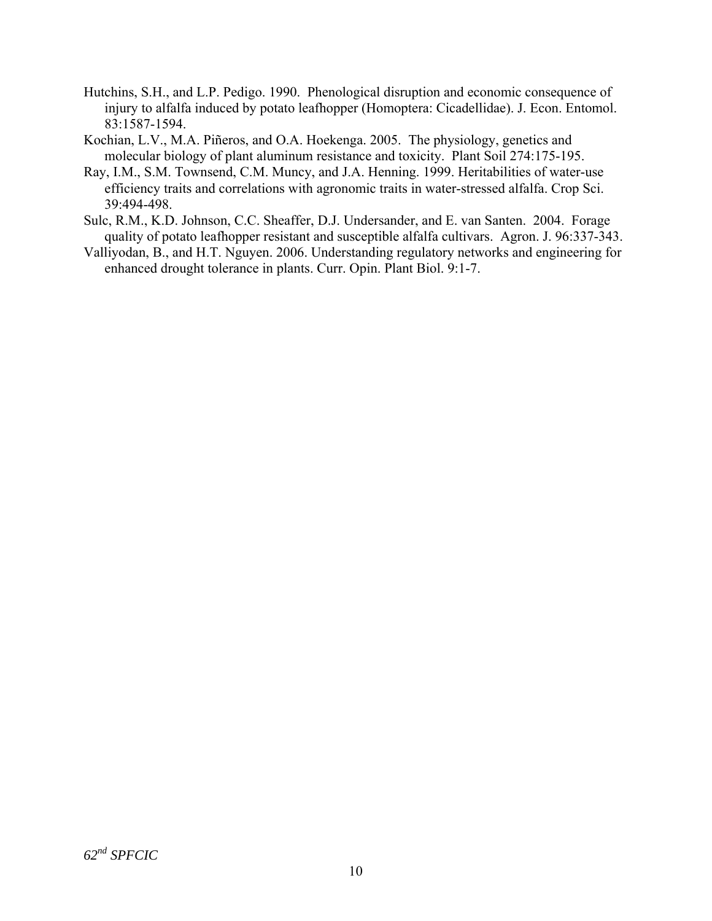Hutchins, S.H., and L.P. Pedigo. 1990. Phenological disruption and economic consequence of injury to alfalfa induced by potato leafhopper (Homoptera: Cicadellidae). J. Econ. Entomol. 83:1587-1594.

Kochian, L.V., M.A. Piñeros, and O.A. Hoekenga. 2005. The physiology, genetics and molecular biology of plant aluminum resistance and toxicity. Plant Soil 274:175-195.

Ray, I.M., S.M. Townsend, C.M. Muncy, and J.A. Henning. 1999. Heritabilities of water-use efficiency traits and correlations with agronomic traits in water-stressed alfalfa. Crop Sci. 39:494-498.

Sulc, R.M., K.D. Johnson, C.C. Sheaffer, D.J. Undersander, and E. van Santen. 2004. Forage quality of potato leafhopper resistant and susceptible alfalfa cultivars. Agron. J. 96:337-343.

Valliyodan, B., and H.T. Nguyen. 2006. Understanding regulatory networks and engineering for enhanced drought tolerance in plants. Curr. Opin. Plant Biol. 9:1-7.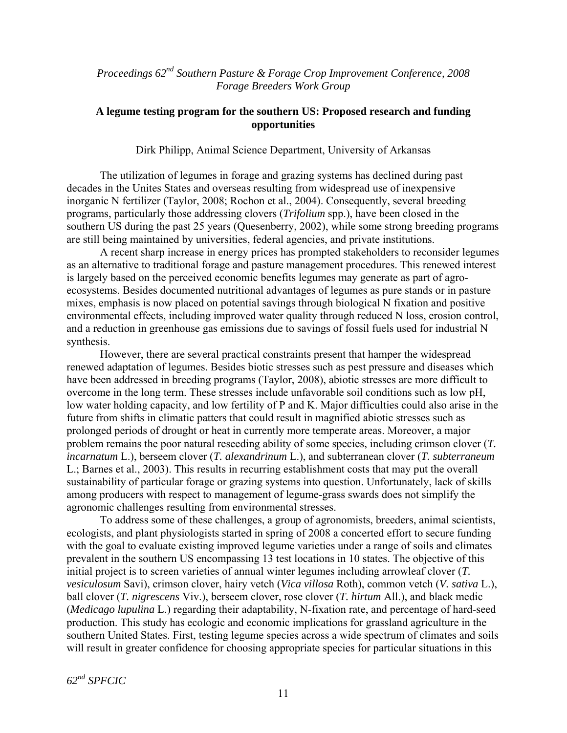*Proceedings 62nd Southern Pasture & Forage Crop Improvement Conference, 2008*
*Forage Breeders Work Group*

## A legume testing program for the southern US: Proposed research and funding opportunities

Dirk Philipp, Animal Science Department, University of Arkansas

The utilization of legumes in forage and grazing systems has declined during past decades in the Unites States and overseas resulting from widespread use of inexpensive inorganic N fertilizer (Taylor, 2008; Rochon et al., 2004). Consequently, several breeding programs, particularly those addressing clovers (*Trifolium* spp.), have been closed in the southern US during the past 25 years (Quesenberry, 2002), while some strong breeding programs are still being maintained by universities, federal agencies, and private institutions.

A recent sharp increase in energy prices has prompted stakeholders to reconsider legumes as an alternative to traditional forage and pasture management procedures. This renewed interest is largely based on the perceived economic benefits legumes may generate as part of agro-ecosystems. Besides documented nutritional advantages of legumes as pure stands or in pasture mixes, emphasis is now placed on potential savings through biological N fixation and positive environmental effects, including improved water quality through reduced N loss, erosion control, and a reduction in greenhouse gas emissions due to savings of fossil fuels used for industrial N synthesis.

However, there are several practical constraints present that hamper the widespread renewed adaptation of legumes. Besides biotic stresses such as pest pressure and diseases which have been addressed in breeding programs (Taylor, 2008), abiotic stresses are more difficult to overcome in the long term. These stresses include unfavorable soil conditions such as low pH, low water holding capacity, and low fertility of P and K. Major difficulties could also arise in the future from shifts in climatic patters that could result in magnified abiotic stresses such as prolonged periods of drought or heat in currently more temperate areas. Moreover, a major problem remains the poor natural reseeding ability of some species, including crimson clover (*T. incarnatum* L.), berseem clover (*T. alexandrinum* L.), and subterranean clover (*T. subterraneum* L.; Barnes et al., 2003). This results in recurring establishment costs that may put the overall sustainability of particular forage or grazing systems into question. Unfortunately, lack of skills among producers with respect to management of legume-grass swards does not simplify the agronomic challenges resulting from environmental stresses.

To address some of these challenges, a group of agronomists, breeders, animal scientists, ecologists, and plant physiologists started in spring of 2008 a concerted effort to secure funding with the goal to evaluate existing improved legume varieties under a range of soils and climates prevalent in the southern US encompassing 13 test locations in 10 states. The objective of this initial project is to screen varieties of annual winter legumes including arrowleaf clover (*T. vesiculosum* Savi), crimson clover, hairy vetch (*Vica villosa* Roth), common vetch (*V. sativa* L.), ball clover (*T. nigrescens* Viv.), berseem clover, rose clover (*T. hirtum* All.), and black medic (*Medicago lupulina* L.) regarding their adaptability, N-fixation rate, and percentage of hard-seed production. This study has ecologic and economic implications for grassland agriculture in the southern United States. First, testing legume species across a wide spectrum of climates and soils will result in greater confidence for choosing appropriate species for particular situations in this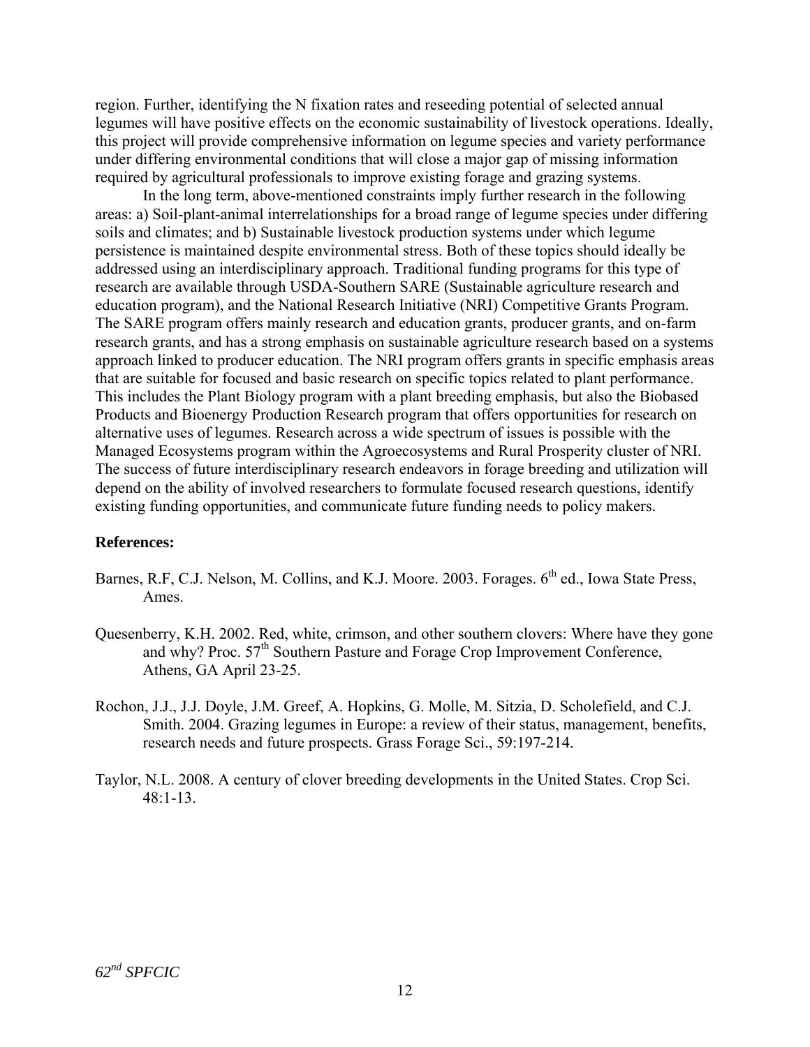region. Further, identifying the N fixation rates and reseeding potential of selected annual legumes will have positive effects on the economic sustainability of livestock operations. Ideally, this project will provide comprehensive information on legume species and variety performance under differing environmental conditions that will close a major gap of missing information required by agricultural professionals to improve existing forage and grazing systems.

In the long term, above-mentioned constraints imply further research in the following areas: a) Soil-plant-animal interrelationships for a broad range of legume species under differing soils and climates; and b) Sustainable livestock production systems under which legume persistence is maintained despite environmental stress. Both of these topics should ideally be addressed using an interdisciplinary approach. Traditional funding programs for this type of research are available through USDA-Southern SARE (Sustainable agriculture research and education program), and the National Research Initiative (NRI) Competitive Grants Program. The SARE program offers mainly research and education grants, producer grants, and on-farm research grants, and has a strong emphasis on sustainable agriculture research based on a systems approach linked to producer education. The NRI program offers grants in specific emphasis areas that are suitable for focused and basic research on specific topics related to plant performance. This includes the Plant Biology program with a plant breeding emphasis, but also the Biobased Products and Bioenergy Production Research program that offers opportunities for research on alternative uses of legumes. Research across a wide spectrum of issues is possible with the Managed Ecosystems program within the Agroecosystems and Rural Prosperity cluster of NRI. The success of future interdisciplinary research endeavors in forage breeding and utilization will depend on the ability of involved researchers to formulate focused research questions, identify existing funding opportunities, and communicate future funding needs to policy makers.

**References:**

Barnes, R.F, C.J. Nelson, M. Collins, and K.J. Moore. 2003. Forages. 6th ed., Iowa State Press, Ames.

Quesenberry, K.H. 2002. Red, white, crimson, and other southern clovers: Where have they gone and why? Proc. 57th Southern Pasture and Forage Crop Improvement Conference, Athens, GA April 23-25.

Rochon, J.J., J.J. Doyle, J.M. Greef, A. Hopkins, G. Molle, M. Sitzia, D. Scholefield, and C.J. Smith. 2004. Grazing legumes in Europe: a review of their status, management, benefits, research needs and future prospects. Grass Forage Sci., 59:197-214.

Taylor, N.L. 2008. A century of clover breeding developments in the United States. Crop Sci. 48:1-13.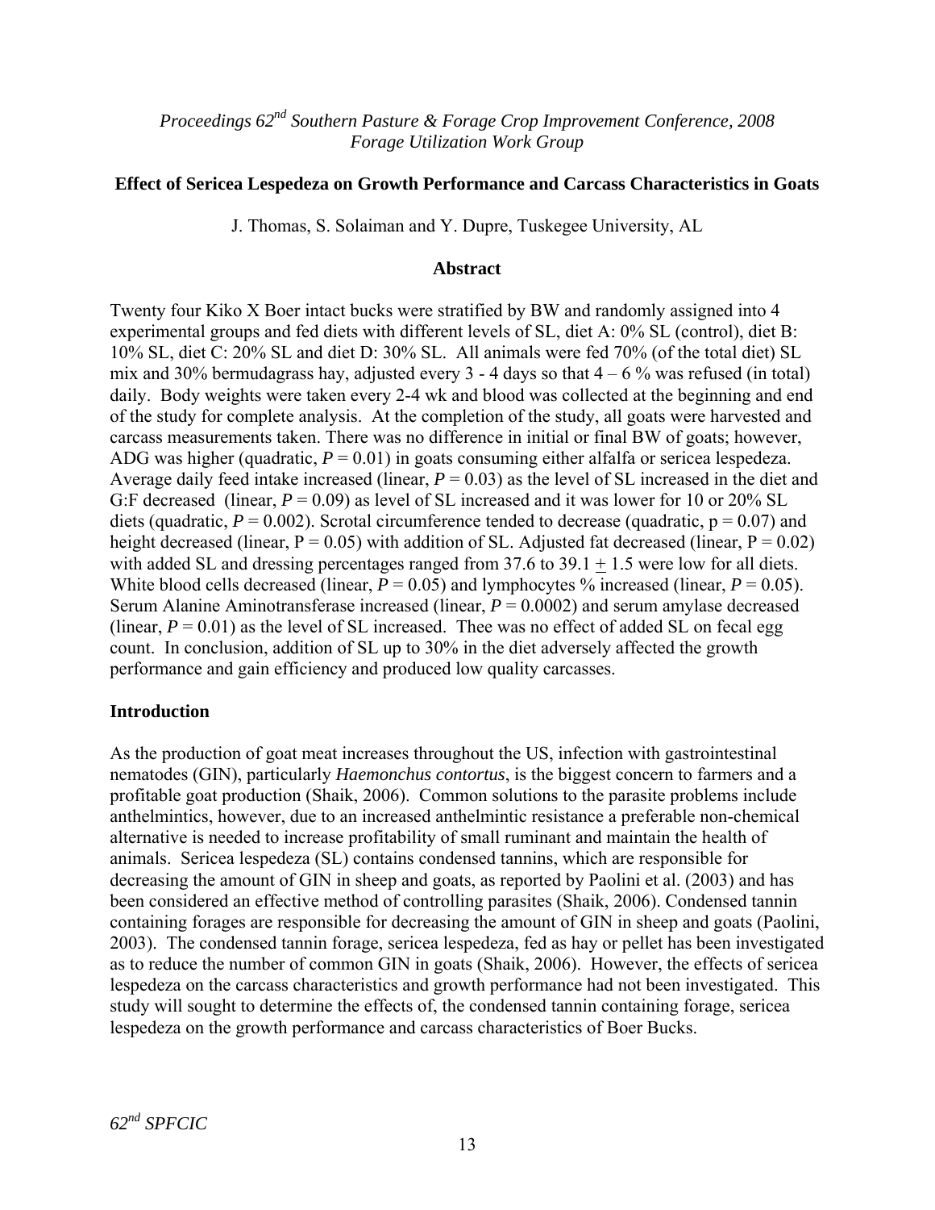*Proceedings 62[nd] Southern Pasture & Forage Crop Improvement Conference, 2008*
*Forage Utilization Work Group*

**Effect of Sericea Lespedeza on Growth Performance and Carcass Characteristics in Goats**

J. Thomas, S. Solaiman and Y. Dupre, Tuskegee University, AL

## Abstract

Twenty four Kiko X Boer intact bucks were stratified by BW and randomly assigned into 4 experimental groups and fed diets with different levels of SL, diet A: 0% SL (control), diet B: 10% SL, diet C: 20% SL and diet D: 30% SL. All animals were fed 70% (of the total diet) SL mix and 30% bermudagrass hay, adjusted every 3 - 4 days so that 4 – 6 % was refused (in total) daily. Body weights were taken every 2-4 wk and blood was collected at the beginning and end of the study for complete analysis. At the completion of the study, all goats were harvested and carcass measurements taken. There was no difference in initial or final BW of goats; however, ADG was higher (quadratic, $P = 0.01$) in goats consuming either alfalfa or sericea lespedeza. Average daily feed intake increased (linear, $P = 0.03$) as the level of SL increased in the diet and G:F decreased (linear, $P = 0.09$) as level of SL increased and it was lower for 10 or 20% SL diets (quadratic, $P = 0.002$). Scrotal circumference tended to decrease (quadratic, $p = 0.07$) and height decreased (linear, $P = 0.05$) with addition of SL. Adjusted fat decreased (linear, $P = 0.02$) with added SL and dressing percentages ranged from 37.6 to 39.1 $\pm$ 1.5 were low for all diets. White blood cells decreased (linear, $P = 0.05$) and lymphocytes % increased (linear, $P = 0.05$). Serum Alanine Aminotransferase increased (linear, $P = 0.0002$) and serum amylase decreased (linear, $P = 0.01$) as the level of SL increased. Thee was no effect of added SL on fecal egg count. In conclusion, addition of SL up to 30% in the diet adversely affected the growth performance and gain efficiency and produced low quality carcasses.

## Introduction

As the production of goat meat increases throughout the US, infection with gastrointestinal nematodes (GIN), particularly *Haemonchus contortus*, is the biggest concern to farmers and a profitable goat production (Shaik, 2006). Common solutions to the parasite problems include anthelmintics, however, due to an increased anthelmintic resistance a preferable non-chemical alternative is needed to increase profitability of small ruminant and maintain the health of animals. Sericea lespedeza (SL) contains condensed tannins, which are responsible for decreasing the amount of GIN in sheep and goats, as reported by Paolini et al. (2003) and has been considered an effective method of controlling parasites (Shaik, 2006). Condensed tannin containing forages are responsible for decreasing the amount of GIN in sheep and goats (Paolini, 2003). The condensed tannin forage, sericea lespedeza, fed as hay or pellet has been investigated as to reduce the number of common GIN in goats (Shaik, 2006). However, the effects of sericea lespedeza on the carcass characteristics and growth performance had not been investigated. This study will sought to determine the effects of, the condensed tannin containing forage, sericea lespedeza on the growth performance and carcass characteristics of Boer Bucks.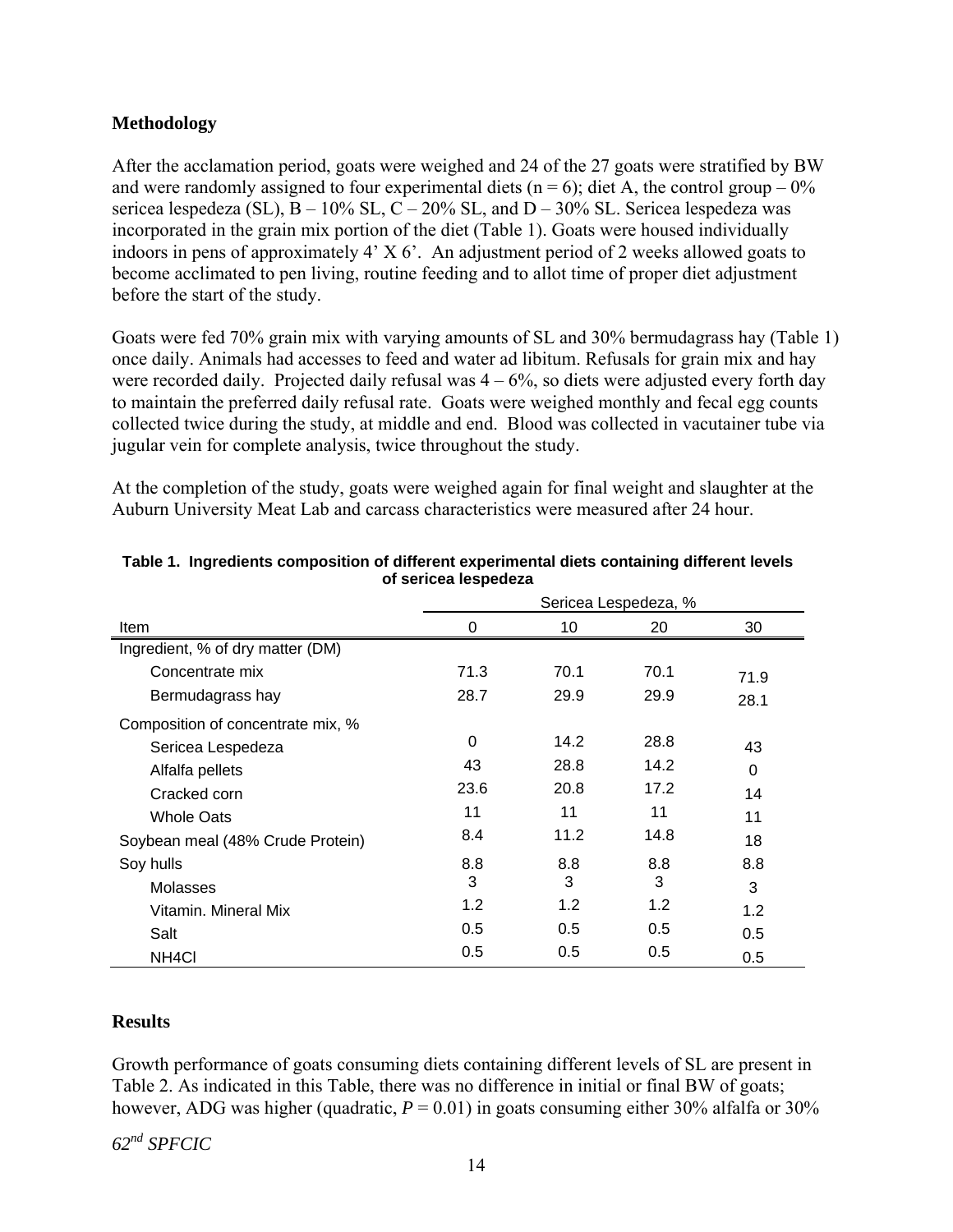**Methodology**

After the acclamation period, goats were weighed and 24 of the 27 goats were stratified by BW and were randomly assigned to four experimental diets (n = 6); diet A, the control group – 0% sericea lespedeza (SL), B – 10% SL, C – 20% SL, and D – 30% SL. Sericea lespedeza was incorporated in the grain mix portion of the diet (Table 1). Goats were housed individually indoors in pens of approximately 4' X 6'. An adjustment period of 2 weeks allowed goats to become acclimated to pen living, routine feeding and to allot time of proper diet adjustment before the start of the study.

Goats were fed 70% grain mix with varying amounts of SL and 30% bermudagrass hay (Table 1) once daily. Animals had accesses to feed and water ad libitum. Refusals for grain mix and hay were recorded daily. Projected daily refusal was 4 – 6%, so diets were adjusted every forth day to maintain the preferred daily refusal rate. Goats were weighed monthly and fecal egg counts collected twice during the study, at middle and end. Blood was collected in vacutainer tube via jugular vein for complete analysis, twice throughout the study.

At the completion of the study, goats were weighed again for final weight and slaughter at the Auburn University Meat Lab and carcass characteristics were measured after 24 hour.

**Table 1. Ingredients composition of different experimental diets containing different levels of sericea lespedeza**

| | Sericea Lespedeza, % | | | |
|---|---|---|---|---|
| Item | 0 | 10 | 20 | 30 |
| Ingredient, % of dry matter (DM) | | | | |
| Concentrate mix | 71.3 | 70.1 | 70.1 | 71.9 |
| Bermudagrass hay | 28.7 | 29.9 | 29.9 | 28.1 |
| Composition of concentrate mix, % | | | | |
| Sericea Lespedeza | 0 | 14.2 | 28.8 | 43 |
| Alfalfa pellets | 43 | 28.8 | 14.2 | 0 |
| Cracked corn | 23.6 | 20.8 | 17.2 | 14 |
| Whole Oats | 11 | 11 | 11 | 11 |
| Soybean meal (48% Crude Protein) | 8.4 | 11.2 | 14.8 | 18 |
| Soy hulls | 8.8 | 8.8 | 8.8 | 8.8 |
| Molasses | 3 | 3 | 3 | 3 |
| Vitamin. Mineral Mix | 1.2 | 1.2 | 1.2 | 1.2 |
| Salt | 0.5 | 0.5 | 0.5 | 0.5 |
| $NH_4Cl$ | 0.5 | 0.5 | 0.5 | 0.5 |

**Results**

Growth performance of goats consuming diets containing different levels of SL are present in Table 2. As indicated in this Table, there was no difference in initial or final BW of goats; however, ADG was higher (quadratic, $P = 0.01$) in goats consuming either 30% alfalfa or 30%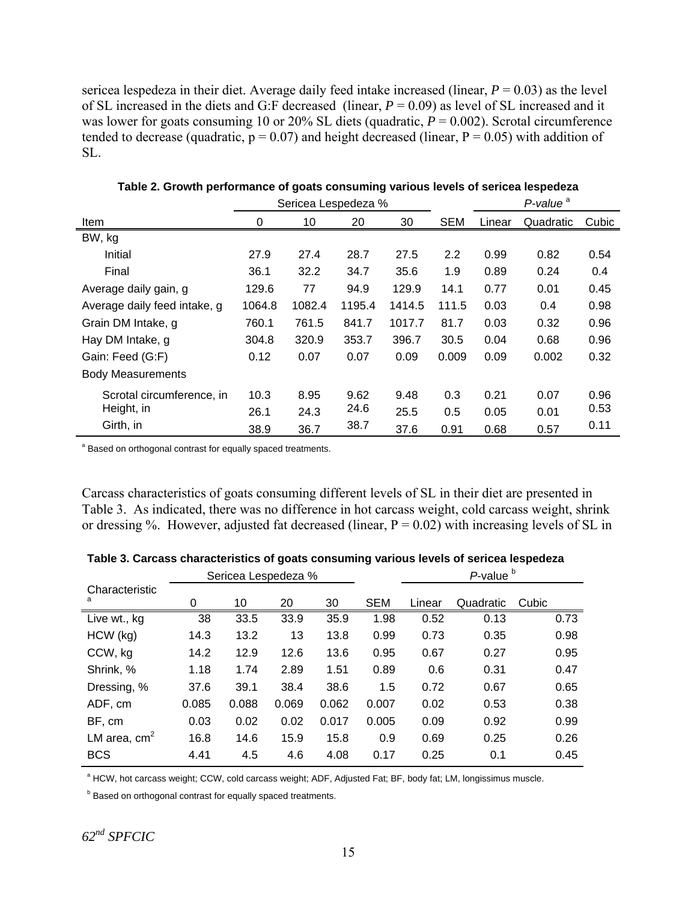sericea lespedeza in their diet. Average daily feed intake increased (linear, $P = 0.03$) as the level of SL increased in the diets and G:F decreased (linear, $P = 0.09$) as level of SL increased and it was lower for goats consuming 10 or 20% SL diets (quadratic, $P = 0.002$). Scrotal circumference tended to decrease (quadratic, $p = 0.07$) and height decreased (linear, $P = 0.05$) with addition of SL.

**Table 2. Growth performance of goats consuming various levels of sericea lespedeza**

| | Sericea Lespedeza % | | | | | *P-value* [a] | | |
|---|---|---|---|---|---|---|---|---|
| Item | 0 | 10 | 20 | 30 | SEM | Linear | Quadratic | Cubic |
| BW, kg | | | | | | | | |
| Initial | 27.9 | 27.4 | 28.7 | 27.5 | 2.2 | 0.99 | 0.82 | 0.54 |
| Final | 36.1 | 32.2 | 34.7 | 35.6 | 1.9 | 0.89 | 0.24 | 0.4 |
| Average daily gain, g | 129.6 | 77 | 94.9 | 129.9 | 14.1 | 0.77 | 0.01 | 0.45 |
| Average daily feed intake, g | 1064.8 | 1082.4 | 1195.4 | 1414.5 | 111.5 | 0.03 | 0.4 | 0.98 |
| Grain DM Intake, g | 760.1 | 761.5 | 841.7 | 1017.7 | 81.7 | 0.03 | 0.32 | 0.96 |
| Hay DM Intake, g | 304.8 | 320.9 | 353.7 | 396.7 | 30.5 | 0.04 | 0.68 | 0.96 |
| Gain: Feed (G:F) | 0.12 | 0.07 | 0.07 | 0.09 | 0.009 | 0.09 | 0.002 | 0.32 |
| Body Measurements | | | | | | | | |
| Scrotal circumference, in | 10.3 | 8.95 | 9.62 | 9.48 | 0.3 | 0.21 | 0.07 | 0.96 |
| Height, in | 26.1 | 24.3 | 24.6 | 25.5 | 0.5 | 0.05 | 0.01 | 0.53 |
| Girth, in | 38.9 | 36.7 | 38.7 | 37.6 | 0.91 | 0.68 | 0.57 | 0.11 |

[a] Based on orthogonal contrast for equally spaced treatments.

Carcass characteristics of goats consuming different levels of SL in their diet are presented in Table 3. As indicated, there was no difference in hot carcass weight, cold carcass weight, shrink or dressing %. However, adjusted fat decreased (linear, $P = 0.02$) with increasing levels of SL in

**Table 3. Carcass characteristics of goats consuming various levels of sericea lespedeza**

| | Sericea Lespedeza % | | | | | *P*-value [b] | | |
|---|---|---|---|---|---|---|---|---|
| Characteristic [a] | 0 | 10 | 20 | 30 | SEM | Linear | Quadratic | Cubic |
| Live wt., kg | 38 | 33.5 | 33.9 | 35.9 | 1.98 | 0.52 | 0.13 | 0.73 |
| HCW (kg) | 14.3 | 13.2 | 13 | 13.8 | 0.99 | 0.73 | 0.35 | 0.98 |
| CCW, kg | 14.2 | 12.9 | 12.6 | 13.6 | 0.95 | 0.67 | 0.27 | 0.95 |
| Shrink, % | 1.18 | 1.74 | 2.89 | 1.51 | 0.89 | 0.6 | 0.31 | 0.47 |
| Dressing, % | 37.6 | 39.1 | 38.4 | 38.6 | 1.5 | 0.72 | 0.67 | 0.65 |
| ADF, cm | 0.085 | 0.088 | 0.069 | 0.062 | 0.007 | 0.02 | 0.53 | 0.38 |
| BF, cm | 0.03 | 0.02 | 0.02 | 0.017 | 0.005 | 0.09 | 0.92 | 0.99 |
| LM area, $cm^2$ | 16.8 | 14.6 | 15.9 | 15.8 | 0.9 | 0.69 | 0.25 | 0.26 |
| BCS | 4.41 | 4.5 | 4.6 | 4.08 | 0.17 | 0.25 | 0.1 | 0.45 |

[a] HCW, hot carcass weight; CCW, cold carcass weight; ADF, Adjusted Fat; BF, body fat; LM, longissimus muscle.

[b] Based on orthogonal contrast for equally spaced treatments.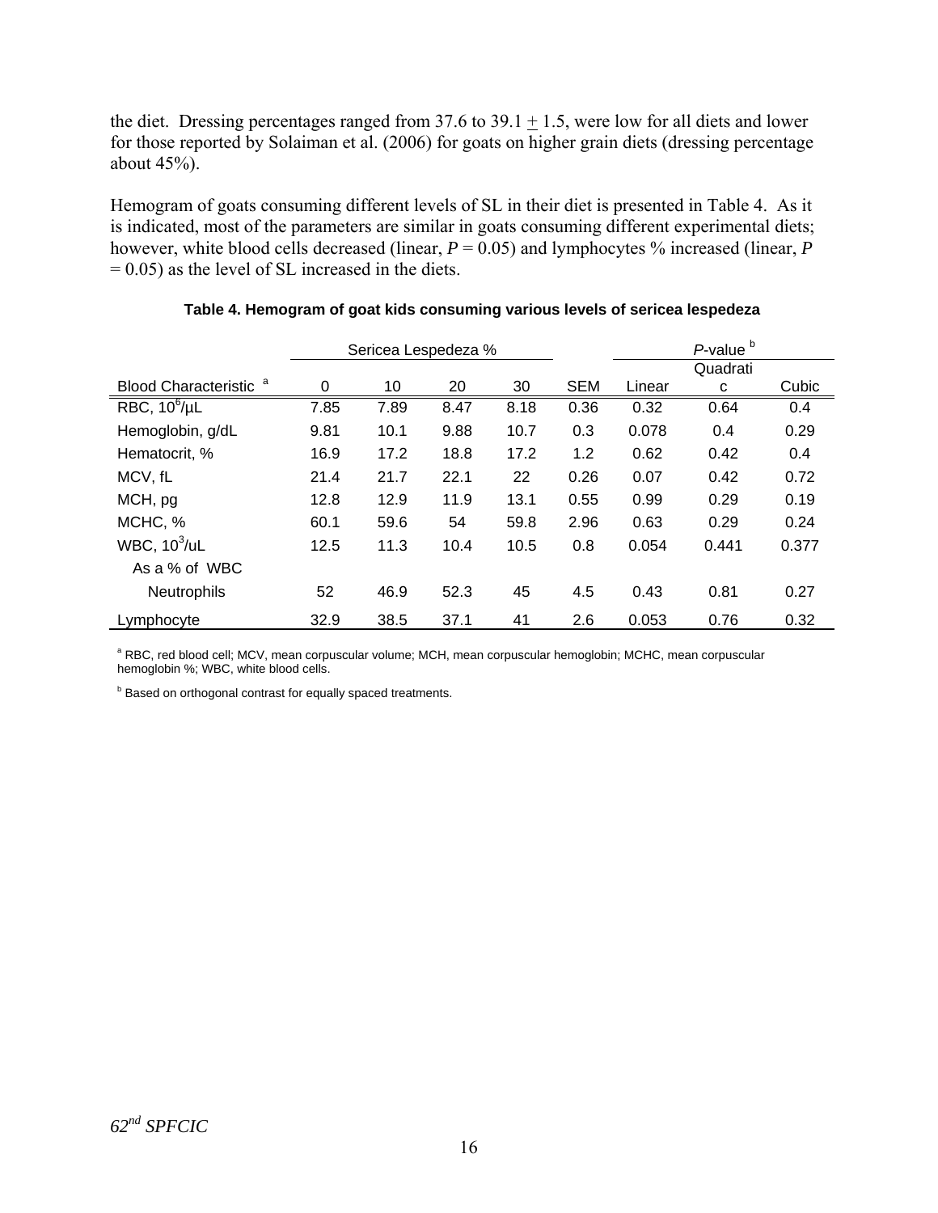the diet. Dressing percentages ranged from 37.6 to 39.1 ± 1.5, were low for all diets and lower for those reported by Solaiman et al. (2006) for goats on higher grain diets (dressing percentage about 45%).

Hemogram of goats consuming different levels of SL in their diet is presented in Table 4. As it is indicated, most of the parameters are similar in goats consuming different experimental diets; however, white blood cells decreased (linear, $P = 0.05$) and lymphocytes % increased (linear, $P = 0.05$) as the level of SL increased in the diets.

**Table 4. Hemogram of goat kids consuming various levels of sericea lespedeza**

| | Sericea Lespedeza % | | | | | *P*-value [b] | | |
|---|---|---|---|---|---|---|---|---|
| Blood Characteristic [a] | 0 | 10 | 20 | 30 | SEM | Linear | Quadratic | Cubic |
| RBC, $10^6$/μL | 7.85 | 7.89 | 8.47 | 8.18 | 0.36 | 0.32 | 0.64 | 0.4 |
| Hemoglobin, g/dL | 9.81 | 10.1 | 9.88 | 10.7 | 0.3 | 0.078 | 0.4 | 0.29 |
| Hematocrit, % | 16.9 | 17.2 | 18.8 | 17.2 | 1.2 | 0.62 | 0.42 | 0.4 |
| MCV, fL | 21.4 | 21.7 | 22.1 | 22 | 0.26 | 0.07 | 0.42 | 0.72 |
| MCH, pg | 12.8 | 12.9 | 11.9 | 13.1 | 0.55 | 0.99 | 0.29 | 0.19 |
| MCHC, % | 60.1 | 59.6 | 54 | 59.8 | 2.96 | 0.63 | 0.29 | 0.24 |
| WBC, $10^3$/uL | 12.5 | 11.3 | 10.4 | 10.5 | 0.8 | 0.054 | 0.441 | 0.377 |
| As a % of WBC | | | | | | | | |
| Neutrophils | 52 | 46.9 | 52.3 | 45 | 4.5 | 0.43 | 0.81 | 0.27 |
| Lymphocyte | 32.9 | 38.5 | 37.1 | 41 | 2.6 | 0.053 | 0.76 | 0.32 |

[a] RBC, red blood cell; MCV, mean corpuscular volume; MCH, mean corpuscular hemoglobin; MCHC, mean corpuscular hemoglobin %; WBC, white blood cells.

[b] Based on orthogonal contrast for equally spaced treatments.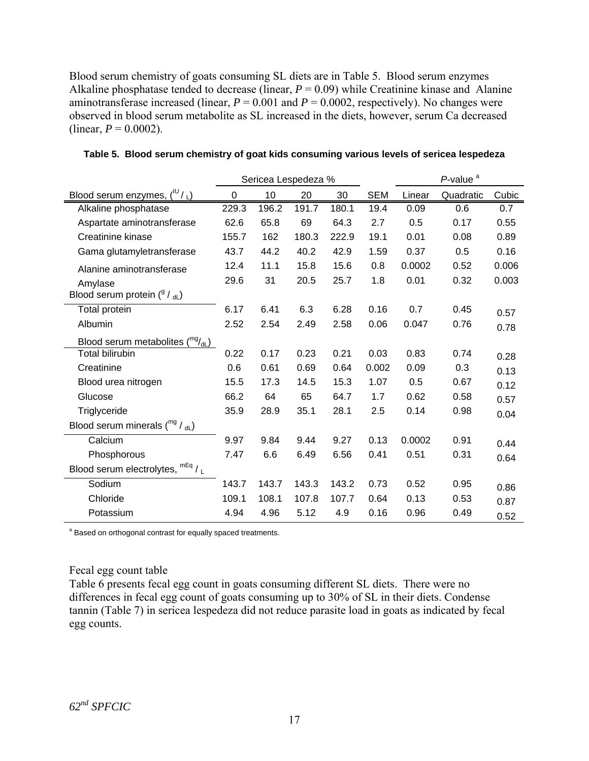Blood serum chemistry of goats consuming SL diets are in Table 5. Blood serum enzymes Alkaline phosphatase tended to decrease (linear, $P = 0.09$) while Creatinine kinase and Alanine aminotransferase increased (linear, $P = 0.001$ and $P = 0.0002$, respectively). No changes were observed in blood serum metabolite as SL increased in the diets, however, serum Ca decreased (linear, $P = 0.0002$).

**Table 5. Blood serum chemistry of goat kids consuming various levels of sericea lespedeza**

| | Sericea Lespedeza % | | | | | *P*-value [a] | | |
|---|---|---|---|---|---|---|---|---|
| Blood serum enzymes, (IU / L) | 0 | 10 | 20 | 30 | SEM | Linear | Quadratic | Cubic |
| Alkaline phosphatase | 229.3 | 196.2 | 191.7 | 180.1 | 19.4 | 0.09 | 0.6 | 0.7 |
| Aspartate aminotransferase | 62.6 | 65.8 | 69 | 64.3 | 2.7 | 0.5 | 0.17 | 0.55 |
| Creatinine kinase | 155.7 | 162 | 180.3 | 222.9 | 19.1 | 0.01 | 0.08 | 0.89 |
| Gama glutamyletransferase | 43.7 | 44.2 | 40.2 | 42.9 | 1.59 | 0.37 | 0.5 | 0.16 |
| Alanine aminotransferase | 12.4 | 11.1 | 15.8 | 15.6 | 0.8 | 0.0002 | 0.52 | 0.006 |
| Amylase | 29.6 | 31 | 20.5 | 25.7 | 1.8 | 0.01 | 0.32 | 0.003 |
| Blood serum protein (g / dL) | | | | | | | | |
| Total protein | 6.17 | 6.41 | 6.3 | 6.28 | 0.16 | 0.7 | 0.45 | 0.57 |
| Albumin | 2.52 | 2.54 | 2.49 | 2.58 | 0.06 | 0.047 | 0.76 | 0.78 |
| Blood serum metabolites (mg/dL) | | | | | | | | |
| Total bilirubin | 0.22 | 0.17 | 0.23 | 0.21 | 0.03 | 0.83 | 0.74 | 0.28 |
| Creatinine | 0.6 | 0.61 | 0.69 | 0.64 | 0.002 | 0.09 | 0.3 | 0.13 |
| Blood urea nitrogen | 15.5 | 17.3 | 14.5 | 15.3 | 1.07 | 0.5 | 0.67 | 0.12 |
| Glucose | 66.2 | 64 | 65 | 64.7 | 1.7 | 0.62 | 0.58 | 0.57 |
| Triglyceride | 35.9 | 28.9 | 35.1 | 28.1 | 2.5 | 0.14 | 0.98 | 0.04 |
| Blood serum minerals (mg / dL) | | | | | | | | |
| Calcium | 9.97 | 9.84 | 9.44 | 9.27 | 0.13 | 0.0002 | 0.91 | 0.44 |
| Phosphorous | 7.47 | 6.6 | 6.49 | 6.56 | 0.41 | 0.51 | 0.31 | 0.64 |
| Blood serum electrolytes, mEq / L | | | | | | | | |
| Sodium | 143.7 | 143.7 | 143.3 | 143.2 | 0.73 | 0.52 | 0.95 | 0.86 |
| Chloride | 109.1 | 108.1 | 107.8 | 107.7 | 0.64 | 0.13 | 0.53 | 0.87 |
| Potassium | 4.94 | 4.96 | 5.12 | 4.9 | 0.16 | 0.96 | 0.49 | 0.52 |

[a] Based on orthogonal contrast for equally spaced treatments.

Fecal egg count table

Table 6 presents fecal egg count in goats consuming different SL diets. There were no differences in fecal egg count of goats consuming up to 30% of SL in their diets. Condense tannin (Table 7) in sericea lespedeza did not reduce parasite load in goats as indicated by fecal egg counts.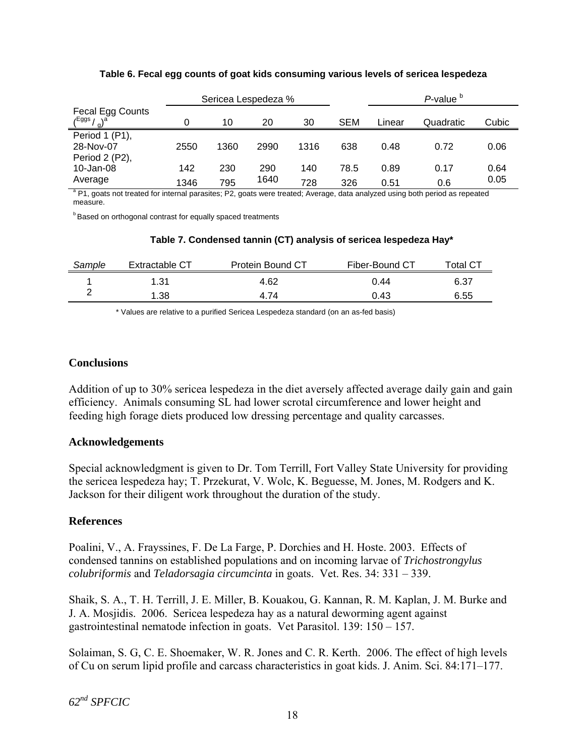**Table 6. Fecal egg counts of goat kids consuming various levels of sericea lespedeza**

| Fecal Egg Counts (Eggs / g)[a] | Sericea Lespedeza % | | | | SEM | *P*-value [b] | | |
|---|---|---|---|---|---|---|---|---|
| | 0 | 10 | 20 | 30 | | Linear | Quadratic | Cubic |
| Period 1 (P1), 28-Nov-07 | 2550 | 1360 | 2990 | 1316 | 638 | 0.48 | 0.72 | 0.06 |
| Period 2 (P2), 10-Jan-08 | 142 | 230 | 290 | 140 | 78.5 | 0.89 | 0.17 | 0.64 |
| Average | 1346 | 795 | 1640 | 728 | 326 | 0.51 | 0.6 | 0.05 |

[a] P1, goats not treated for internal parasites; P2, goats were treated; Average, data analyzed using both period as repeated measure.

[b] Based on orthogonal contrast for equally spaced treatments

**Table 7. Condensed tannin (CT) analysis of sericea lespedeza Hay***

| *Sample* | Extractable CT | Protein Bound CT | Fiber-Bound CT | Total CT |
|---|---|---|---|---|
| 1 | 1.31 | 4.62 | 0.44 | 6.37 |
| 2 | 1.38 | 4.74 | 0.43 | 6.55 |

* Values are relative to a purified Sericea Lespedeza standard (on an as-fed basis)

## Conclusions

Addition of up to 30% sericea lespedeza in the diet aversely affected average daily gain and gain efficiency. Animals consuming SL had lower scrotal circumference and lower height and feeding high forage diets produced low dressing percentage and quality carcasses.

## Acknowledgements

Special acknowledgment is given to Dr. Tom Terrill, Fort Valley State University for providing the sericea lespedeza hay; T. Przekurat, V. Wolc, K. Beguesse, M. Jones, M. Rodgers and K. Jackson for their diligent work throughout the duration of the study.

## References

Poalini, V., A. Frayssines, F. De La Farge, P. Dorchies and H. Hoste. 2003. Effects of condensed tannins on established populations and on incoming larvae of *Trichostrongylus colubriformis* and *Teladorsagia circumcinta* in goats. Vet. Res. 34: 331 – 339.

Shaik, S. A., T. H. Terrill, J. E. Miller, B. Kouakou, G. Kannan, R. M. Kaplan, J. M. Burke and J. A. Mosjidis. 2006. Sericea lespedeza hay as a natural deworming agent against gastrointestinal nematode infection in goats. Vet Parasitol. 139: 150 – 157.

Solaiman, S. G, C. E. Shoemaker, W. R. Jones and C. R. Kerth. 2006. The effect of high levels of Cu on serum lipid profile and carcass characteristics in goat kids. J. Anim. Sci. 84:171–177.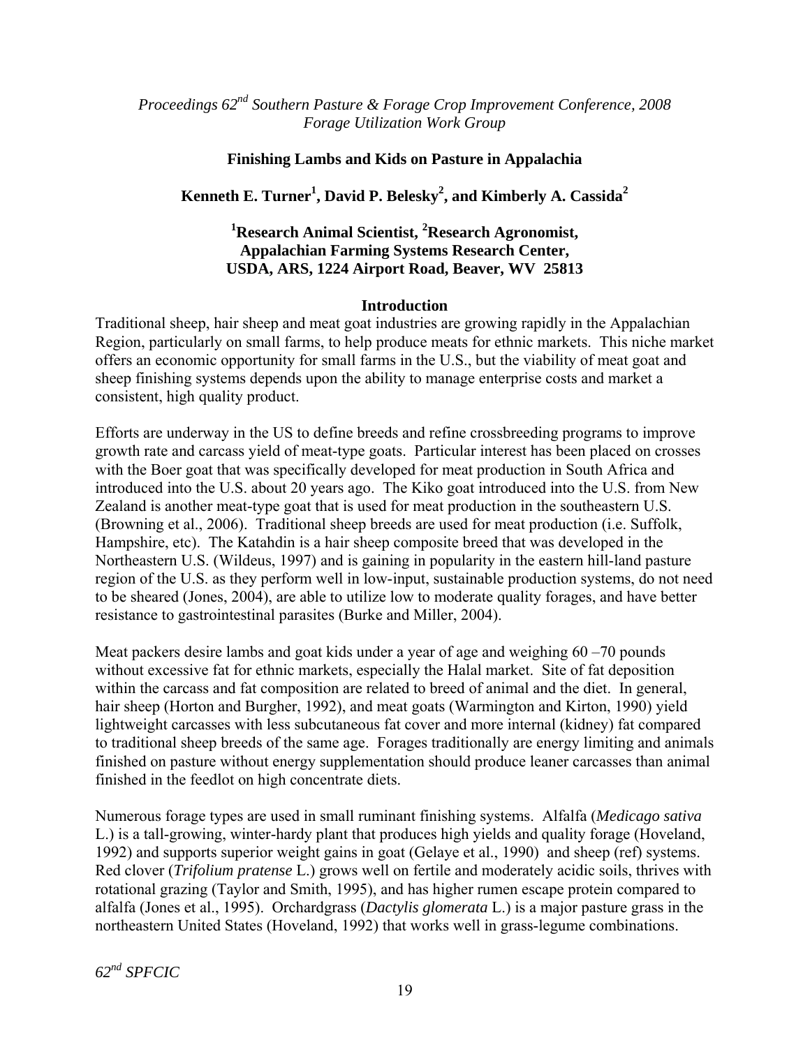*Proceedings 62nd Southern Pasture & Forage Crop Improvement Conference, 2008*
*Forage Utilization Work Group*

# Finishing Lambs and Kids on Pasture in Appalachia

**Kenneth E. Turner[1], David P. Belesky[2], and Kimberly A. Cassida[2]**

**[1]Research Animal Scientist, [2]Research Agronomist,**
**Appalachian Farming Systems Research Center,**
**USDA, ARS, 1224 Airport Road, Beaver, WV 25813**

## Introduction

Traditional sheep, hair sheep and meat goat industries are growing rapidly in the Appalachian Region, particularly on small farms, to help produce meats for ethnic markets. This niche market offers an economic opportunity for small farms in the U.S., but the viability of meat goat and sheep finishing systems depends upon the ability to manage enterprise costs and market a consistent, high quality product.

Efforts are underway in the US to define breeds and refine crossbreeding programs to improve growth rate and carcass yield of meat-type goats. Particular interest has been placed on crosses with the Boer goat that was specifically developed for meat production in South Africa and introduced into the U.S. about 20 years ago. The Kiko goat introduced into the U.S. from New Zealand is another meat-type goat that is used for meat production in the southeastern U.S. (Browning et al., 2006). Traditional sheep breeds are used for meat production (i.e. Suffolk, Hampshire, etc). The Katahdin is a hair sheep composite breed that was developed in the Northeastern U.S. (Wildeus, 1997) and is gaining in popularity in the eastern hill-land pasture region of the U.S. as they perform well in low-input, sustainable production systems, do not need to be sheared (Jones, 2004), are able to utilize low to moderate quality forages, and have better resistance to gastrointestinal parasites (Burke and Miller, 2004).

Meat packers desire lambs and goat kids under a year of age and weighing 60 –70 pounds without excessive fat for ethnic markets, especially the Halal market. Site of fat deposition within the carcass and fat composition are related to breed of animal and the diet. In general, hair sheep (Horton and Burgher, 1992), and meat goats (Warmington and Kirton, 1990) yield lightweight carcasses with less subcutaneous fat cover and more internal (kidney) fat compared to traditional sheep breeds of the same age. Forages traditionally are energy limiting and animals finished on pasture without energy supplementation should produce leaner carcasses than animal finished in the feedlot on high concentrate diets.

Numerous forage types are used in small ruminant finishing systems. Alfalfa (*Medicago sativa* L.) is a tall-growing, winter-hardy plant that produces high yields and quality forage (Hoveland, 1992) and supports superior weight gains in goat (Gelaye et al., 1990) and sheep (ref) systems. Red clover (*Trifolium pratense* L.) grows well on fertile and moderately acidic soils, thrives with rotational grazing (Taylor and Smith, 1995), and has higher rumen escape protein compared to alfalfa (Jones et al., 1995). Orchardgrass (*Dactylis glomerata* L.) is a major pasture grass in the northeastern United States (Hoveland, 1992) that works well in grass-legume combinations.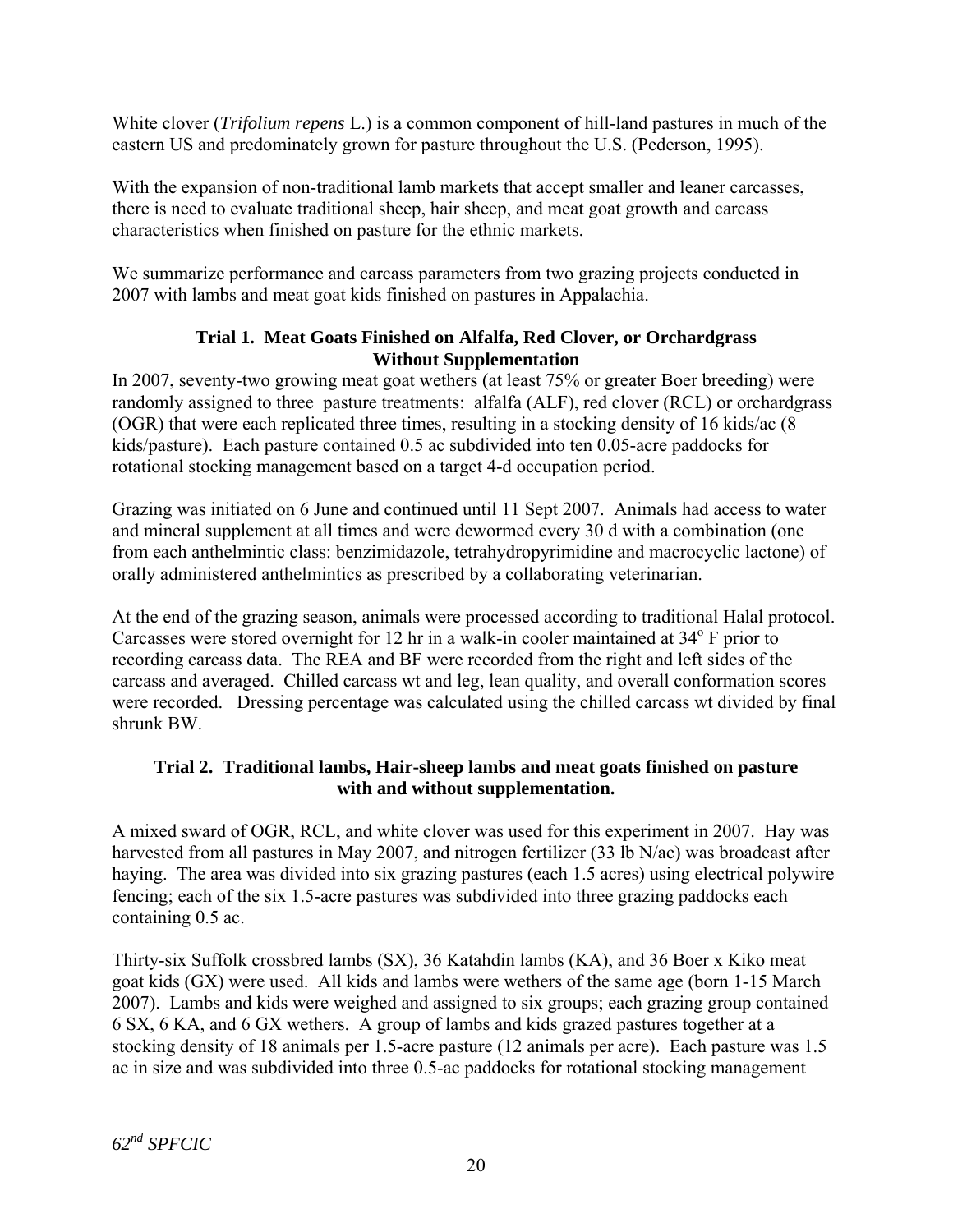White clover (*Trifolium repens* L.) is a common component of hill-land pastures in much of the eastern US and predominately grown for pasture throughout the U.S. (Pederson, 1995).

With the expansion of non-traditional lamb markets that accept smaller and leaner carcasses, there is need to evaluate traditional sheep, hair sheep, and meat goat growth and carcass characteristics when finished on pasture for the ethnic markets.

We summarize performance and carcass parameters from two grazing projects conducted in 2007 with lambs and meat goat kids finished on pastures in Appalachia.

### Trial 1. Meat Goats Finished on Alfalfa, Red Clover, or Orchardgrass Without Supplementation

In 2007, seventy-two growing meat goat wethers (at least 75% or greater Boer breeding) were randomly assigned to three pasture treatments: alfalfa (ALF), red clover (RCL) or orchardgrass (OGR) that were each replicated three times, resulting in a stocking density of 16 kids/ac (8 kids/pasture). Each pasture contained 0.5 ac subdivided into ten 0.05-acre paddocks for rotational stocking management based on a target 4-d occupation period.

Grazing was initiated on 6 June and continued until 11 Sept 2007. Animals had access to water and mineral supplement at all times and were dewormed every 30 d with a combination (one from each anthelmintic class: benzimidazole, tetrahydropyrimidine and macrocyclic lactone) of orally administered anthelmintics as prescribed by a collaborating veterinarian.

At the end of the grazing season, animals were processed according to traditional Halal protocol. Carcasses were stored overnight for 12 hr in a walk-in cooler maintained at 34$^{o}$ F prior to recording carcass data. The REA and BF were recorded from the right and left sides of the carcass and averaged. Chilled carcass wt and leg, lean quality, and overall conformation scores were recorded. Dressing percentage was calculated using the chilled carcass wt divided by final shrunk BW.

### Trial 2. Traditional lambs, Hair-sheep lambs and meat goats finished on pasture with and without supplementation.

A mixed sward of OGR, RCL, and white clover was used for this experiment in 2007. Hay was harvested from all pastures in May 2007, and nitrogen fertilizer (33 lb N/ac) was broadcast after haying. The area was divided into six grazing pastures (each 1.5 acres) using electrical polywire fencing; each of the six 1.5-acre pastures was subdivided into three grazing paddocks each containing 0.5 ac.

Thirty-six Suffolk crossbred lambs (SX), 36 Katahdin lambs (KA), and 36 Boer x Kiko meat goat kids (GX) were used. All kids and lambs were wethers of the same age (born 1-15 March 2007). Lambs and kids were weighed and assigned to six groups; each grazing group contained 6 SX, 6 KA, and 6 GX wethers. A group of lambs and kids grazed pastures together at a stocking density of 18 animals per 1.5-acre pasture (12 animals per acre). Each pasture was 1.5 ac in size and was subdivided into three 0.5-ac paddocks for rotational stocking management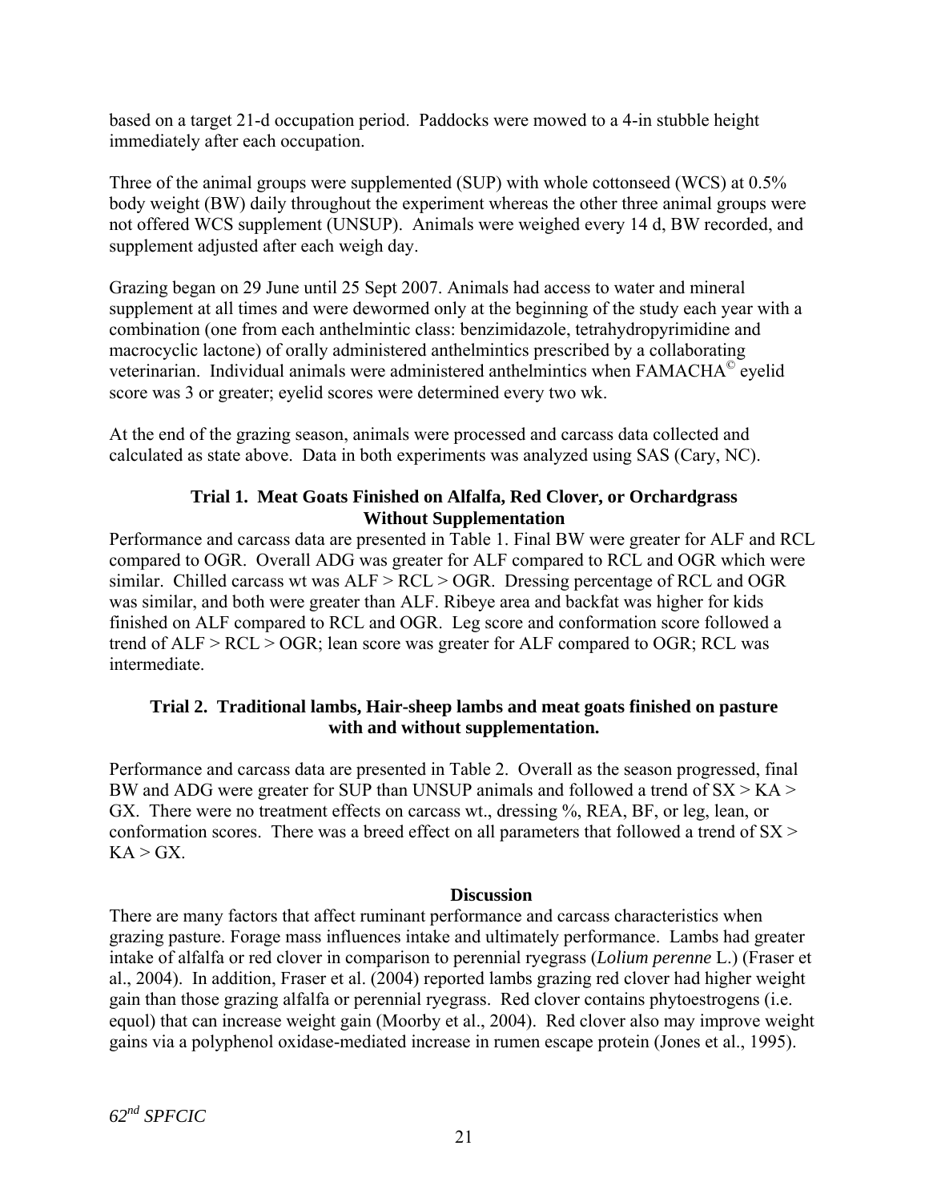based on a target 21-d occupation period. Paddocks were mowed to a 4-in stubble height immediately after each occupation.

Three of the animal groups were supplemented (SUP) with whole cottonseed (WCS) at 0.5% body weight (BW) daily throughout the experiment whereas the other three animal groups were not offered WCS supplement (UNSUP). Animals were weighed every 14 d, BW recorded, and supplement adjusted after each weigh day.

Grazing began on 29 June until 25 Sept 2007. Animals had access to water and mineral supplement at all times and were dewormed only at the beginning of the study each year with a combination (one from each anthelmintic class: benzimidazole, tetrahydropyrimidine and macrocyclic lactone) of orally administered anthelmintics prescribed by a collaborating veterinarian. Individual animals were administered anthelmintics when FAMACHA© eyelid score was 3 or greater; eyelid scores were determined every two wk.

At the end of the grazing season, animals were processed and carcass data collected and calculated as state above. Data in both experiments was analyzed using SAS (Cary, NC).

### Trial 1. Meat Goats Finished on Alfalfa, Red Clover, or Orchardgrass Without Supplementation

Performance and carcass data are presented in Table 1. Final BW were greater for ALF and RCL compared to OGR. Overall ADG was greater for ALF compared to RCL and OGR which were similar. Chilled carcass wt was ALF > RCL > OGR. Dressing percentage of RCL and OGR was similar, and both were greater than ALF. Ribeye area and backfat was higher for kids finished on ALF compared to RCL and OGR. Leg score and conformation score followed a trend of ALF > RCL > OGR; lean score was greater for ALF compared to OGR; RCL was intermediate.

### Trial 2. Traditional lambs, Hair-sheep lambs and meat goats finished on pasture with and without supplementation.

Performance and carcass data are presented in Table 2. Overall as the season progressed, final BW and ADG were greater for SUP than UNSUP animals and followed a trend of SX > KA > GX. There were no treatment effects on carcass wt., dressing %, REA, BF, or leg, lean, or conformation scores. There was a breed effect on all parameters that followed a trend of SX > KA > GX.

## Discussion

There are many factors that affect ruminant performance and carcass characteristics when grazing pasture. Forage mass influences intake and ultimately performance. Lambs had greater intake of alfalfa or red clover in comparison to perennial ryegrass (*Lolium perenne* L.) (Fraser et al., 2004). In addition, Fraser et al. (2004) reported lambs grazing red clover had higher weight gain than those grazing alfalfa or perennial ryegrass. Red clover contains phytoestrogens (i.e. equol) that can increase weight gain (Moorby et al., 2004). Red clover also may improve weight gains via a polyphenol oxidase-mediated increase in rumen escape protein (Jones et al., 1995).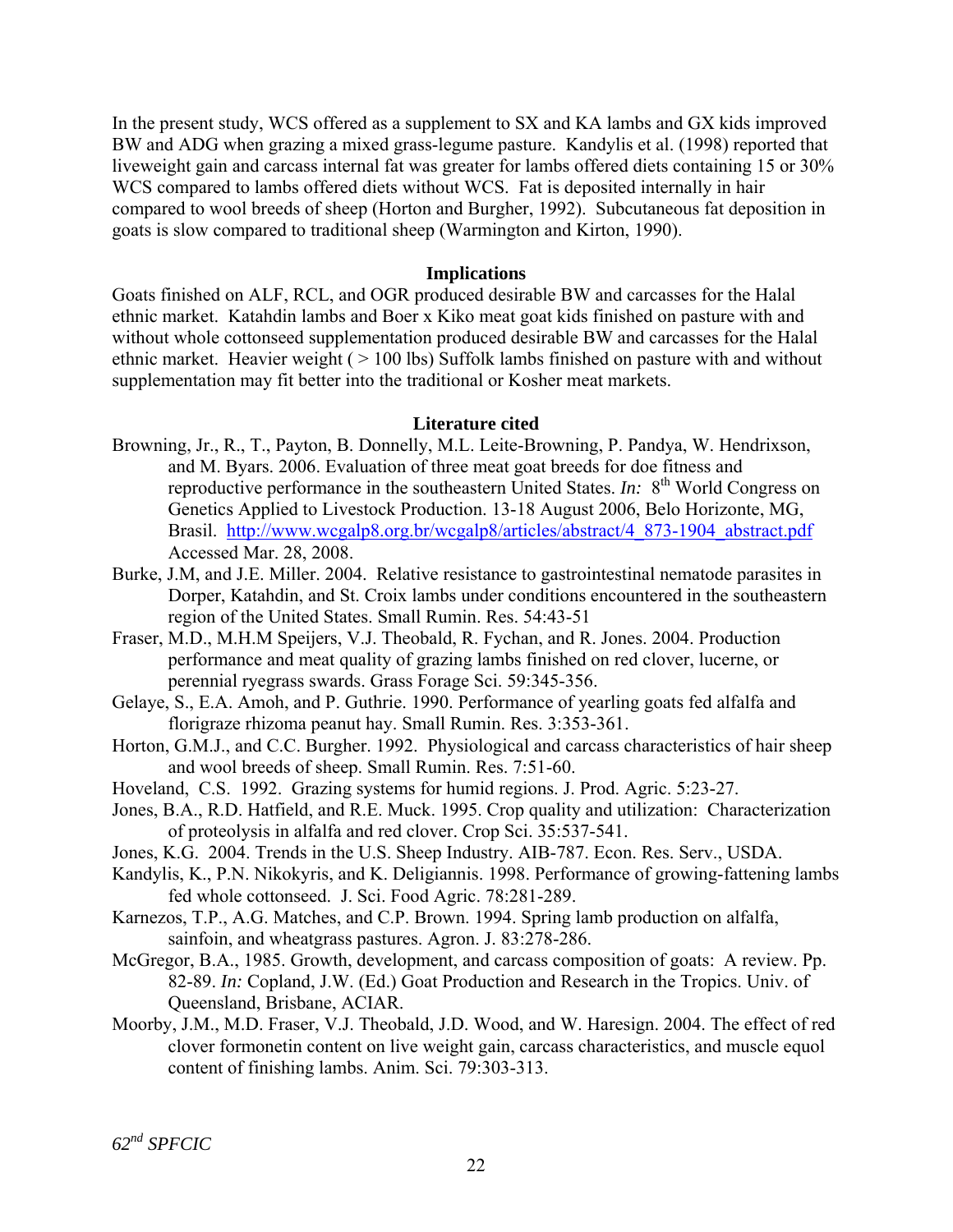In the present study, WCS offered as a supplement to SX and KA lambs and GX kids improved BW and ADG when grazing a mixed grass-legume pasture. Kandylis et al. (1998) reported that liveweight gain and carcass internal fat was greater for lambs offered diets containing 15 or 30% WCS compared to lambs offered diets without WCS. Fat is deposited internally in hair compared to wool breeds of sheep (Horton and Burgher, 1992). Subcutaneous fat deposition in goats is slow compared to traditional sheep (Warmington and Kirton, 1990).

## Implications

Goats finished on ALF, RCL, and OGR produced desirable BW and carcasses for the Halal ethnic market. Katahdin lambs and Boer x Kiko meat goat kids finished on pasture with and without whole cottonseed supplementation produced desirable BW and carcasses for the Halal ethnic market. Heavier weight ( > 100 lbs) Suffolk lambs finished on pasture with and without supplementation may fit better into the traditional or Kosher meat markets.

## Literature cited

Browning, Jr., R., T., Payton, B. Donnelly, M.L. Leite-Browning, P. Pandya, W. Hendrixson, and M. Byars. 2006. Evaluation of three meat goat breeds for doe fitness and reproductive performance in the southeastern United States. *In:* 8th World Congress on Genetics Applied to Livestock Production. 13-18 August 2006, Belo Horizonte, MG, Brasil. http://www.wcgalp8.org.br/wcgalp8/articles/abstract/4_873-1904_abstract.pdf Accessed Mar. 28, 2008.

Burke, J.M, and J.E. Miller. 2004. Relative resistance to gastrointestinal nematode parasites in Dorper, Katahdin, and St. Croix lambs under conditions encountered in the southeastern region of the United States. Small Rumin. Res. 54:43-51

Fraser, M.D., M.H.M Speijers, V.J. Theobald, R. Fychan, and R. Jones. 2004. Production performance and meat quality of grazing lambs finished on red clover, lucerne, or perennial ryegrass swards. Grass Forage Sci. 59:345-356.

Gelaye, S., E.A. Amoh, and P. Guthrie. 1990. Performance of yearling goats fed alfalfa and florigraze rhizoma peanut hay. Small Rumin. Res. 3:353-361.

Horton, G.M.J., and C.C. Burgher. 1992. Physiological and carcass characteristics of hair sheep and wool breeds of sheep. Small Rumin. Res. 7:51-60.

Hoveland, C.S. 1992. Grazing systems for humid regions. J. Prod. Agric. 5:23-27.

Jones, B.A., R.D. Hatfield, and R.E. Muck. 1995. Crop quality and utilization: Characterization of proteolysis in alfalfa and red clover. Crop Sci. 35:537-541.

Jones, K.G. 2004. Trends in the U.S. Sheep Industry. AIB-787. Econ. Res. Serv., USDA.

Kandylis, K., P.N. Nikokyris, and K. Deligiannis. 1998. Performance of growing-fattening lambs fed whole cottonseed. J. Sci. Food Agric. 78:281-289.

Karnezos, T.P., A.G. Matches, and C.P. Brown. 1994. Spring lamb production on alfalfa, sainfoin, and wheatgrass pastures. Agron. J. 83:278-286.

McGregor, B.A., 1985. Growth, development, and carcass composition of goats: A review. Pp. 82-89. *In:* Copland, J.W. (Ed.) Goat Production and Research in the Tropics. Univ. of Queensland, Brisbane, ACIAR.

Moorby, J.M., M.D. Fraser, V.J. Theobald, J.D. Wood, and W. Haresign. 2004. The effect of red clover formonetin content on live weight gain, carcass characteristics, and muscle equol content of finishing lambs. Anim. Sci. 79:303-313.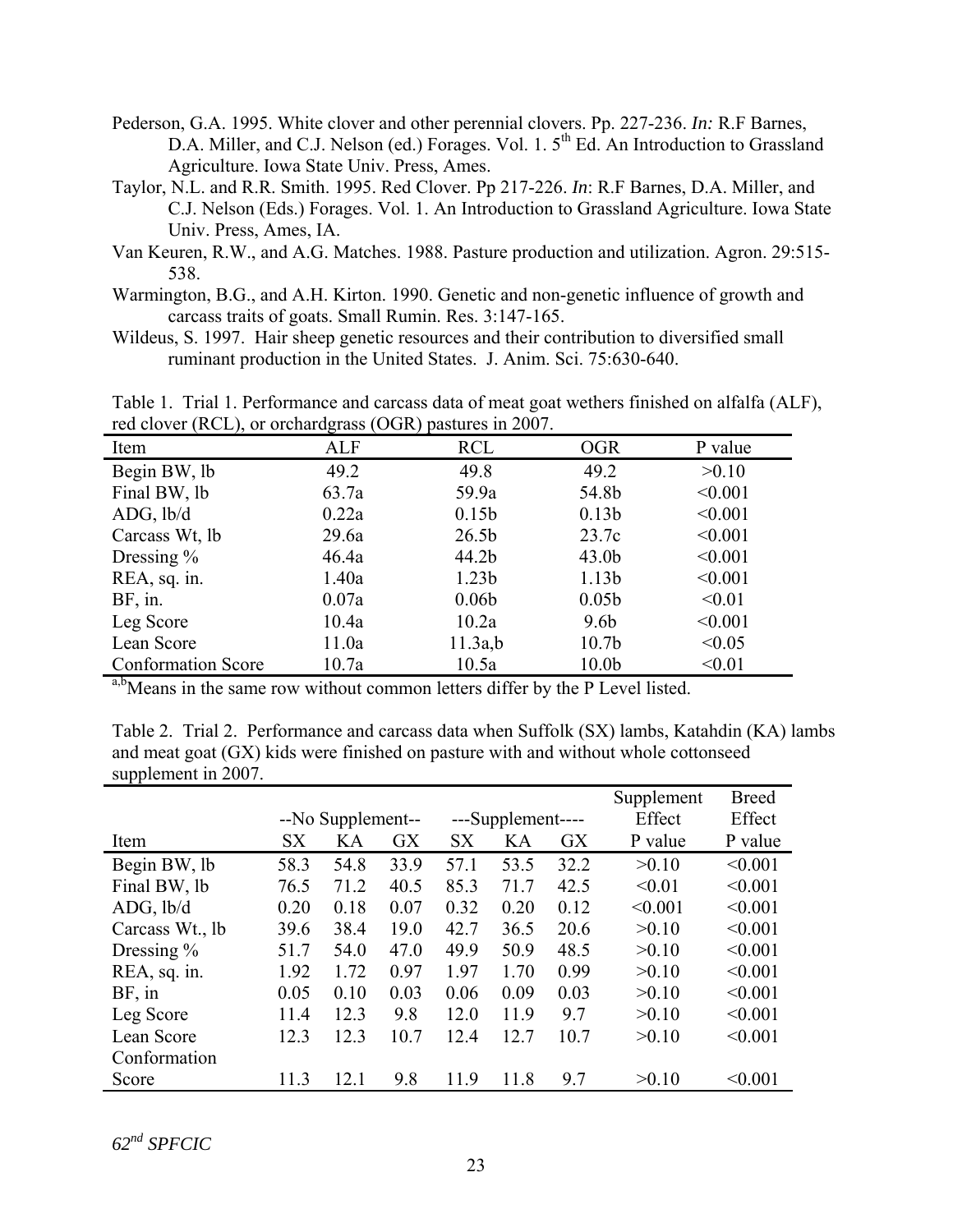Pederson, G.A. 1995. White clover and other perennial clovers. Pp. 227-236. *In:* R.F Barnes, D.A. Miller, and C.J. Nelson (ed.) Forages. Vol. 1. 5th Ed. An Introduction to Grassland Agriculture. Iowa State Univ. Press, Ames.

Taylor, N.L. and R.R. Smith. 1995. Red Clover. Pp 217-226. *In*: R.F Barnes, D.A. Miller, and C.J. Nelson (Eds.) Forages. Vol. 1. An Introduction to Grassland Agriculture. Iowa State Univ. Press, Ames, IA.

Van Keuren, R.W., and A.G. Matches. 1988. Pasture production and utilization. Agron. 29:515-538.

Warmington, B.G., and A.H. Kirton. 1990. Genetic and non-genetic influence of growth and carcass traits of goats. Small Rumin. Res. 3:147-165.

Wildeus, S. 1997. Hair sheep genetic resources and their contribution to diversified small ruminant production in the United States. J. Anim. Sci. 75:630-640.

Table 1. Trial 1. Performance and carcass data of meat goat wethers finished on alfalfa (ALF), red clover (RCL), or orchardgrass (OGR) pastures in 2007.

| Item | ALF | RCL | OGR | P value |
|---|---|---|---|---|
| Begin BW, lb | 49.2 | 49.8 | 49.2 | >0.10 |
| Final BW, lb | 63.7a | 59.9a | 54.8b | <0.001 |
| ADG, lb/d | 0.22a | 0.15b | 0.13b | <0.001 |
| Carcass Wt, lb | 29.6a | 26.5b | 23.7c | <0.001 |
| Dressing % | 46.4a | 44.2b | 43.0b | <0.001 |
| REA, sq. in. | 1.40a | 1.23b | 1.13b | <0.001 |
| BF, in. | 0.07a | 0.06b | 0.05b | <0.01 |
| Leg Score | 10.4a | 10.2a | 9.6b | <0.001 |
| Lean Score | 11.0a | 11.3a,b | 10.7b | <0.05 |
| Conformation Score | 10.7a | 10.5a | 10.0b | <0.01 |

[a,b]Means in the same row without common letters differ by the P Level listed.

Table 2. Trial 2. Performance and carcass data when Suffolk (SX) lambs, Katahdin (KA) lambs and meat goat (GX) kids were finished on pasture with and without whole cottonseed supplement in 2007.

| | --No Supplement-- | | | ---Supplement---- | | | Supplement Effect | Breed Effect |
|---|---|---|---|---|---|---|---|---|
| Item | SX | KA | GX | SX | KA | GX | P value | P value |
| Begin BW, lb | 58.3 | 54.8 | 33.9 | 57.1 | 53.5 | 32.2 | >0.10 | <0.001 |
| Final BW, lb | 76.5 | 71.2 | 40.5 | 85.3 | 71.7 | 42.5 | <0.01 | <0.001 |
| ADG, lb/d | 0.20 | 0.18 | 0.07 | 0.32 | 0.20 | 0.12 | <0.001 | <0.001 |
| Carcass Wt., lb | 39.6 | 38.4 | 19.0 | 42.7 | 36.5 | 20.6 | >0.10 | <0.001 |
| Dressing % | 51.7 | 54.0 | 47.0 | 49.9 | 50.9 | 48.5 | >0.10 | <0.001 |
| REA, sq. in. | 1.92 | 1.72 | 0.97 | 1.97 | 1.70 | 0.99 | >0.10 | <0.001 |
| BF, in | 0.05 | 0.10 | 0.03 | 0.06 | 0.09 | 0.03 | >0.10 | <0.001 |
| Leg Score | 11.4 | 12.3 | 9.8 | 12.0 | 11.9 | 9.7 | >0.10 | <0.001 |
| Lean Score | 12.3 | 12.3 | 10.7 | 12.4 | 12.7 | 10.7 | >0.10 | <0.001 |
| Conformation Score | 11.3 | 12.1 | 9.8 | 11.9 | 11.8 | 9.7 | >0.10 | <0.001 |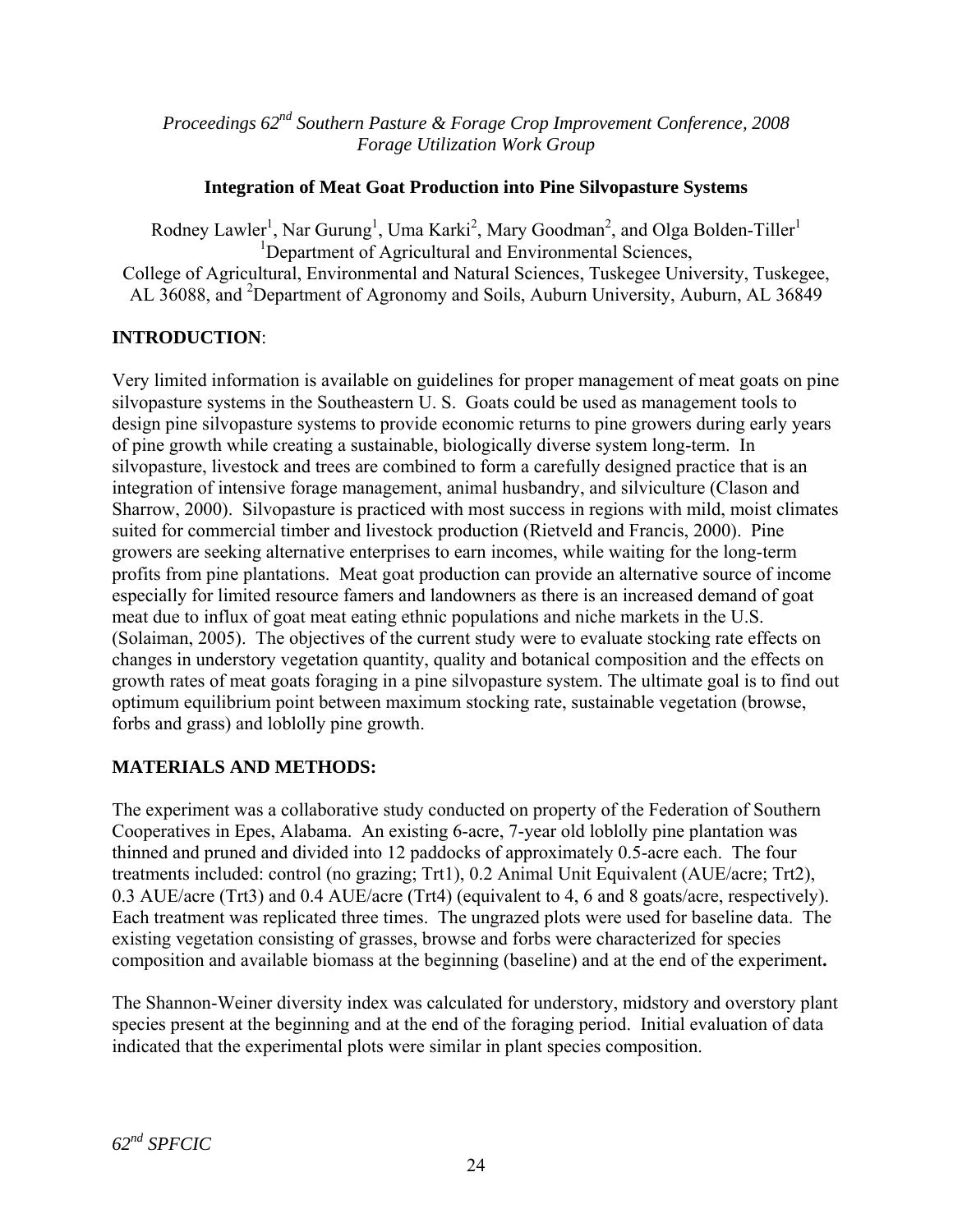*Proceedings 62nd Southern Pasture & Forage Crop Improvement Conference, 2008*
*Forage Utilization Work Group*

## Integration of Meat Goat Production into Pine Silvopasture Systems

Rodney Lawler[1], Nar Gurung[1], Uma Karki[2], Mary Goodman[2], and Olga Bolden-Tiller[1]
[1]Department of Agricultural and Environmental Sciences,
College of Agricultural, Environmental and Natural Sciences, Tuskegee University, Tuskegee, AL 36088, and [2]Department of Agronomy and Soils, Auburn University, Auburn, AL 36849

### INTRODUCTION:

Very limited information is available on guidelines for proper management of meat goats on pine silvopasture systems in the Southeastern U. S. Goats could be used as management tools to design pine silvopasture systems to provide economic returns to pine growers during early years of pine growth while creating a sustainable, biologically diverse system long-term. In silvopasture, livestock and trees are combined to form a carefully designed practice that is an integration of intensive forage management, animal husbandry, and silviculture (Clason and Sharrow, 2000). Silvopasture is practiced with most success in regions with mild, moist climates suited for commercial timber and livestock production (Rietveld and Francis, 2000). Pine growers are seeking alternative enterprises to earn incomes, while waiting for the long-term profits from pine plantations. Meat goat production can provide an alternative source of income especially for limited resource famers and landowners as there is an increased demand of goat meat due to influx of goat meat eating ethnic populations and niche markets in the U.S. (Solaiman, 2005). The objectives of the current study were to evaluate stocking rate effects on changes in understory vegetation quantity, quality and botanical composition and the effects on growth rates of meat goats foraging in a pine silvopasture system. The ultimate goal is to find out optimum equilibrium point between maximum stocking rate, sustainable vegetation (browse, forbs and grass) and loblolly pine growth.

### MATERIALS AND METHODS:

The experiment was a collaborative study conducted on property of the Federation of Southern Cooperatives in Epes, Alabama. An existing 6-acre, 7-year old loblolly pine plantation was thinned and pruned and divided into 12 paddocks of approximately 0.5-acre each. The four treatments included: control (no grazing; Trt1), 0.2 Animal Unit Equivalent (AUE/acre; Trt2), 0.3 AUE/acre (Trt3) and 0.4 AUE/acre (Trt4) (equivalent to 4, 6 and 8 goats/acre, respectively). Each treatment was replicated three times. The ungrazed plots were used for baseline data. The existing vegetation consisting of grasses, browse and forbs were characterized for species composition and available biomass at the beginning (baseline) and at the end of the experiment**.**

The Shannon-Weiner diversity index was calculated for understory, midstory and overstory plant species present at the beginning and at the end of the foraging period. Initial evaluation of data indicated that the experimental plots were similar in plant species composition.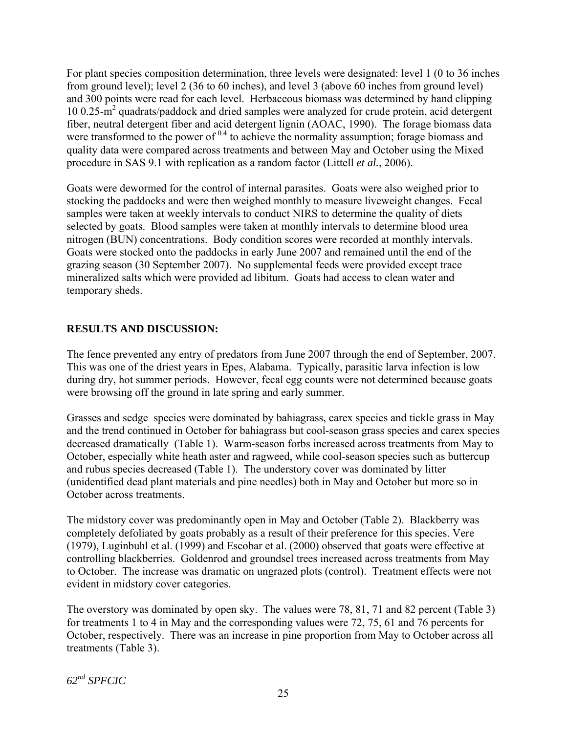For plant species composition determination, three levels were designated: level 1 (0 to 36 inches from ground level); level 2 (36 to 60 inches), and level 3 (above 60 inches from ground level) and 300 points were read for each level. Herbaceous biomass was determined by hand clipping 10 0.25-$m^2$ quadrats/paddock and dried samples were analyzed for crude protein, acid detergent fiber, neutral detergent fiber and acid detergent lignin (AOAC, 1990). The forage biomass data were transformed to the power of $^{0.4}$ to achieve the normality assumption; forage biomass and quality data were compared across treatments and between May and October using the Mixed procedure in SAS 9.1 with replication as a random factor (Littell *et al.*, 2006).

Goats were dewormed for the control of internal parasites. Goats were also weighed prior to stocking the paddocks and were then weighed monthly to measure liveweight changes. Fecal samples were taken at weekly intervals to conduct NIRS to determine the quality of diets selected by goats. Blood samples were taken at monthly intervals to determine blood urea nitrogen (BUN) concentrations. Body condition scores were recorded at monthly intervals. Goats were stocked onto the paddocks in early June 2007 and remained until the end of the grazing season (30 September 2007). No supplemental feeds were provided except trace mineralized salts which were provided ad libitum. Goats had access to clean water and temporary sheds.

## RESULTS AND DISCUSSION:

The fence prevented any entry of predators from June 2007 through the end of September, 2007. This was one of the driest years in Epes, Alabama. Typically, parasitic larva infection is low during dry, hot summer periods. However, fecal egg counts were not determined because goats were browsing off the ground in late spring and early summer.

Grasses and sedge species were dominated by bahiagrass, carex species and tickle grass in May and the trend continued in October for bahiagrass but cool-season grass species and carex species decreased dramatically (Table 1). Warm-season forbs increased across treatments from May to October, especially white heath aster and ragweed, while cool-season species such as buttercup and rubus species decreased (Table 1). The understory cover was dominated by litter (unidentified dead plant materials and pine needles) both in May and October but more so in October across treatments.

The midstory cover was predominantly open in May and October (Table 2). Blackberry was completely defoliated by goats probably as a result of their preference for this species. Vere (1979), Luginbuhl et al. (1999) and Escobar et al. (2000) observed that goats were effective at controlling blackberries. Goldenrod and groundsel trees increased across treatments from May to October. The increase was dramatic on ungrazed plots (control). Treatment effects were not evident in midstory cover categories.

The overstory was dominated by open sky. The values were 78, 81, 71 and 82 percent (Table 3) for treatments 1 to 4 in May and the corresponding values were 72, 75, 61 and 76 percents for October, respectively. There was an increase in pine proportion from May to October across all treatments (Table 3).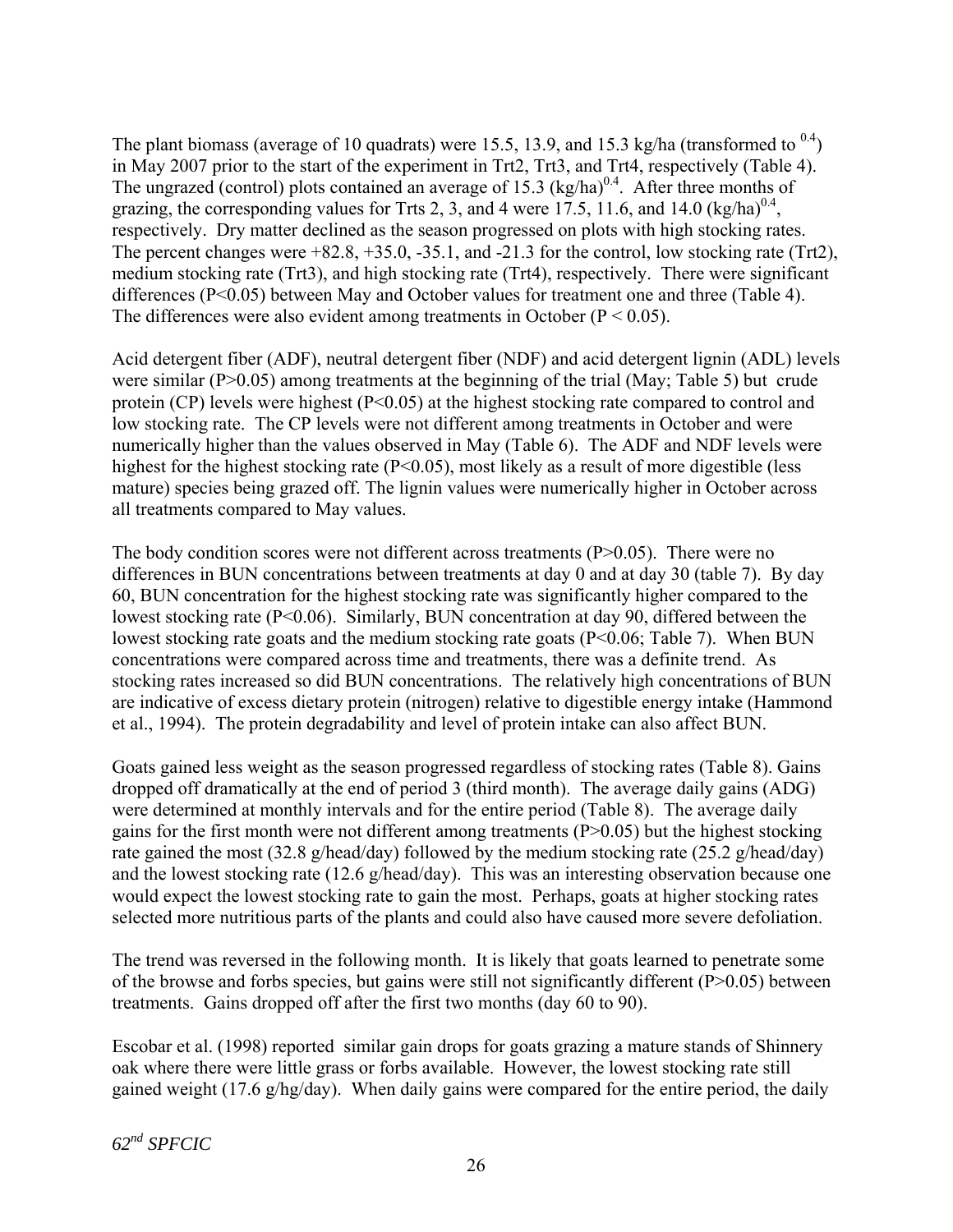The plant biomass (average of 10 quadrats) were 15.5, 13.9, and 15.3 kg/ha (transformed to $^{0.4}$) in May 2007 prior to the start of the experiment in Trt2, Trt3, and Trt4, respectively (Table 4). The ungrazed (control) plots contained an average of 15.3 $(kg/ha)^{0.4}$. After three months of grazing, the corresponding values for Trts 2, 3, and 4 were 17.5, 11.6, and 14.0 $(kg/ha)^{0.4}$, respectively. Dry matter declined as the season progressed on plots with high stocking rates. The percent changes were +82.8, +35.0, -35.1, and -21.3 for the control, low stocking rate (Trt2), medium stocking rate (Trt3), and high stocking rate (Trt4), respectively. There were significant differences ($P<0.05$) between May and October values for treatment one and three (Table 4). The differences were also evident among treatments in October ($P < 0.05$).

Acid detergent fiber (ADF), neutral detergent fiber (NDF) and acid detergent lignin (ADL) levels were similar ($P>0.05$) among treatments at the beginning of the trial (May; Table 5) but crude protein (CP) levels were highest ($P<0.05$) at the highest stocking rate compared to control and low stocking rate. The CP levels were not different among treatments in October and were numerically higher than the values observed in May (Table 6). The ADF and NDF levels were highest for the highest stocking rate ($P<0.05$), most likely as a result of more digestible (less mature) species being grazed off. The lignin values were numerically higher in October across all treatments compared to May values.

The body condition scores were not different across treatments ($P>0.05$). There were no differences in BUN concentrations between treatments at day 0 and at day 30 (table 7). By day 60, BUN concentration for the highest stocking rate was significantly higher compared to the lowest stocking rate ($P<0.06$). Similarly, BUN concentration at day 90, differed between the lowest stocking rate goats and the medium stocking rate goats ($P<0.06$; Table 7). When BUN concentrations were compared across time and treatments, there was a definite trend. As stocking rates increased so did BUN concentrations. The relatively high concentrations of BUN are indicative of excess dietary protein (nitrogen) relative to digestible energy intake (Hammond et al., 1994). The protein degradability and level of protein intake can also affect BUN.

Goats gained less weight as the season progressed regardless of stocking rates (Table 8). Gains dropped off dramatically at the end of period 3 (third month). The average daily gains (ADG) were determined at monthly intervals and for the entire period (Table 8). The average daily gains for the first month were not different among treatments ($P>0.05$) but the highest stocking rate gained the most (32.8 g/head/day) followed by the medium stocking rate (25.2 g/head/day) and the lowest stocking rate (12.6 g/head/day). This was an interesting observation because one would expect the lowest stocking rate to gain the most. Perhaps, goats at higher stocking rates selected more nutritious parts of the plants and could also have caused more severe defoliation.

The trend was reversed in the following month. It is likely that goats learned to penetrate some of the browse and forbs species, but gains were still not significantly different ($P>0.05$) between treatments. Gains dropped off after the first two months (day 60 to 90).

Escobar et al. (1998) reported similar gain drops for goats grazing a mature stands of Shinnery oak where there were little grass or forbs available. However, the lowest stocking rate still gained weight (17.6 g/hg/day). When daily gains were compared for the entire period, the daily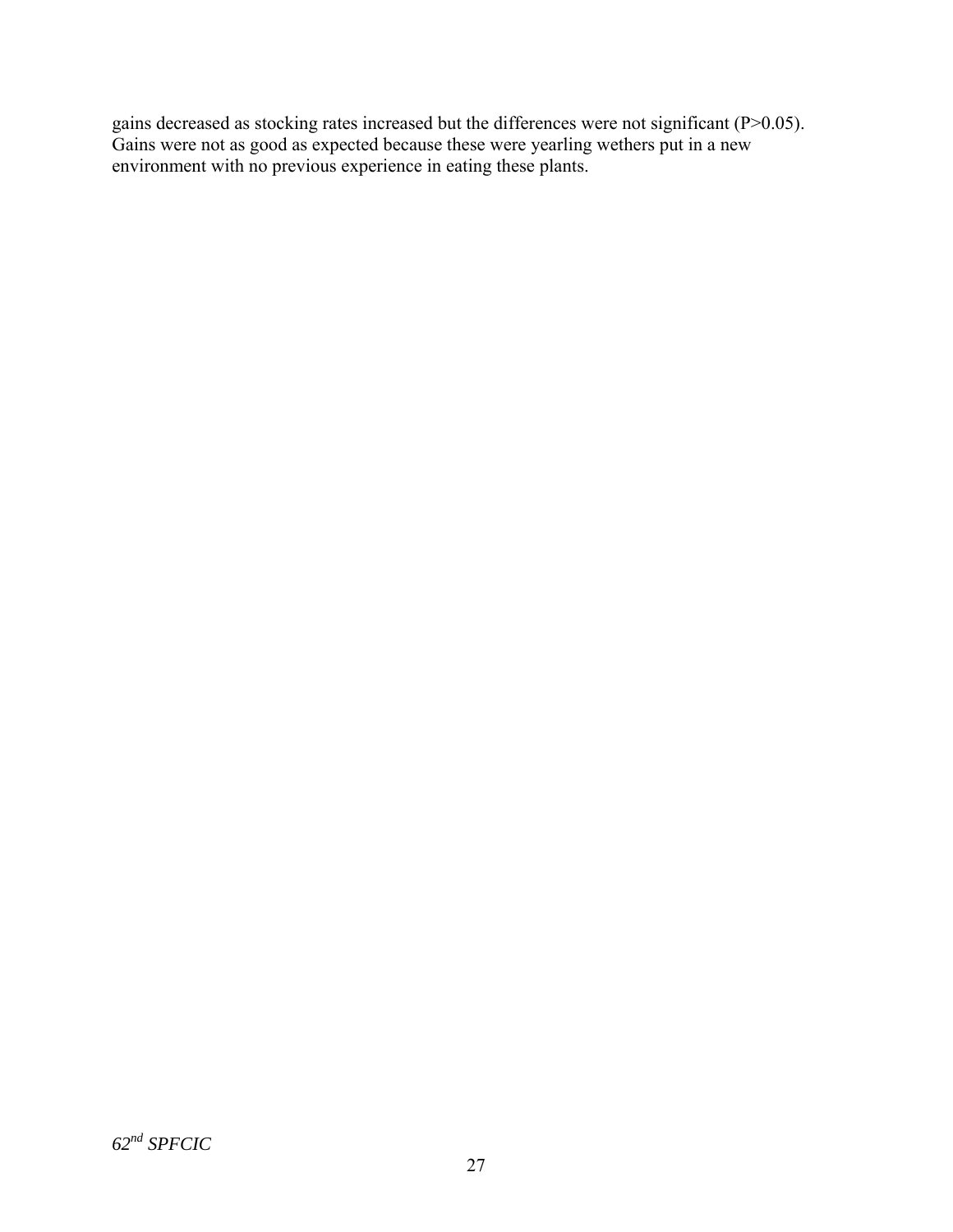gains decreased as stocking rates increased but the differences were not significant ($P>0.05$). Gains were not as good as expected because these were yearling wethers put in a new environment with no previous experience in eating these plants.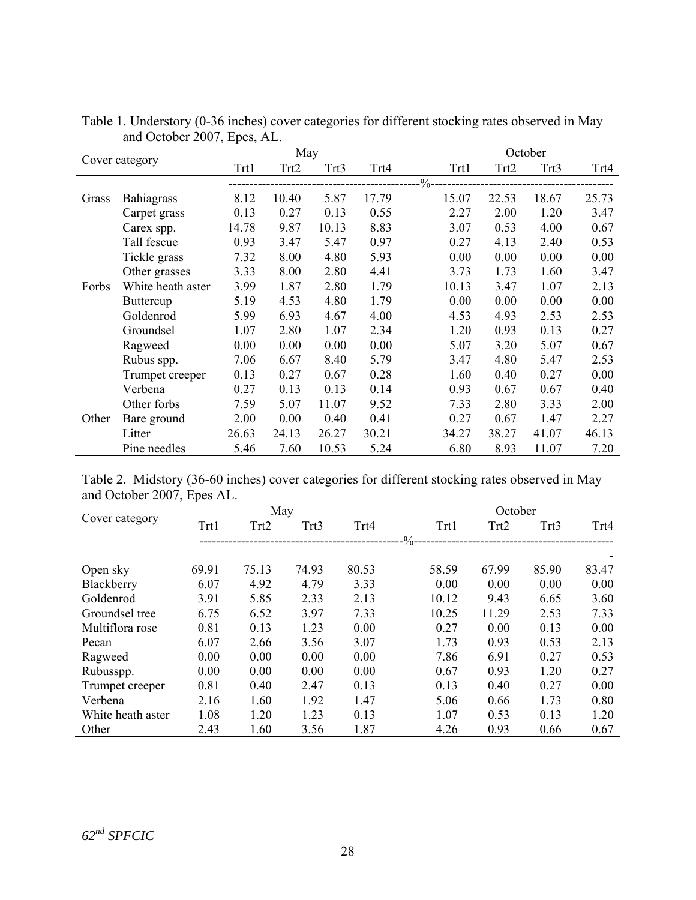Table 1. Understory (0-36 inches) cover categories for different stocking rates observed in May and October 2007, Epes, AL.

| Cover category | | May | | | | October | | | |
|---|---|---|---|---|---|---|---|---|---|
| | | Trt1 | Trt2 | Trt3 | Trt4 | Trt1 | Trt2 | Trt3 | Trt4 |
| | | % | | | | | | | |
| Grass | Bahiagrass | 8.12 | 10.40 | 5.87 | 17.79 | 15.07 | 22.53 | 18.67 | 25.73 |
| | Carpet grass | 0.13 | 0.27 | 0.13 | 0.55 | 2.27 | 2.00 | 1.20 | 3.47 |
| | Carex spp. | 14.78 | 9.87 | 10.13 | 8.83 | 3.07 | 0.53 | 4.00 | 0.67 |
| | Tall fescue | 0.93 | 3.47 | 5.47 | 0.97 | 0.27 | 4.13 | 2.40 | 0.53 |
| | Tickle grass | 7.32 | 8.00 | 4.80 | 5.93 | 0.00 | 0.00 | 0.00 | 0.00 |
| | Other grasses | 3.33 | 8.00 | 2.80 | 4.41 | 3.73 | 1.73 | 1.60 | 3.47 |
| Forbs | White heath aster | 3.99 | 1.87 | 2.80 | 1.79 | 10.13 | 3.47 | 1.07 | 2.13 |
| | Buttercup | 5.19 | 4.53 | 4.80 | 1.79 | 0.00 | 0.00 | 0.00 | 0.00 |
| | Goldenrod | 5.99 | 6.93 | 4.67 | 4.00 | 4.53 | 4.93 | 2.53 | 2.53 |
| | Groundsel | 1.07 | 2.80 | 1.07 | 2.34 | 1.20 | 0.93 | 0.13 | 0.27 |
| | Ragweed | 0.00 | 0.00 | 0.00 | 0.00 | 5.07 | 3.20 | 5.07 | 0.67 |
| | Rubus spp. | 7.06 | 6.67 | 8.40 | 5.79 | 3.47 | 4.80 | 5.47 | 2.53 |
| | Trumpet creeper | 0.13 | 0.27 | 0.67 | 0.28 | 1.60 | 0.40 | 0.27 | 0.00 |
| | Verbena | 0.27 | 0.13 | 0.13 | 0.14 | 0.93 | 0.67 | 0.67 | 0.40 |
| | Other forbs | 7.59 | 5.07 | 11.07 | 9.52 | 7.33 | 2.80 | 3.33 | 2.00 |
| Other | Bare ground | 2.00 | 0.00 | 0.40 | 0.41 | 0.27 | 0.67 | 1.47 | 2.27 |
| | Litter | 26.63 | 24.13 | 26.27 | 30.21 | 34.27 | 38.27 | 41.07 | 46.13 |
| | Pine needles | 5.46 | 7.60 | 10.53 | 5.24 | 6.80 | 8.93 | 11.07 | 7.20 |

Table 2. Midstory (36-60 inches) cover categories for different stocking rates observed in May and October 2007, Epes AL.

| Cover category | May | | | | October | | | |
|---|---|---|---|---|---|---|---|---|
| | Trt1 | Trt2 | Trt3 | Trt4 | Trt1 | Trt2 | Trt3 | Trt4 |
| | % | | | | | | | |
| Open sky | 69.91 | 75.13 | 74.93 | 80.53 | 58.59 | 67.99 | 85.90 | 83.47 |
| Blackberry | 6.07 | 4.92 | 4.79 | 3.33 | 0.00 | 0.00 | 0.00 | 0.00 |
| Goldenrod | 3.91 | 5.85 | 2.33 | 2.13 | 10.12 | 9.43 | 6.65 | 3.60 |
| Groundsel tree | 6.75 | 6.52 | 3.97 | 7.33 | 10.25 | 11.29 | 2.53 | 7.33 |
| Multiflora rose | 0.81 | 0.13 | 1.23 | 0.00 | 0.27 | 0.00 | 0.13 | 0.00 |
| Pecan | 6.07 | 2.66 | 3.56 | 3.07 | 1.73 | 0.93 | 0.53 | 2.13 |
| Ragweed | 0.00 | 0.00 | 0.00 | 0.00 | 7.86 | 6.91 | 0.27 | 0.53 |
| Rubusspp. | 0.00 | 0.00 | 0.00 | 0.00 | 0.67 | 0.93 | 1.20 | 0.27 |
| Trumpet creeper | 0.81 | 0.40 | 2.47 | 0.13 | 0.13 | 0.40 | 0.27 | 0.00 |
| Verbena | 2.16 | 1.60 | 1.92 | 1.47 | 5.06 | 0.66 | 1.73 | 0.80 |
| White heath aster | 1.08 | 1.20 | 1.23 | 0.13 | 1.07 | 0.53 | 0.13 | 1.20 |
| Other | 2.43 | 1.60 | 3.56 | 1.87 | 4.26 | 0.93 | 0.66 | 0.67 |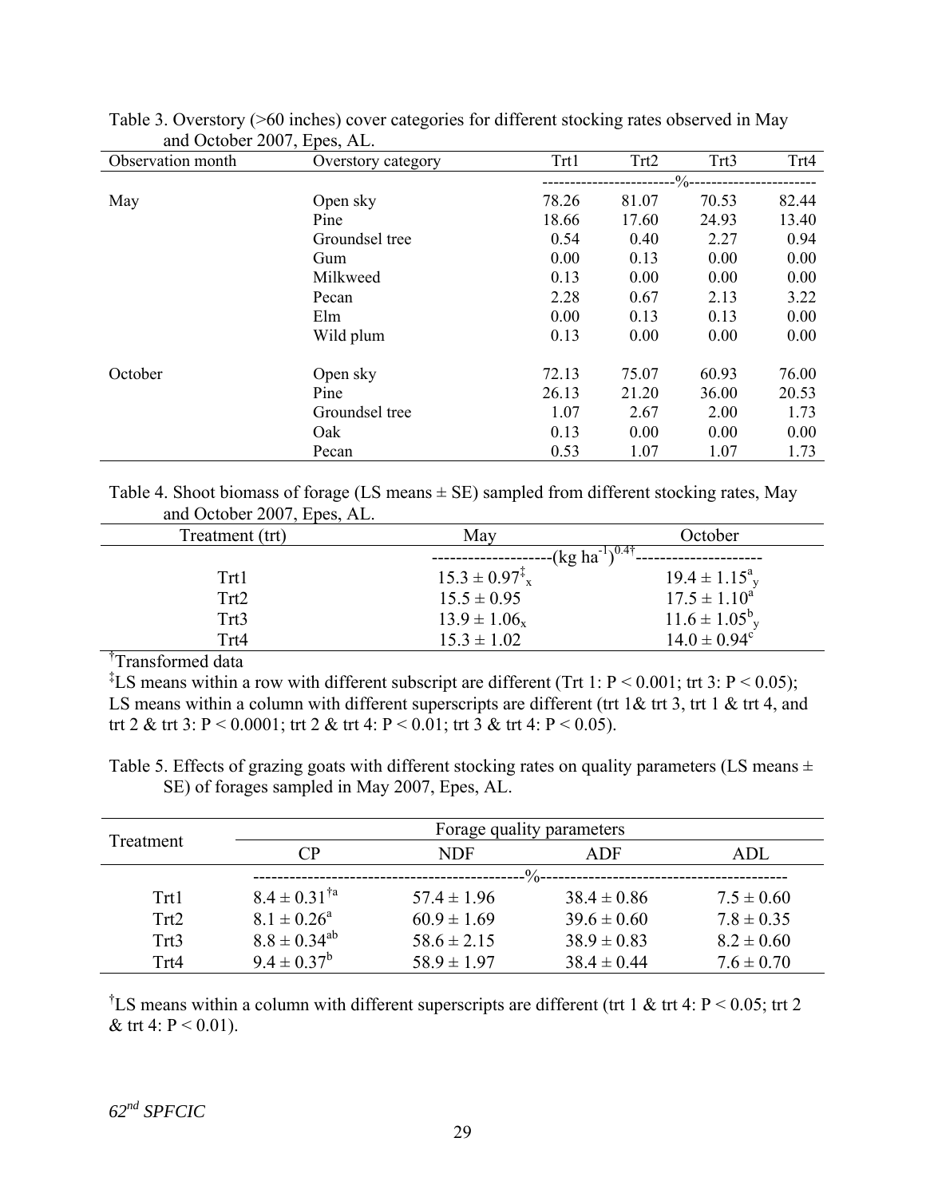Table 3. Overstory (>60 inches) cover categories for different stocking rates observed in May and October 2007, Epes, AL.

| Observation month | Overstory category | Trt1 | Trt2 | Trt3 | Trt4 |
|---|---|---|---|---|---|
| | | % | | | |
| May | Open sky | 78.26 | 81.07 | 70.53 | 82.44 |
| | Pine | 18.66 | 17.60 | 24.93 | 13.40 |
| | Groundsel tree | 0.54 | 0.40 | 2.27 | 0.94 |
| | Gum | 0.00 | 0.13 | 0.00 | 0.00 |
| | Milkweed | 0.13 | 0.00 | 0.00 | 0.00 |
| | Pecan | 2.28 | 0.67 | 2.13 | 3.22 |
| | Elm | 0.00 | 0.13 | 0.13 | 0.00 |
| | Wild plum | 0.13 | 0.00 | 0.00 | 0.00 |
| October | Open sky | 72.13 | 75.07 | 60.93 | 76.00 |
| | Pine | 26.13 | 21.20 | 36.00 | 20.53 |
| | Groundsel tree | 1.07 | 2.67 | 2.00 | 1.73 |
| | Oak | 0.13 | 0.00 | 0.00 | 0.00 |
| | Pecan | 0.53 | 1.07 | 1.07 | 1.73 |

Table 4. Shoot biomass of forage (LS means ± SE) sampled from different stocking rates, May and October 2007, Epes, AL.

| Treatment (trt) | May | October |
|---|---|---|
| | $(\text{kg ha}^{-1})^{0.4}$† | |
| Trt1 | $15.3 \pm 0.97^{‡}_{x}$ | $19.4 \pm 1.15^{a}_{y}$ |
| Trt2 | $15.5 \pm 0.95$ | $17.5 \pm 1.10^{a}$ |
| Trt3 | $13.9 \pm 1.06_{x}$ | $11.6 \pm 1.05^{b}_{y}$ |
| Trt4 | $15.3 \pm 1.02$ | $14.0 \pm 0.94^{c}$ |

†Transformed data

‡LS means within a row with different subscript are different (Trt 1: $P < 0.001$; trt 3: $P < 0.05$); LS means within a column with different superscripts are different (trt 1& trt 3, trt 1 & trt 4, and trt 2 & trt 3: $P < 0.0001$; trt 2 & trt 4: $P < 0.01$; trt 3 & trt 4: $P < 0.05$).

Table 5. Effects of grazing goats with different stocking rates on quality parameters (LS means ± SE) of forages sampled in May 2007, Epes, AL.

| Treatment | Forage quality parameters | | | |
|---|---|---|---|---|
| | CP | NDF | ADF | ADL |
| | % | | | |
| Trt1 | $8.4 \pm 0.31^{†a}$ | $57.4 \pm 1.96$ | $38.4 \pm 0.86$ | $7.5 \pm 0.60$ |
| Trt2 | $8.1 \pm 0.26^{a}$ | $60.9 \pm 1.69$ | $39.6 \pm 0.60$ | $7.8 \pm 0.35$ |
| Trt3 | $8.8 \pm 0.34^{ab}$ | $58.6 \pm 2.15$ | $38.9 \pm 0.83$ | $8.2 \pm 0.60$ |
| Trt4 | $9.4 \pm 0.37^{b}$ | $58.9 \pm 1.97$ | $38.4 \pm 0.44$ | $7.6 \pm 0.70$ |

†LS means within a column with different superscripts are different (trt 1 & trt 4: $P < 0.05$; trt 2 & trt 4: $P < 0.01$).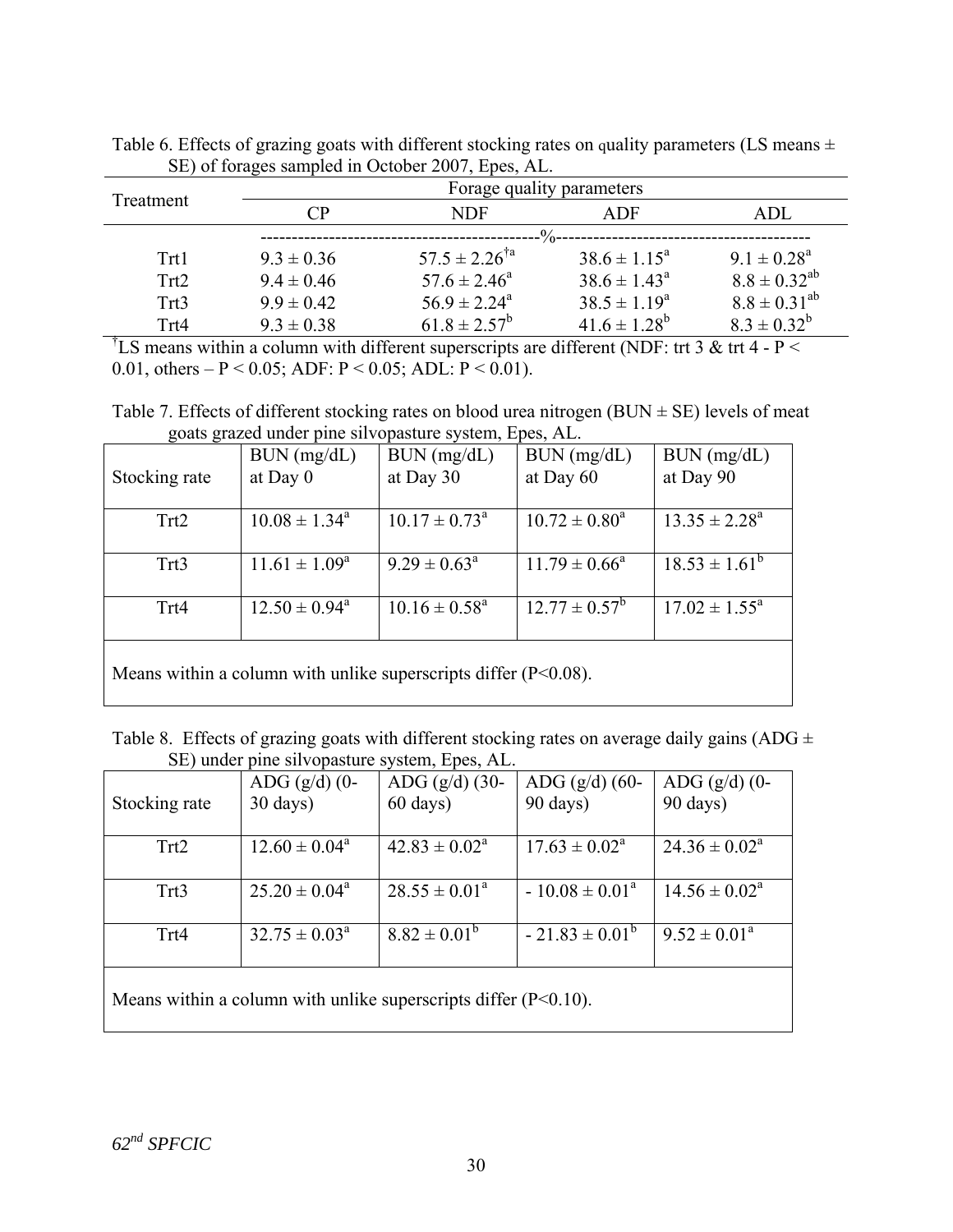Table 6. Effects of grazing goats with different stocking rates on quality parameters (LS means ± SE) of forages sampled in October 2007, Epes, AL.

| Treatment | Forage quality parameters | | | |
|---|---|---|---|---|
| | CP | NDF | ADF | ADL |
| | --------------------------------------------%-------------------------------------------- | | | |
| Trt1 | 9.3 ± 0.36 | 57.5 ± 2.26[†a] | 38.6 ± 1.15[a] | 9.1 ± 0.28[a] |
| Trt2 | 9.4 ± 0.46 | 57.6 ± 2.46[a] | 38.6 ± 1.43[a] | 8.8 ± 0.32[ab] |
| Trt3 | 9.9 ± 0.42 | 56.9 ± 2.24[a] | 38.5 ± 1.19[a] | 8.8 ± 0.31[ab] |
| Trt4 | 9.3 ± 0.38 | 61.8 ± 2.57[b] | 41.6 ± 1.28[b] | 8.3 ± 0.32[b] |

[†]LS means within a column with different superscripts are different (NDF: trt 3 & trt 4 - $P < 0.01$, others – $P < 0.05$; ADF: $P < 0.05$; ADL: $P < 0.01$).

Table 7. Effects of different stocking rates on blood urea nitrogen (BUN ± SE) levels of meat goats grazed under pine silvopasture system, Epes, AL.

| Stocking rate | BUN (mg/dL) at Day 0 | BUN (mg/dL) at Day 30 | BUN (mg/dL) at Day 60 | BUN (mg/dL) at Day 90 |
|---|---|---|---|---|
| Trt2 | 10.08 ± 1.34[a] | 10.17 ± 0.73[a] | 10.72 ± 0.80[a] | 13.35 ± 2.28[a] |
| Trt3 | 11.61 ± 1.09[a] | 9.29 ± 0.63[a] | 11.79 ± 0.66[a] | 18.53 ± 1.61[b] |
| Trt4 | 12.50 ± 0.94[a] | 10.16 ± 0.58[a] | 12.77 ± 0.57[b] | 17.02 ± 1.55[a] |
| Means within a column with unlike superscripts differ ($P<0.08$). | | | | |

Table 8. Effects of grazing goats with different stocking rates on average daily gains (ADG ± SE) under pine silvopasture system, Epes, AL.

| Stocking rate | ADG (g/d) (0-30 days) | ADG (g/d) (30-60 days) | ADG (g/d) (60-90 days) | ADG (g/d) (0-90 days) |
|---|---|---|---|---|
| Trt2 | 12.60 ± 0.04[a] | 42.83 ± 0.02[a] | 17.63 ± 0.02[a] | 24.36 ± 0.02[a] |
| Trt3 | 25.20 ± 0.04[a] | 28.55 ± 0.01[a] | - 10.08 ± 0.01[a] | 14.56 ± 0.02[a] |
| Trt4 | 32.75 ± 0.03[a] | 8.82 ± 0.01[b] | - 21.83 ± 0.01[b] | 9.52 ± 0.01[a] |
| Means within a column with unlike superscripts differ ($P<0.10$). | | | | |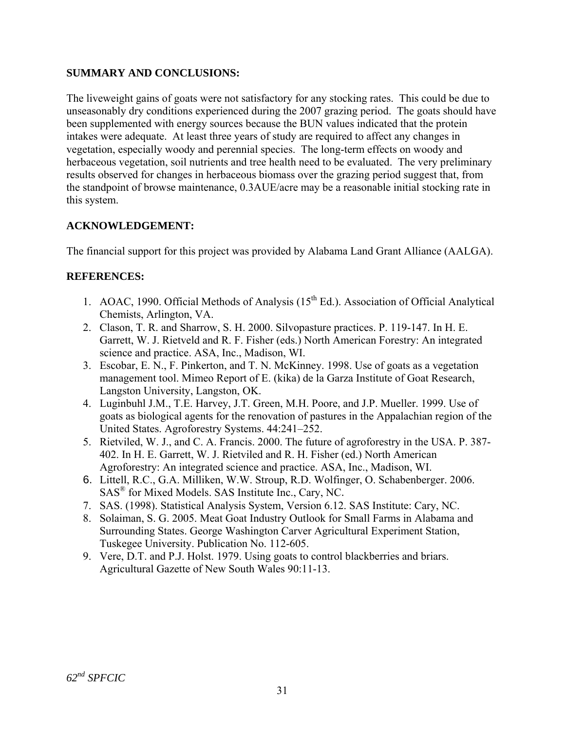**SUMMARY AND CONCLUSIONS:**

The liveweight gains of goats were not satisfactory for any stocking rates. This could be due to unseasonably dry conditions experienced during the 2007 grazing period. The goats should have been supplemented with energy sources because the BUN values indicated that the protein intakes were adequate. At least three years of study are required to affect any changes in vegetation, especially woody and perennial species. The long-term effects on woody and herbaceous vegetation, soil nutrients and tree health need to be evaluated. The very preliminary results observed for changes in herbaceous biomass over the grazing period suggest that, from the standpoint of browse maintenance, 0.3AUE/acre may be a reasonable initial stocking rate in this system.

**ACKNOWLEDGEMENT:**

The financial support for this project was provided by Alabama Land Grant Alliance (AALGA).

**REFERENCES:**

1. AOAC, 1990. Official Methods of Analysis (15th Ed.). Association of Official Analytical Chemists, Arlington, VA.
2. Clason, T. R. and Sharrow, S. H. 2000. Silvopasture practices. P. 119-147. In H. E. Garrett, W. J. Rietveld and R. F. Fisher (eds.) North American Forestry: An integrated science and practice. ASA, Inc., Madison, WI.
3. Escobar, E. N., F. Pinkerton, and T. N. McKinney. 1998. Use of goats as a vegetation management tool. Mimeo Report of E. (kika) de la Garza Institute of Goat Research, Langston University, Langston, OK.
4. Luginbuhl J.M., T.E. Harvey, J.T. Green, M.H. Poore, and J.P. Mueller. 1999. Use of goats as biological agents for the renovation of pastures in the Appalachian region of the United States. Agroforestry Systems. 44:241–252.
5. Rietviled, W. J., and C. A. Francis. 2000. The future of agroforestry in the USA. P. 387-402. In H. E. Garrett, W. J. Rietviled and R. H. Fisher (ed.) North American Agroforestry: An integrated science and practice. ASA, Inc., Madison, WI.
6. Littell, R.C., G.A. Milliken, W.W. Stroup, R.D. Wolfinger, O. Schabenberger. 2006. SAS® for Mixed Models. SAS Institute Inc., Cary, NC.
7. SAS. (1998). Statistical Analysis System, Version 6.12. SAS Institute: Cary, NC.
8. Solaiman, S. G. 2005. Meat Goat Industry Outlook for Small Farms in Alabama and Surrounding States. George Washington Carver Agricultural Experiment Station, Tuskegee University. Publication No. 112-605.
9. Vere, D.T. and P.J. Holst. 1979. Using goats to control blackberries and briars. Agricultural Gazette of New South Wales 90:11-13.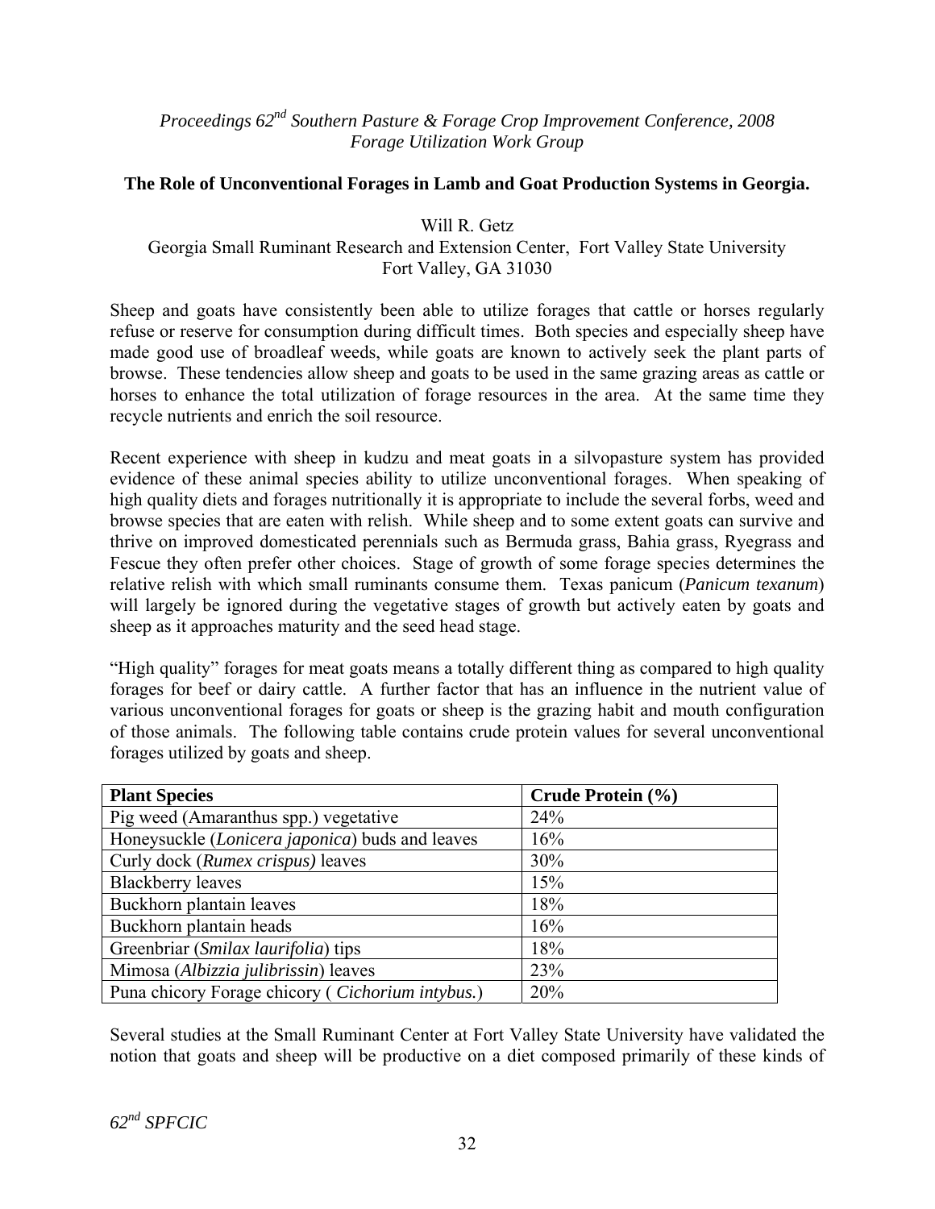*Proceedings 62nd Southern Pasture & Forage Crop Improvement Conference, 2008*
*Forage Utilization Work Group*

**The Role of Unconventional Forages in Lamb and Goat Production Systems in Georgia.**

Will R. Getz
Georgia Small Ruminant Research and Extension Center, Fort Valley State University
Fort Valley, GA 31030

Sheep and goats have consistently been able to utilize forages that cattle or horses regularly refuse or reserve for consumption during difficult times. Both species and especially sheep have made good use of broadleaf weeds, while goats are known to actively seek the plant parts of browse. These tendencies allow sheep and goats to be used in the same grazing areas as cattle or horses to enhance the total utilization of forage resources in the area. At the same time they recycle nutrients and enrich the soil resource.

Recent experience with sheep in kudzu and meat goats in a silvopasture system has provided evidence of these animal species ability to utilize unconventional forages. When speaking of high quality diets and forages nutritionally it is appropriate to include the several forbs, weed and browse species that are eaten with relish. While sheep and to some extent goats can survive and thrive on improved domesticated perennials such as Bermuda grass, Bahia grass, Ryegrass and Fescue they often prefer other choices. Stage of growth of some forage species determines the relative relish with which small ruminants consume them. Texas panicum (*Panicum texanum*) will largely be ignored during the vegetative stages of growth but actively eaten by goats and sheep as it approaches maturity and the seed head stage.

"High quality" forages for meat goats means a totally different thing as compared to high quality forages for beef or dairy cattle. A further factor that has an influence in the nutrient value of various unconventional forages for goats or sheep is the grazing habit and mouth configuration of those animals. The following table contains crude protein values for several unconventional forages utilized by goats and sheep.

| Plant Species | Crude Protein (%) |
|---|---|
| Pig weed (Amaranthus spp.) vegetative | 24% |
| Honeysuckle (*Lonicera japonica*) buds and leaves | 16% |
| Curly dock (*Rumex crispus)* leaves | 30% |
| Blackberry leaves | 15% |
| Buckhorn plantain leaves | 18% |
| Buckhorn plantain heads | 16% |
| Greenbriar (*Smilax laurifolia*) tips | 18% |
| Mimosa (*Albizzia julibrissin*) leaves | 23% |
| Puna chicory Forage chicory ( *Cichorium intybus.*) | 20% |

Several studies at the Small Ruminant Center at Fort Valley State University have validated the notion that goats and sheep will be productive on a diet composed primarily of these kinds of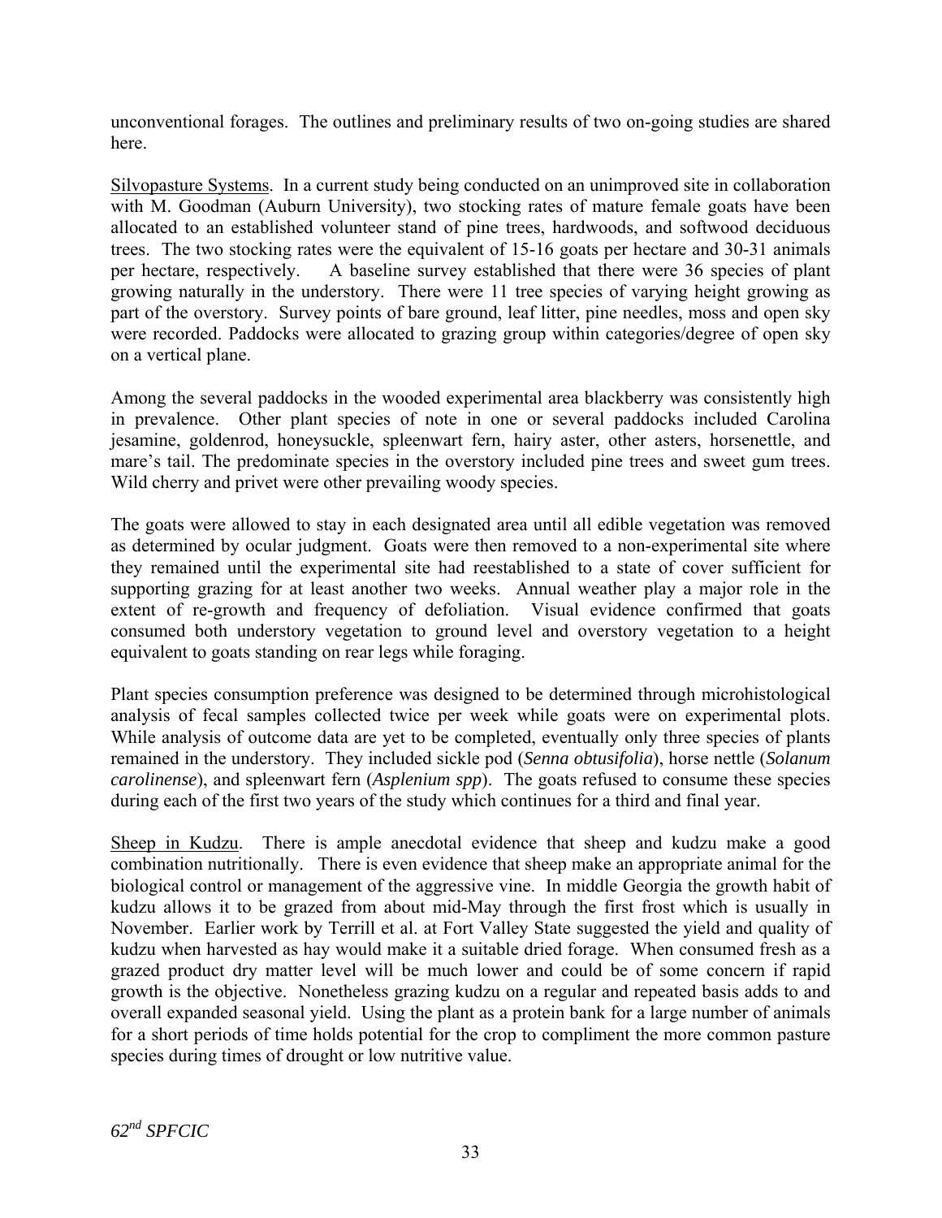unconventional forages. The outlines and preliminary results of two on-going studies are shared here.

Silvopasture Systems. In a current study being conducted on an unimproved site in collaboration with M. Goodman (Auburn University), two stocking rates of mature female goats have been allocated to an established volunteer stand of pine trees, hardwoods, and softwood deciduous trees. The two stocking rates were the equivalent of 15-16 goats per hectare and 30-31 animals per hectare, respectively. A baseline survey established that there were 36 species of plant growing naturally in the understory. There were 11 tree species of varying height growing as part of the overstory. Survey points of bare ground, leaf litter, pine needles, moss and open sky were recorded. Paddocks were allocated to grazing group within categories/degree of open sky on a vertical plane.

Among the several paddocks in the wooded experimental area blackberry was consistently high in prevalence. Other plant species of note in one or several paddocks included Carolina jesamine, goldenrod, honeysuckle, spleenwart fern, hairy aster, other asters, horsenettle, and mare's tail. The predominate species in the overstory included pine trees and sweet gum trees. Wild cherry and privet were other prevailing woody species.

The goats were allowed to stay in each designated area until all edible vegetation was removed as determined by ocular judgment. Goats were then removed to a non-experimental site where they remained until the experimental site had reestablished to a state of cover sufficient for supporting grazing for at least another two weeks. Annual weather play a major role in the extent of re-growth and frequency of defoliation. Visual evidence confirmed that goats consumed both understory vegetation to ground level and overstory vegetation to a height equivalent to goats standing on rear legs while foraging.

Plant species consumption preference was designed to be determined through microhistological analysis of fecal samples collected twice per week while goats were on experimental plots. While analysis of outcome data are yet to be completed, eventually only three species of plants remained in the understory. They included sickle pod (*Senna obtusifolia*), horse nettle (*Solanum carolinense*), and spleenwart fern (*Asplenium spp*). The goats refused to consume these species during each of the first two years of the study which continues for a third and final year.

Sheep in Kudzu. There is ample anecdotal evidence that sheep and kudzu make a good combination nutritionally. There is even evidence that sheep make an appropriate animal for the biological control or management of the aggressive vine. In middle Georgia the growth habit of kudzu allows it to be grazed from about mid-May through the first frost which is usually in November. Earlier work by Terrill et al. at Fort Valley State suggested the yield and quality of kudzu when harvested as hay would make it a suitable dried forage. When consumed fresh as a grazed product dry matter level will be much lower and could be of some concern if rapid growth is the objective. Nonetheless grazing kudzu on a regular and repeated basis adds to and overall expanded seasonal yield. Using the plant as a protein bank for a large number of animals for a short periods of time holds potential for the crop to compliment the more common pasture species during times of drought or low nutritive value.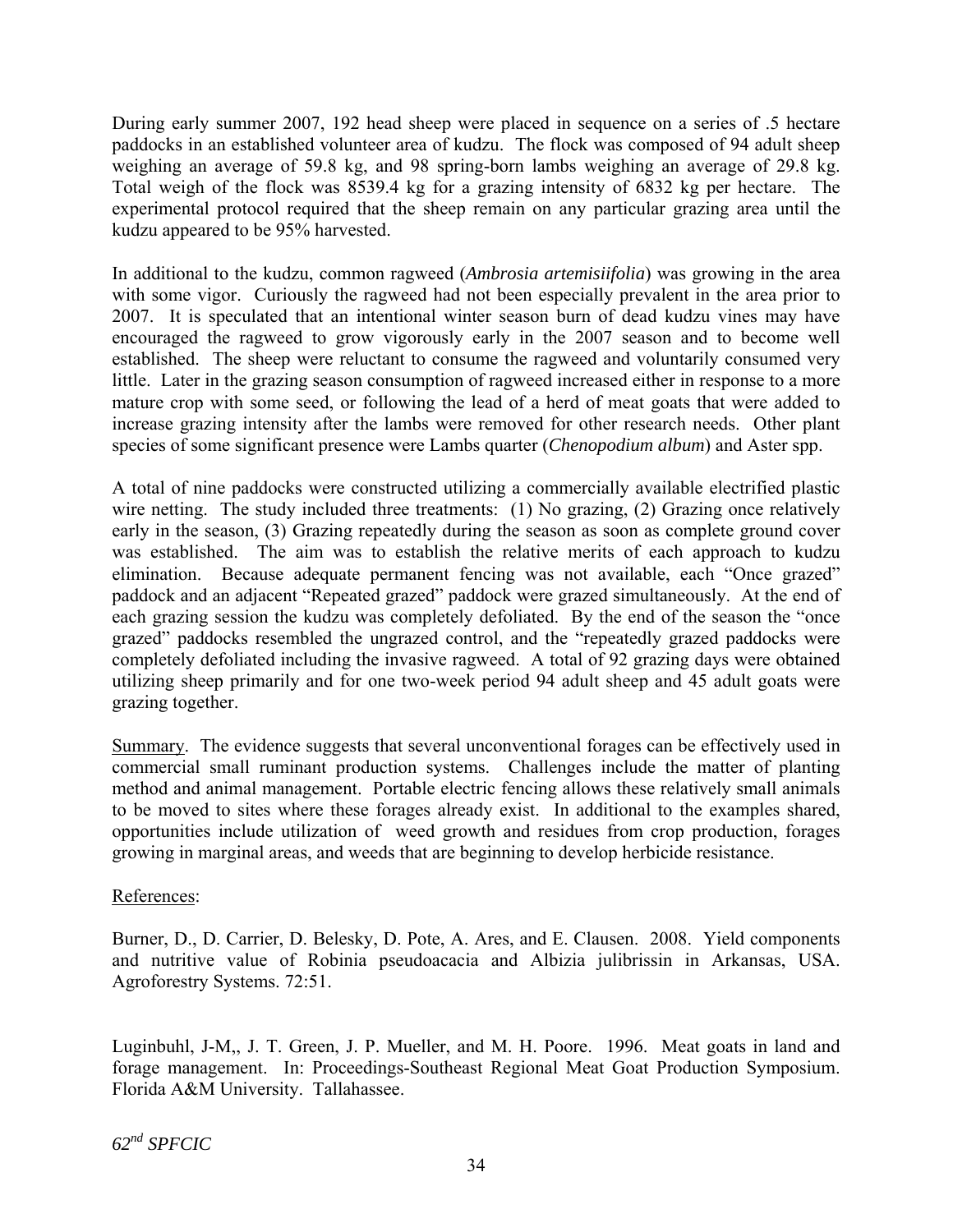During early summer 2007, 192 head sheep were placed in sequence on a series of .5 hectare paddocks in an established volunteer area of kudzu. The flock was composed of 94 adult sheep weighing an average of 59.8 kg, and 98 spring-born lambs weighing an average of 29.8 kg. Total weigh of the flock was 8539.4 kg for a grazing intensity of 6832 kg per hectare. The experimental protocol required that the sheep remain on any particular grazing area until the kudzu appeared to be 95% harvested.

In additional to the kudzu, common ragweed (*Ambrosia artemisiifolia*) was growing in the area with some vigor. Curiously the ragweed had not been especially prevalent in the area prior to 2007. It is speculated that an intentional winter season burn of dead kudzu vines may have encouraged the ragweed to grow vigorously early in the 2007 season and to become well established. The sheep were reluctant to consume the ragweed and voluntarily consumed very little. Later in the grazing season consumption of ragweed increased either in response to a more mature crop with some seed, or following the lead of a herd of meat goats that were added to increase grazing intensity after the lambs were removed for other research needs. Other plant species of some significant presence were Lambs quarter (*Chenopodium album*) and Aster spp.

A total of nine paddocks were constructed utilizing a commercially available electrified plastic wire netting. The study included three treatments: (1) No grazing, (2) Grazing once relatively early in the season, (3) Grazing repeatedly during the season as soon as complete ground cover was established. The aim was to establish the relative merits of each approach to kudzu elimination. Because adequate permanent fencing was not available, each "Once grazed" paddock and an adjacent "Repeated grazed" paddock were grazed simultaneously. At the end of each grazing session the kudzu was completely defoliated. By the end of the season the "once grazed" paddocks resembled the ungrazed control, and the "repeatedly grazed paddocks were completely defoliated including the invasive ragweed. A total of 92 grazing days were obtained utilizing sheep primarily and for one two-week period 94 adult sheep and 45 adult goats were grazing together.

<u>Summary</u>. The evidence suggests that several unconventional forages can be effectively used in commercial small ruminant production systems. Challenges include the matter of planting method and animal management. Portable electric fencing allows these relatively small animals to be moved to sites where these forages already exist. In additional to the examples shared, opportunities include utilization of weed growth and residues from crop production, forages growing in marginal areas, and weeds that are beginning to develop herbicide resistance.

<u>References</u>:

Burner, D., D. Carrier, D. Belesky, D. Pote, A. Ares, and E. Clausen. 2008. Yield components and nutritive value of Robinia pseudoacacia and Albizia julibrissin in Arkansas, USA. Agroforestry Systems. 72:51.

Luginbuhl, J-M,, J. T. Green, J. P. Mueller, and M. H. Poore. 1996. Meat goats in land and forage management. In: Proceedings-Southeast Regional Meat Goat Production Symposium. Florida A&M University. Tallahassee.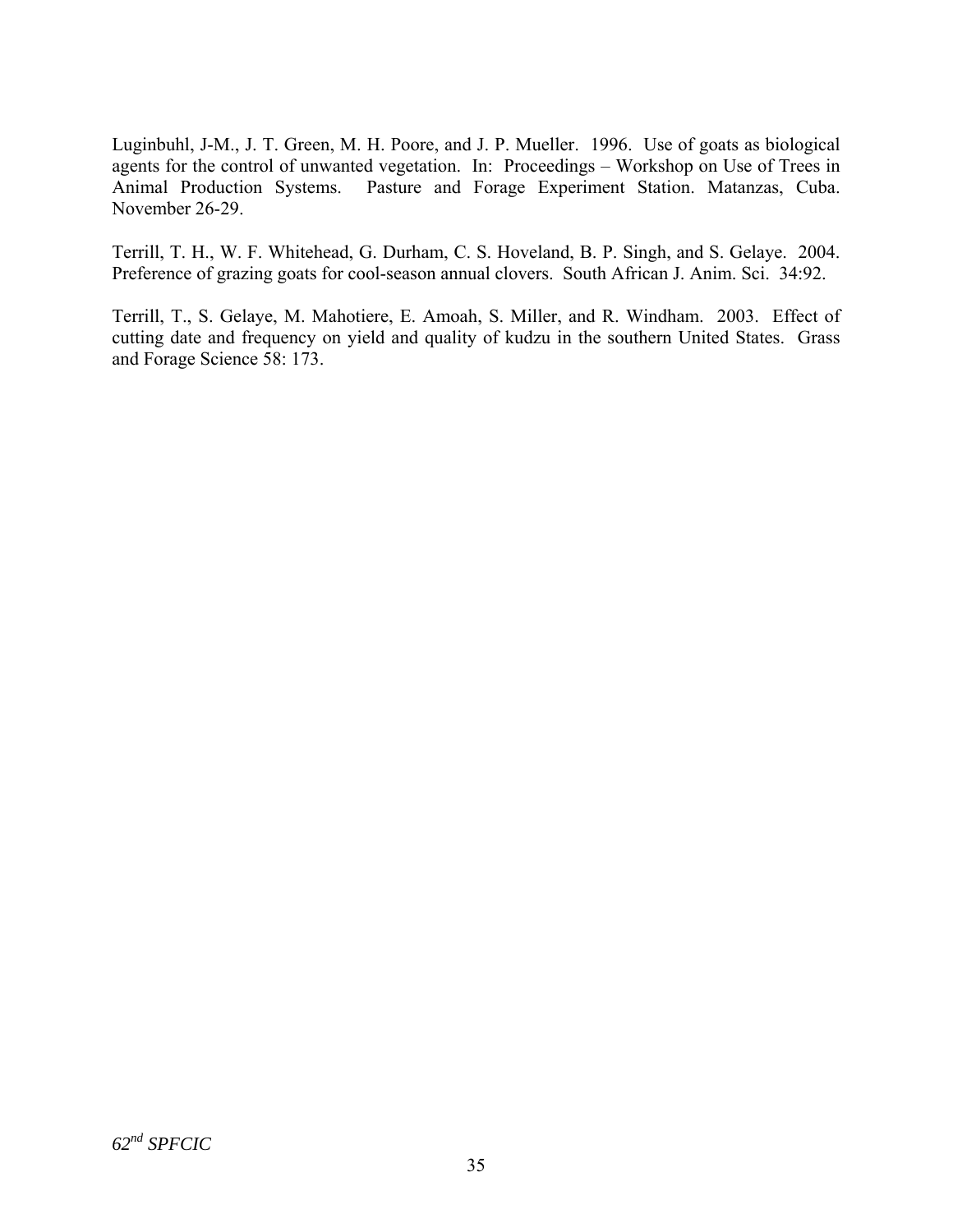Luginbuhl, J-M., J. T. Green, M. H. Poore, and J. P. Mueller. 1996. Use of goats as biological agents for the control of unwanted vegetation. In: Proceedings – Workshop on Use of Trees in Animal Production Systems. Pasture and Forage Experiment Station. Matanzas, Cuba. November 26-29.

Terrill, T. H., W. F. Whitehead, G. Durham, C. S. Hoveland, B. P. Singh, and S. Gelaye. 2004. Preference of grazing goats for cool-season annual clovers. South African J. Anim. Sci. 34:92.

Terrill, T., S. Gelaye, M. Mahotiere, E. Amoah, S. Miller, and R. Windham. 2003. Effect of cutting date and frequency on yield and quality of kudzu in the southern United States. Grass and Forage Science 58: 173.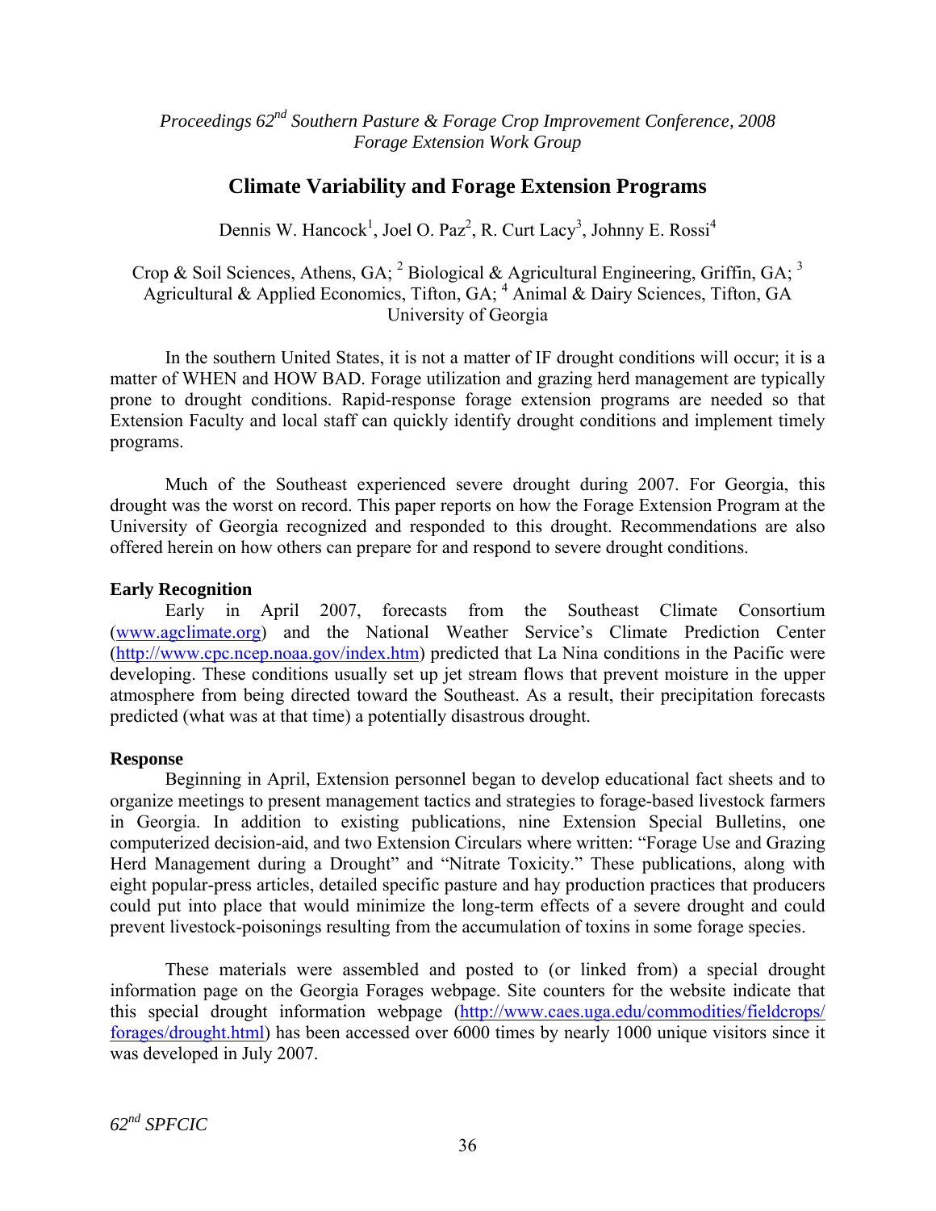*Proceedings 62nd Southern Pasture & Forage Crop Improvement Conference, 2008*
*Forage Extension Work Group*

# Climate Variability and Forage Extension Programs

Dennis W. Hancock[1], Joel O. Paz[2], R. Curt Lacy[3], Johnny E. Rossi[4]

Crop & Soil Sciences, Athens, GA; [2] Biological & Agricultural Engineering, Griffin, GA; [3] Agricultural & Applied Economics, Tifton, GA; [4] Animal & Dairy Sciences, Tifton, GA
University of Georgia

In the southern United States, it is not a matter of IF drought conditions will occur; it is a matter of WHEN and HOW BAD. Forage utilization and grazing herd management are typically prone to drought conditions. Rapid-response forage extension programs are needed so that Extension Faculty and local staff can quickly identify drought conditions and implement timely programs.

Much of the Southeast experienced severe drought during 2007. For Georgia, this drought was the worst on record. This paper reports on how the Forage Extension Program at the University of Georgia recognized and responded to this drought. Recommendations are also offered herein on how others can prepare for and respond to severe drought conditions.

**Early Recognition**

Early in April 2007, forecasts from the Southeast Climate Consortium (www.agclimate.org) and the National Weather Service's Climate Prediction Center (http://www.cpc.ncep.noaa.gov/index.htm) predicted that La Nina conditions in the Pacific were developing. These conditions usually set up jet stream flows that prevent moisture in the upper atmosphere from being directed toward the Southeast. As a result, their precipitation forecasts predicted (what was at that time) a potentially disastrous drought.

**Response**

Beginning in April, Extension personnel began to develop educational fact sheets and to organize meetings to present management tactics and strategies to forage-based livestock farmers in Georgia. In addition to existing publications, nine Extension Special Bulletins, one computerized decision-aid, and two Extension Circulars where written: "Forage Use and Grazing Herd Management during a Drought" and "Nitrate Toxicity." These publications, along with eight popular-press articles, detailed specific pasture and hay production practices that producers could put into place that would minimize the long-term effects of a severe drought and could prevent livestock-poisonings resulting from the accumulation of toxins in some forage species.

These materials were assembled and posted to (or linked from) a special drought information page on the Georgia Forages webpage. Site counters for the website indicate that this special drought information webpage (http://www.caes.uga.edu/commodities/fieldcrops/forages/drought.html) has been accessed over 6000 times by nearly 1000 unique visitors since it was developed in July 2007.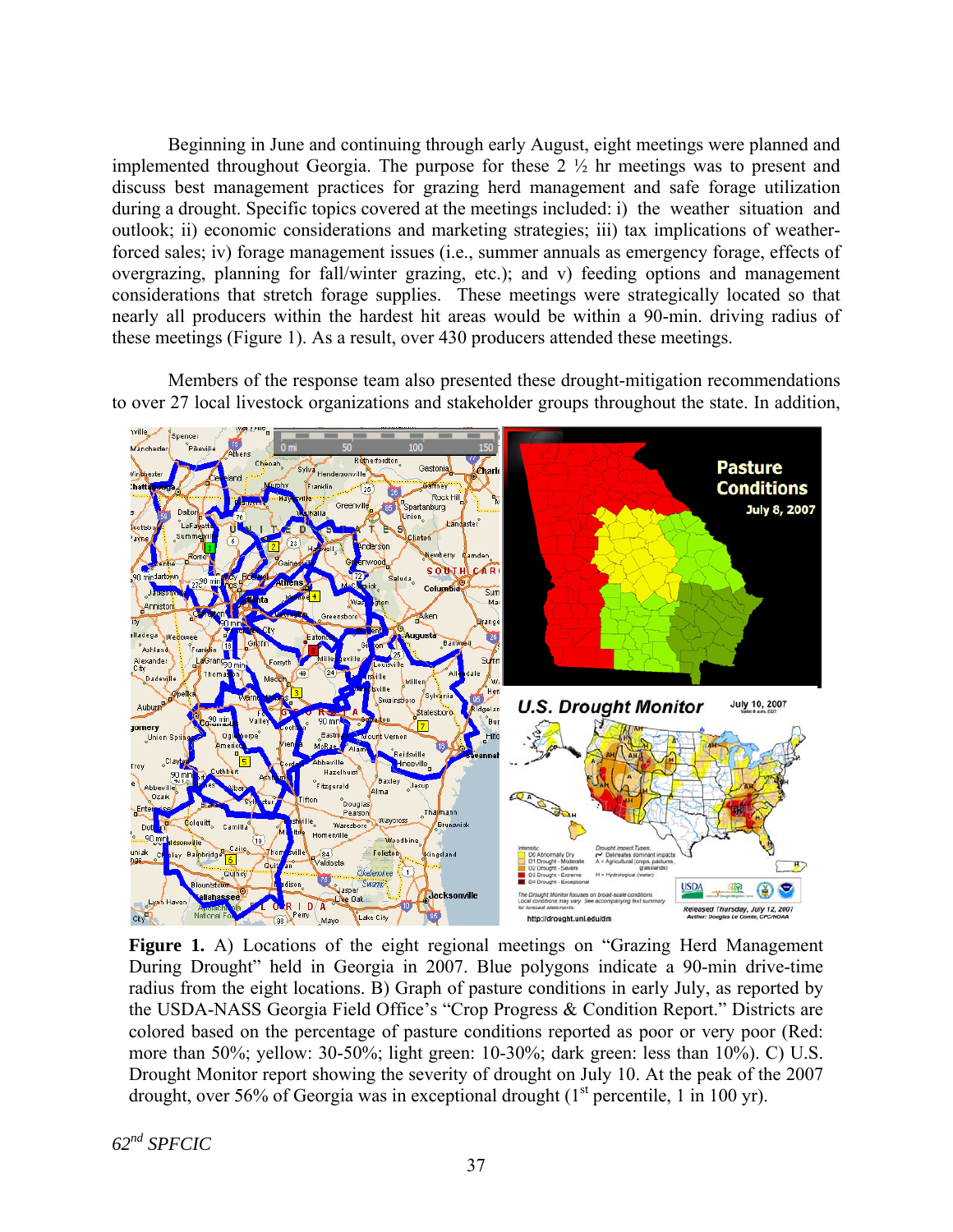Beginning in June and continuing through early August, eight meetings were planned and implemented throughout Georgia. The purpose for these 2 ½ hr meetings was to present and discuss best management practices for grazing herd management and safe forage utilization during a drought. Specific topics covered at the meetings included: i) the weather situation and outlook; ii) economic considerations and marketing strategies; iii) tax implications of weather-forced sales; iv) forage management issues (i.e., summer annuals as emergency forage, effects of overgrazing, planning for fall/winter grazing, etc.); and v) feeding options and management considerations that stretch forage supplies. These meetings were strategically located so that nearly all producers within the hardest hit areas would be within a 90-min. driving radius of these meetings (Figure 1). As a result, over 430 producers attended these meetings.

Members of the response team also presented these drought-mitigation recommendations to over 27 local livestock organizations and stakeholder groups throughout the state. In addition,

**Figure 1.** A) Locations of the eight regional meetings on "Grazing Herd Management During Drought" held in Georgia in 2007. Blue polygons indicate a 90-min drive-time radius from the eight locations. B) Graph of pasture conditions in early July, as reported by the USDA-NASS Georgia Field Office's "Crop Progress & Condition Report." Districts are colored based on the percentage of pasture conditions reported as poor or very poor (Red: more than 50%; yellow: 30-50%; light green: 10-30%; dark green: less than 10%). C) U.S. Drought Monitor report showing the severity of drought on July 10. At the peak of the 2007 drought, over 56% of Georgia was in exceptional drought (1st percentile, 1 in 100 yr).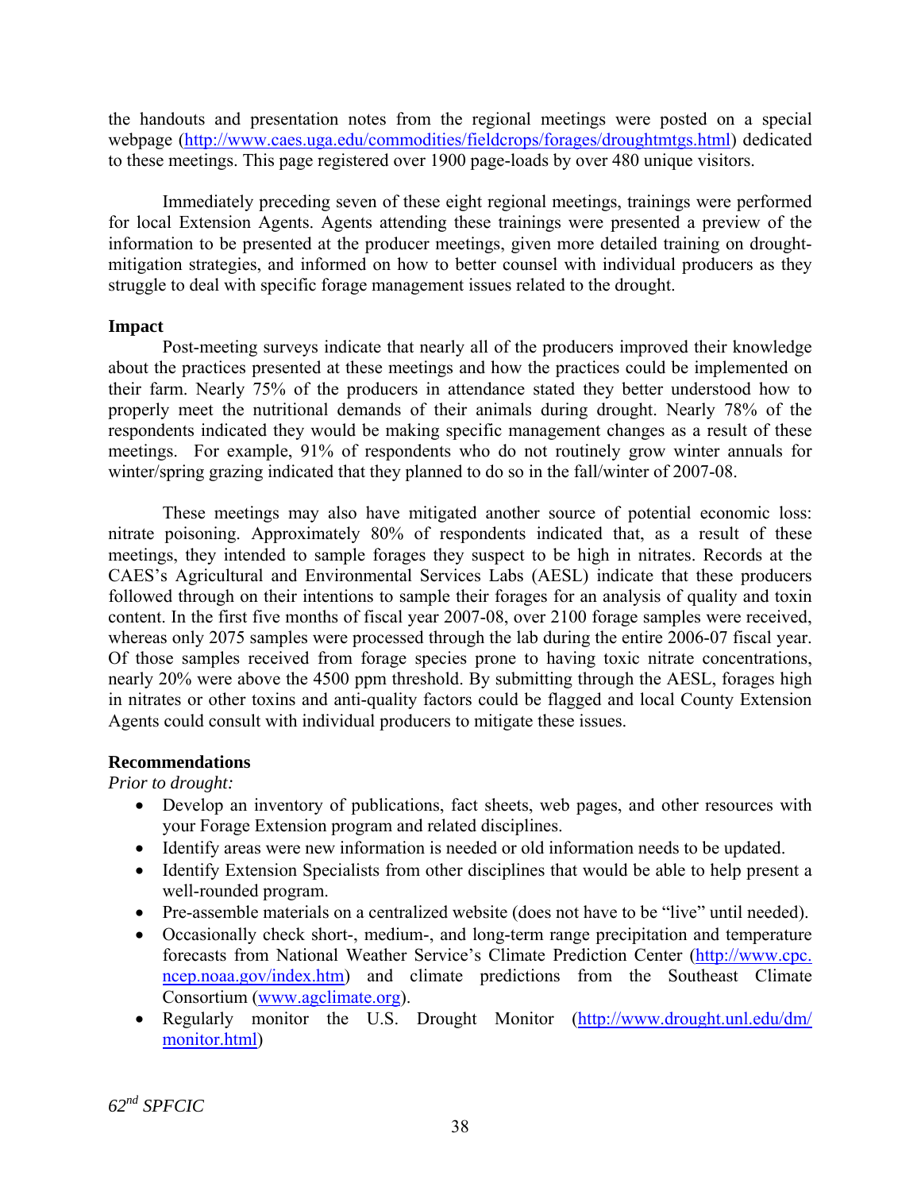the handouts and presentation notes from the regional meetings were posted on a special webpage (http://www.caes.uga.edu/commodities/fieldcrops/forages/droughtmtgs.html) dedicated to these meetings. This page registered over 1900 page-loads by over 480 unique visitors.

Immediately preceding seven of these eight regional meetings, trainings were performed for local Extension Agents. Agents attending these trainings were presented a preview of the information to be presented at the producer meetings, given more detailed training on drought-mitigation strategies, and informed on how to better counsel with individual producers as they struggle to deal with specific forage management issues related to the drought.

**Impact**

Post-meeting surveys indicate that nearly all of the producers improved their knowledge about the practices presented at these meetings and how the practices could be implemented on their farm. Nearly 75% of the producers in attendance stated they better understood how to properly meet the nutritional demands of their animals during drought. Nearly 78% of the respondents indicated they would be making specific management changes as a result of these meetings. For example, 91% of respondents who do not routinely grow winter annuals for winter/spring grazing indicated that they planned to do so in the fall/winter of 2007-08.

These meetings may also have mitigated another source of potential economic loss: nitrate poisoning. Approximately 80% of respondents indicated that, as a result of these meetings, they intended to sample forages they suspect to be high in nitrates. Records at the CAES's Agricultural and Environmental Services Labs (AESL) indicate that these producers followed through on their intentions to sample their forages for an analysis of quality and toxin content. In the first five months of fiscal year 2007-08, over 2100 forage samples were received, whereas only 2075 samples were processed through the lab during the entire 2006-07 fiscal year. Of those samples received from forage species prone to having toxic nitrate concentrations, nearly 20% were above the 4500 ppm threshold. By submitting through the AESL, forages high in nitrates or other toxins and anti-quality factors could be flagged and local County Extension Agents could consult with individual producers to mitigate these issues.

**Recommendations**

*Prior to drought:*

- Develop an inventory of publications, fact sheets, web pages, and other resources with your Forage Extension program and related disciplines.
- Identify areas were new information is needed or old information needs to be updated.
- Identify Extension Specialists from other disciplines that would be able to help present a well-rounded program.
- Pre-assemble materials on a centralized website (does not have to be "live" until needed).
- Occasionally check short-, medium-, and long-term range precipitation and temperature forecasts from National Weather Service's Climate Prediction Center (http://www.cpc.ncep.noaa.gov/index.htm) and climate predictions from the Southeast Climate Consortium (www.agclimate.org).
- Regularly monitor the U.S. Drought Monitor (http://www.drought.unl.edu/dm/monitor.html)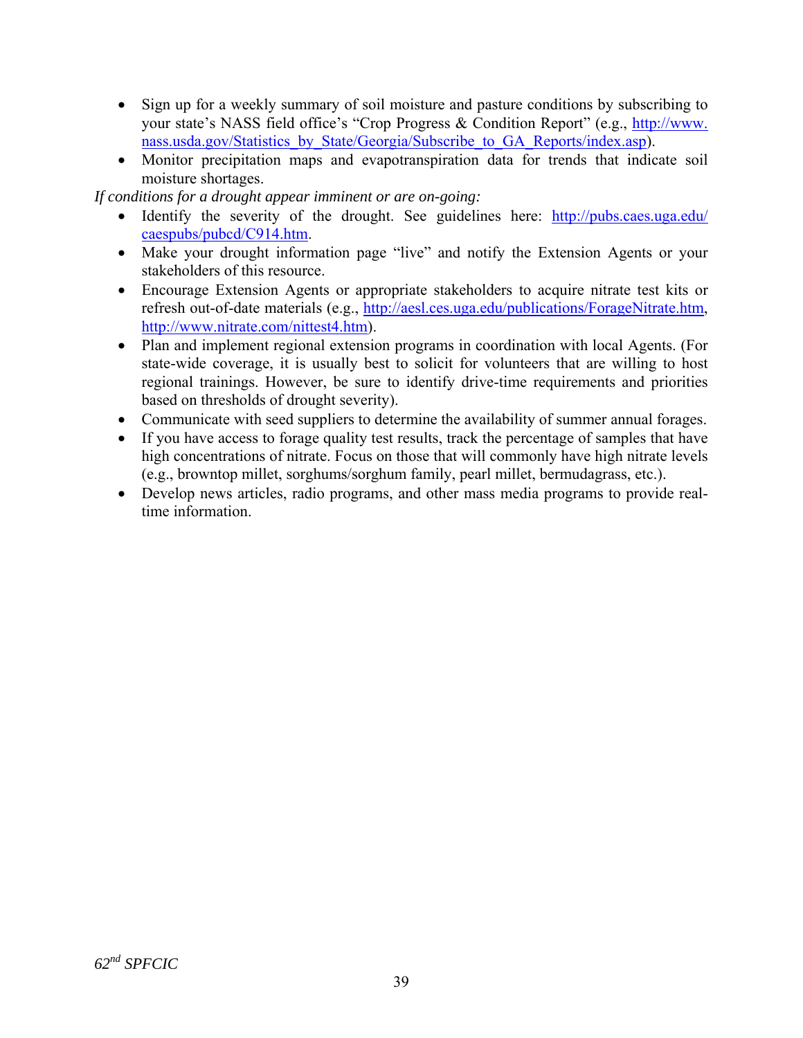- Sign up for a weekly summary of soil moisture and pasture conditions by subscribing to your state's NASS field office's "Crop Progress & Condition Report" (e.g., http://www.nass.usda.gov/Statistics_by_State/Georgia/Subscribe_to_GA_Reports/index.asp).
- Monitor precipitation maps and evapotranspiration data for trends that indicate soil moisture shortages.

*If conditions for a drought appear imminent or are on-going:*

- Identify the severity of the drought. See guidelines here: http://pubs.caes.uga.edu/caespubs/pubcd/C914.htm.
- Make your drought information page "live" and notify the Extension Agents or your stakeholders of this resource.
- Encourage Extension Agents or appropriate stakeholders to acquire nitrate test kits or refresh out-of-date materials (e.g., http://aesl.ces.uga.edu/publications/ForageNitrate.htm, http://www.nitrate.com/nittest4.htm).
- Plan and implement regional extension programs in coordination with local Agents. (For state-wide coverage, it is usually best to solicit for volunteers that are willing to host regional trainings. However, be sure to identify drive-time requirements and priorities based on thresholds of drought severity).
- Communicate with seed suppliers to determine the availability of summer annual forages.
- If you have access to forage quality test results, track the percentage of samples that have high concentrations of nitrate. Focus on those that will commonly have high nitrate levels (e.g., browntop millet, sorghums/sorghum family, pearl millet, bermudagrass, etc.).
- Develop news articles, radio programs, and other mass media programs to provide real-time information.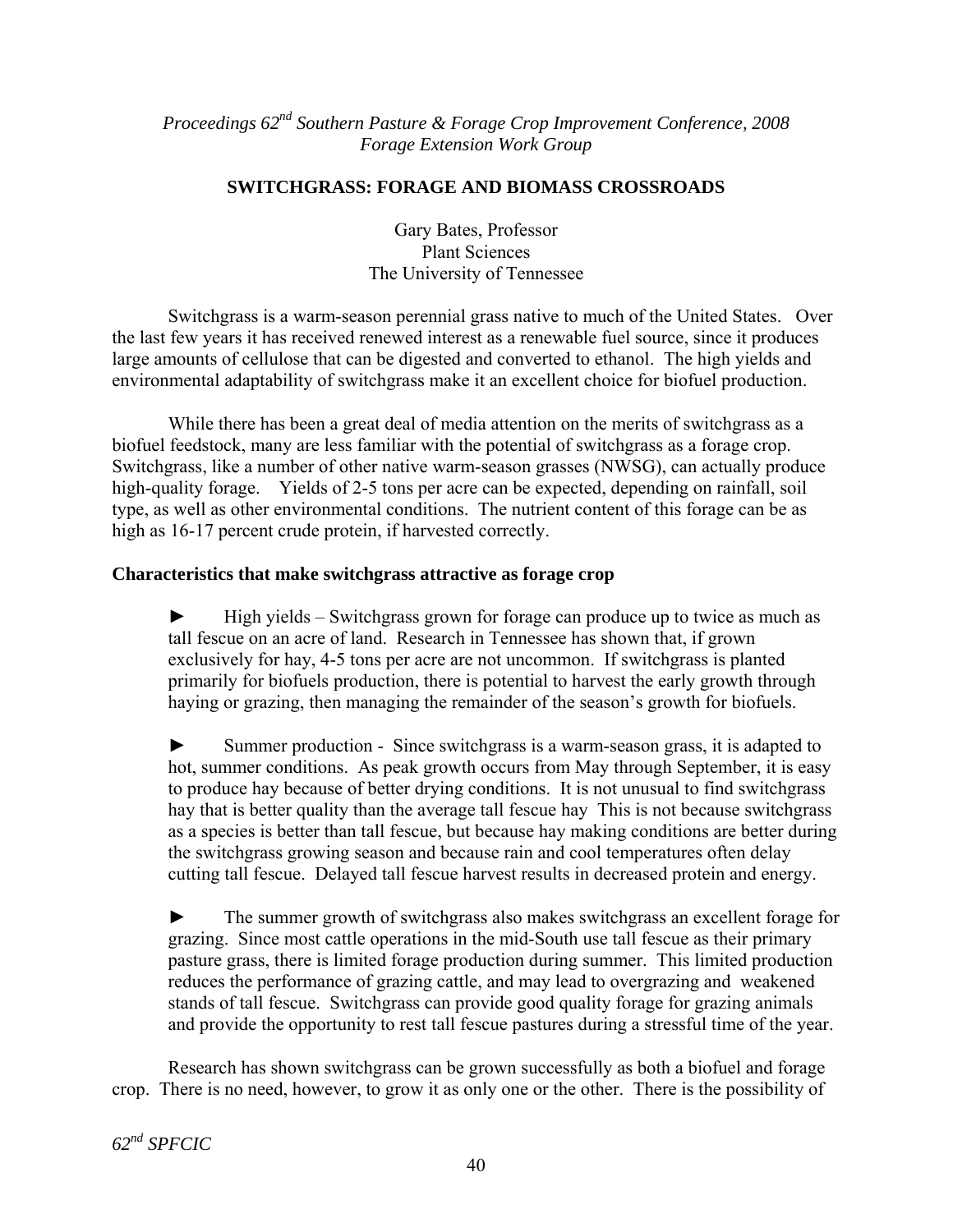*Proceedings 62nd Southern Pasture & Forage Crop Improvement Conference, 2008*
*Forage Extension Work Group*

## SWITCHGRASS: FORAGE AND BIOMASS CROSSROADS

Gary Bates, Professor
Plant Sciences
The University of Tennessee

Switchgrass is a warm-season perennial grass native to much of the United States. Over the last few years it has received renewed interest as a renewable fuel source, since it produces large amounts of cellulose that can be digested and converted to ethanol. The high yields and environmental adaptability of switchgrass make it an excellent choice for biofuel production.

While there has been a great deal of media attention on the merits of switchgrass as a biofuel feedstock, many are less familiar with the potential of switchgrass as a forage crop. Switchgrass, like a number of other native warm-season grasses (NWSG), can actually produce high-quality forage. Yields of 2-5 tons per acre can be expected, depending on rainfall, soil type, as well as other environmental conditions. The nutrient content of this forage can be as high as 16-17 percent crude protein, if harvested correctly.

### Characteristics that make switchgrass attractive as forage crop

► High yields – Switchgrass grown for forage can produce up to twice as much as tall fescue on an acre of land. Research in Tennessee has shown that, if grown exclusively for hay, 4-5 tons per acre are not uncommon. If switchgrass is planted primarily for biofuels production, there is potential to harvest the early growth through haying or grazing, then managing the remainder of the season's growth for biofuels.

► Summer production - Since switchgrass is a warm-season grass, it is adapted to hot, summer conditions. As peak growth occurs from May through September, it is easy to produce hay because of better drying conditions. It is not unusual to find switchgrass hay that is better quality than the average tall fescue hay This is not because switchgrass as a species is better than tall fescue, but because hay making conditions are better during the switchgrass growing season and because rain and cool temperatures often delay cutting tall fescue. Delayed tall fescue harvest results in decreased protein and energy.

► The summer growth of switchgrass also makes switchgrass an excellent forage for grazing. Since most cattle operations in the mid-South use tall fescue as their primary pasture grass, there is limited forage production during summer. This limited production reduces the performance of grazing cattle, and may lead to overgrazing and weakened stands of tall fescue. Switchgrass can provide good quality forage for grazing animals and provide the opportunity to rest tall fescue pastures during a stressful time of the year.

Research has shown switchgrass can be grown successfully as both a biofuel and forage crop. There is no need, however, to grow it as only one or the other. There is the possibility of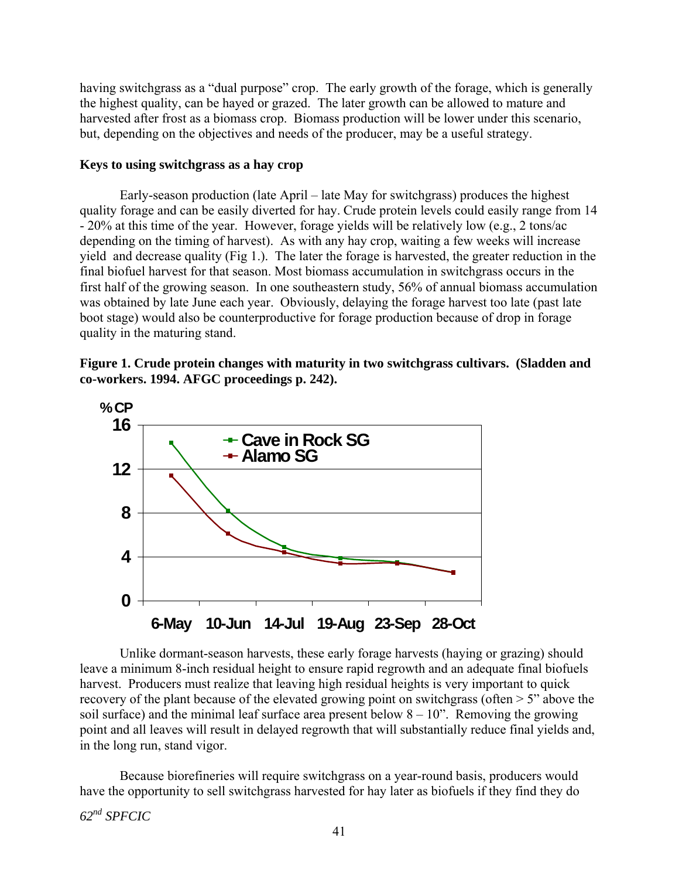having switchgrass as a "dual purpose" crop. The early growth of the forage, which is generally the highest quality, can be hayed or grazed. The later growth can be allowed to mature and harvested after frost as a biomass crop. Biomass production will be lower under this scenario, but, depending on the objectives and needs of the producer, may be a useful strategy.

**Keys to using switchgrass as a hay crop**

Early-season production (late April – late May for switchgrass) produces the highest quality forage and can be easily diverted for hay. Crude protein levels could easily range from 14 - 20% at this time of the year. However, forage yields will be relatively low (e.g., 2 tons/ac depending on the timing of harvest). As with any hay crop, waiting a few weeks will increase yield and decrease quality (Fig 1.). The later the forage is harvested, the greater reduction in the final biofuel harvest for that season. Most biomass accumulation in switchgrass occurs in the first half of the growing season. In one southeastern study, 56% of annual biomass accumulation was obtained by late June each year. Obviously, delaying the forage harvest too late (past late boot stage) would also be counterproductive for forage production because of drop in forage quality in the maturing stand.

**Figure 1. Crude protein changes with maturity in two switchgrass cultivars. (Sladden and co-workers. 1994. AFGC proceedings p. 242).**

Unlike dormant-season harvests, these early forage harvests (haying or grazing) should leave a minimum 8-inch residual height to ensure rapid regrowth and an adequate final biofuels harvest. Producers must realize that leaving high residual heights is very important to quick recovery of the plant because of the elevated growing point on switchgrass (often > 5" above the soil surface) and the minimal leaf surface area present below 8 – 10". Removing the growing point and all leaves will result in delayed regrowth that will substantially reduce final yields and, in the long run, stand vigor.

Because biorefineries will require switchgrass on a year-round basis, producers would have the opportunity to sell switchgrass harvested for hay later as biofuels if they find they do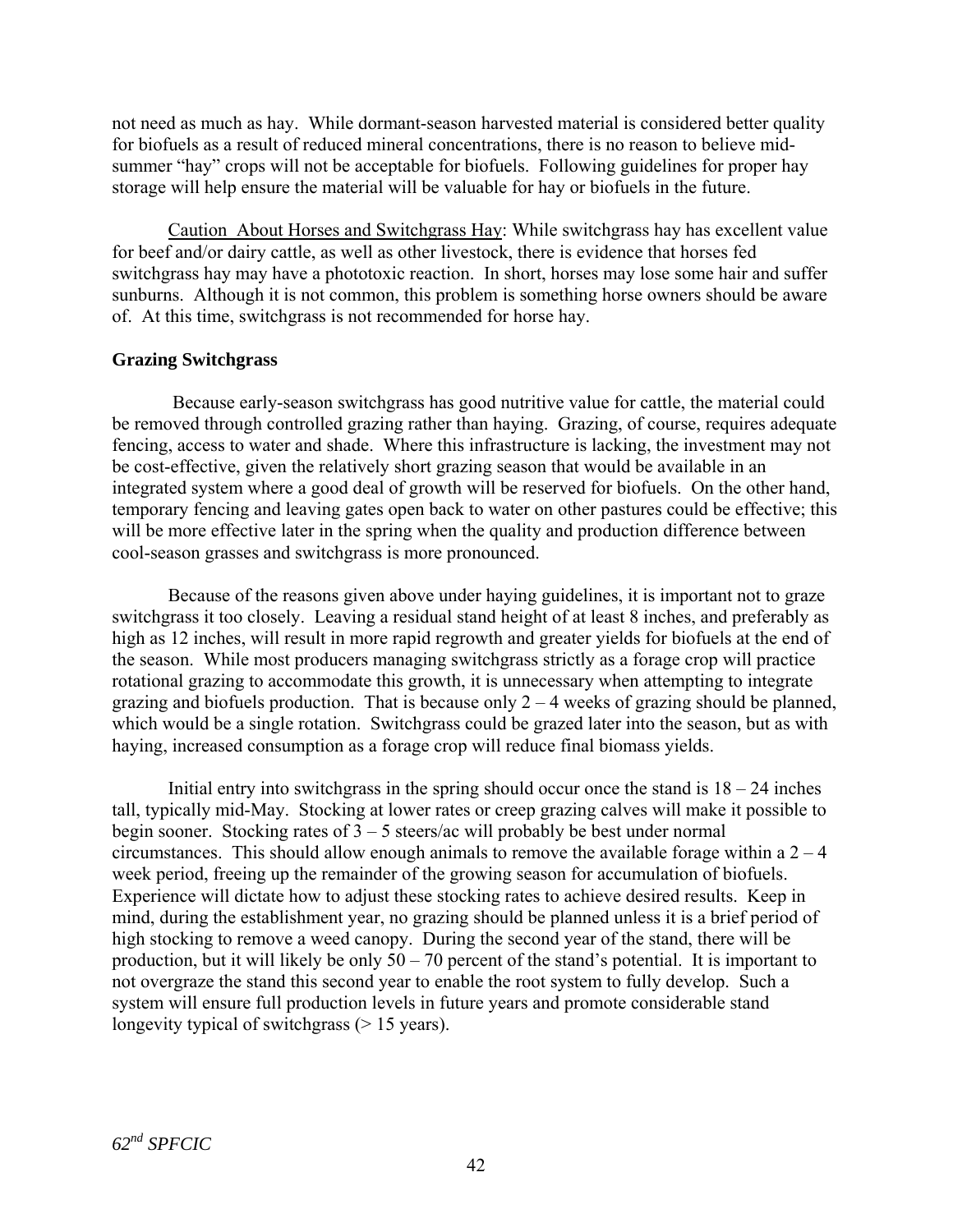not need as much as hay. While dormant-season harvested material is considered better quality for biofuels as a result of reduced mineral concentrations, there is no reason to believe mid-summer "hay" crops will not be acceptable for biofuels. Following guidelines for proper hay storage will help ensure the material will be valuable for hay or biofuels in the future.

Caution About Horses and Switchgrass Hay: While switchgrass hay has excellent value for beef and/or dairy cattle, as well as other livestock, there is evidence that horses fed switchgrass hay may have a phototoxic reaction. In short, horses may lose some hair and suffer sunburns. Although it is not common, this problem is something horse owners should be aware of. At this time, switchgrass is not recommended for horse hay.

**Grazing Switchgrass**

Because early-season switchgrass has good nutritive value for cattle, the material could be removed through controlled grazing rather than haying. Grazing, of course, requires adequate fencing, access to water and shade. Where this infrastructure is lacking, the investment may not be cost-effective, given the relatively short grazing season that would be available in an integrated system where a good deal of growth will be reserved for biofuels. On the other hand, temporary fencing and leaving gates open back to water on other pastures could be effective; this will be more effective later in the spring when the quality and production difference between cool-season grasses and switchgrass is more pronounced.

Because of the reasons given above under haying guidelines, it is important not to graze switchgrass it too closely. Leaving a residual stand height of at least 8 inches, and preferably as high as 12 inches, will result in more rapid regrowth and greater yields for biofuels at the end of the season. While most producers managing switchgrass strictly as a forage crop will practice rotational grazing to accommodate this growth, it is unnecessary when attempting to integrate grazing and biofuels production. That is because only 2 – 4 weeks of grazing should be planned, which would be a single rotation. Switchgrass could be grazed later into the season, but as with haying, increased consumption as a forage crop will reduce final biomass yields.

Initial entry into switchgrass in the spring should occur once the stand is 18 – 24 inches tall, typically mid-May. Stocking at lower rates or creep grazing calves will make it possible to begin sooner. Stocking rates of 3 – 5 steers/ac will probably be best under normal circumstances. This should allow enough animals to remove the available forage within a 2 – 4 week period, freeing up the remainder of the growing season for accumulation of biofuels. Experience will dictate how to adjust these stocking rates to achieve desired results. Keep in mind, during the establishment year, no grazing should be planned unless it is a brief period of high stocking to remove a weed canopy. During the second year of the stand, there will be production, but it will likely be only 50 – 70 percent of the stand's potential. It is important to not overgraze the stand this second year to enable the root system to fully develop. Such a system will ensure full production levels in future years and promote considerable stand longevity typical of switchgrass (> 15 years).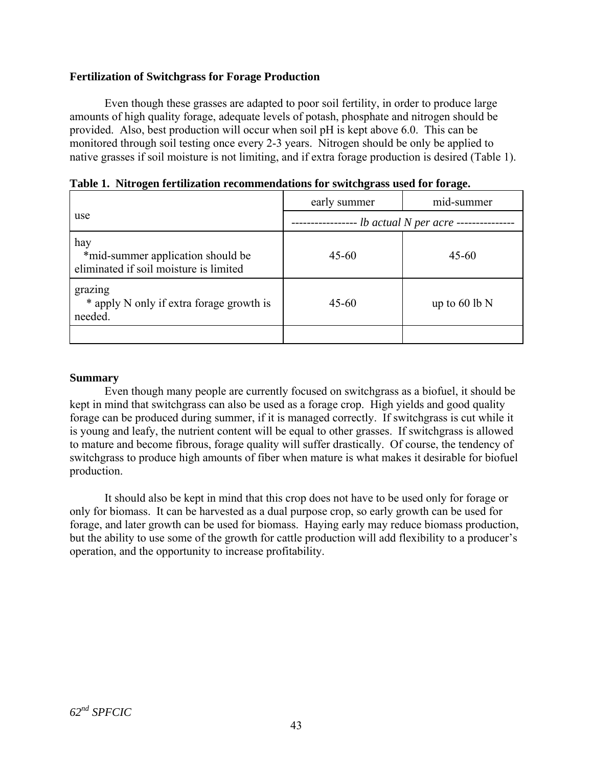**Fertilization of Switchgrass for Forage Production**

Even though these grasses are adapted to poor soil fertility, in order to produce large amounts of high quality forage, adequate levels of potash, phosphate and nitrogen should be provided. Also, best production will occur when soil pH is kept above 6.0. This can be monitored through soil testing once every 2-3 years. Nitrogen should be only be applied to native grasses if soil moisture is not limiting, and if extra forage production is desired (Table 1).

**Table 1. Nitrogen fertilization recommendations for switchgrass used for forage.**

| use | early summer | mid-summer |
|---|---|---|
| | *lb actual N per acre* | |
| hay<br>*mid-summer application should be eliminated if soil moisture is limited | 45-60 | 45-60 |
| grazing<br>* apply N only if extra forage growth is needed. | 45-60 | up to 60 lb N |
| | | |

**Summary**

Even though many people are currently focused on switchgrass as a biofuel, it should be kept in mind that switchgrass can also be used as a forage crop. High yields and good quality forage can be produced during summer, if it is managed correctly. If switchgrass is cut while it is young and leafy, the nutrient content will be equal to other grasses. If switchgrass is allowed to mature and become fibrous, forage quality will suffer drastically. Of course, the tendency of switchgrass to produce high amounts of fiber when mature is what makes it desirable for biofuel production.

It should also be kept in mind that this crop does not have to be used only for forage or only for biomass. It can be harvested as a dual purpose crop, so early growth can be used for forage, and later growth can be used for biomass. Haying early may reduce biomass production, but the ability to use some of the growth for cattle production will add flexibility to a producer's operation, and the opportunity to increase profitability.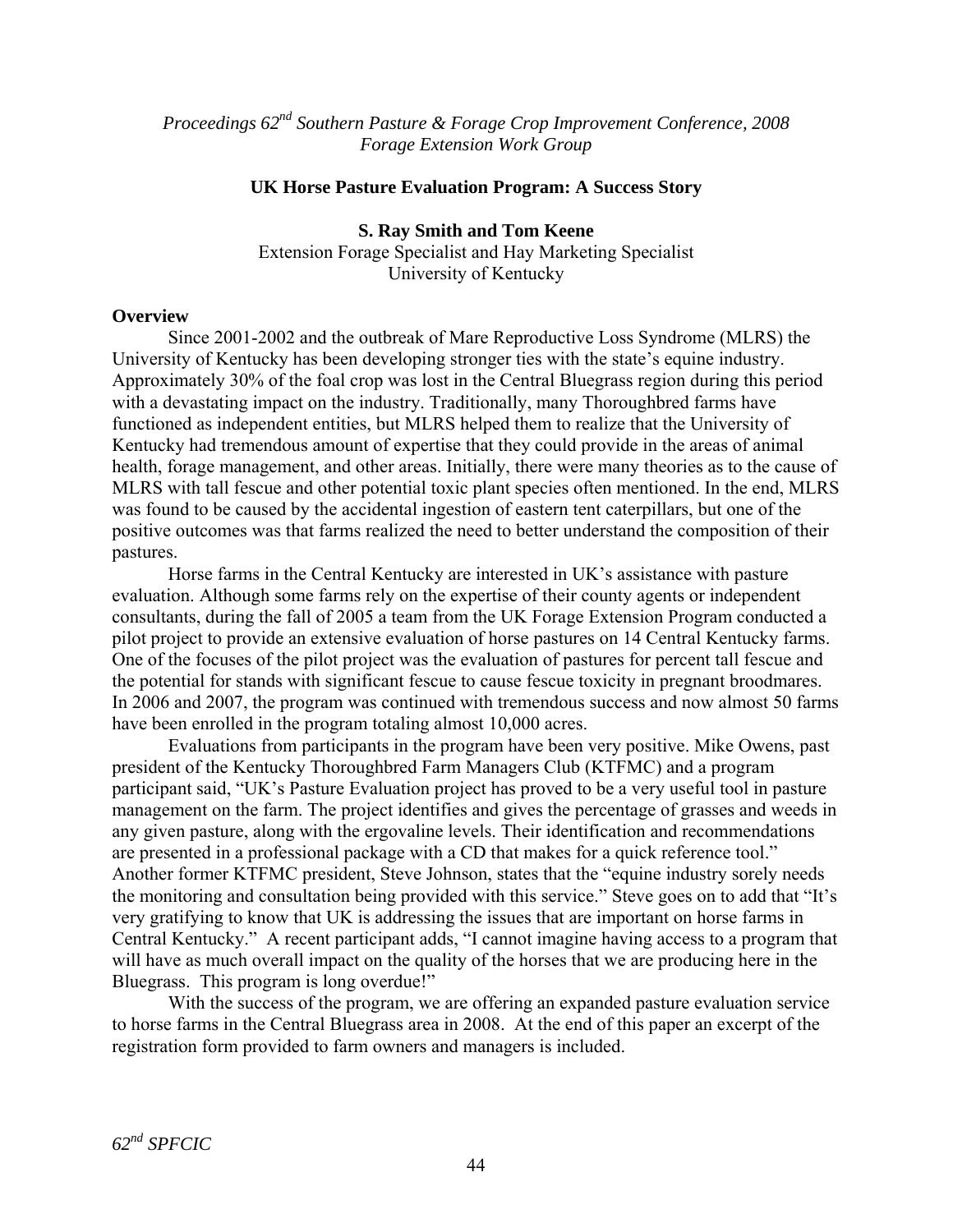*Proceedings 62nd Southern Pasture & Forage Crop Improvement Conference, 2008*
*Forage Extension Work Group*

**UK Horse Pasture Evaluation Program: A Success Story**

**S. Ray Smith and Tom Keene**
Extension Forage Specialist and Hay Marketing Specialist
University of Kentucky

## Overview

Since 2001-2002 and the outbreak of Mare Reproductive Loss Syndrome (MLRS) the University of Kentucky has been developing stronger ties with the state's equine industry. Approximately 30% of the foal crop was lost in the Central Bluegrass region during this period with a devastating impact on the industry. Traditionally, many Thoroughbred farms have functioned as independent entities, but MLRS helped them to realize that the University of Kentucky had tremendous amount of expertise that they could provide in the areas of animal health, forage management, and other areas. Initially, there were many theories as to the cause of MLRS with tall fescue and other potential toxic plant species often mentioned. In the end, MLRS was found to be caused by the accidental ingestion of eastern tent caterpillars, but one of the positive outcomes was that farms realized the need to better understand the composition of their pastures.

Horse farms in the Central Kentucky are interested in UK's assistance with pasture evaluation. Although some farms rely on the expertise of their county agents or independent consultants, during the fall of 2005 a team from the UK Forage Extension Program conducted a pilot project to provide an extensive evaluation of horse pastures on 14 Central Kentucky farms. One of the focuses of the pilot project was the evaluation of pastures for percent tall fescue and the potential for stands with significant fescue to cause fescue toxicity in pregnant broodmares. In 2006 and 2007, the program was continued with tremendous success and now almost 50 farms have been enrolled in the program totaling almost 10,000 acres.

Evaluations from participants in the program have been very positive. Mike Owens, past president of the Kentucky Thoroughbred Farm Managers Club (KTFMC) and a program participant said, "UK's Pasture Evaluation project has proved to be a very useful tool in pasture management on the farm. The project identifies and gives the percentage of grasses and weeds in any given pasture, along with the ergovaline levels. Their identification and recommendations are presented in a professional package with a CD that makes for a quick reference tool." Another former KTFMC president, Steve Johnson, states that the "equine industry sorely needs the monitoring and consultation being provided with this service." Steve goes on to add that "It's very gratifying to know that UK is addressing the issues that are important on horse farms in Central Kentucky." A recent participant adds, "I cannot imagine having access to a program that will have as much overall impact on the quality of the horses that we are producing here in the Bluegrass. This program is long overdue!"

With the success of the program, we are offering an expanded pasture evaluation service to horse farms in the Central Bluegrass area in 2008. At the end of this paper an excerpt of the registration form provided to farm owners and managers is included.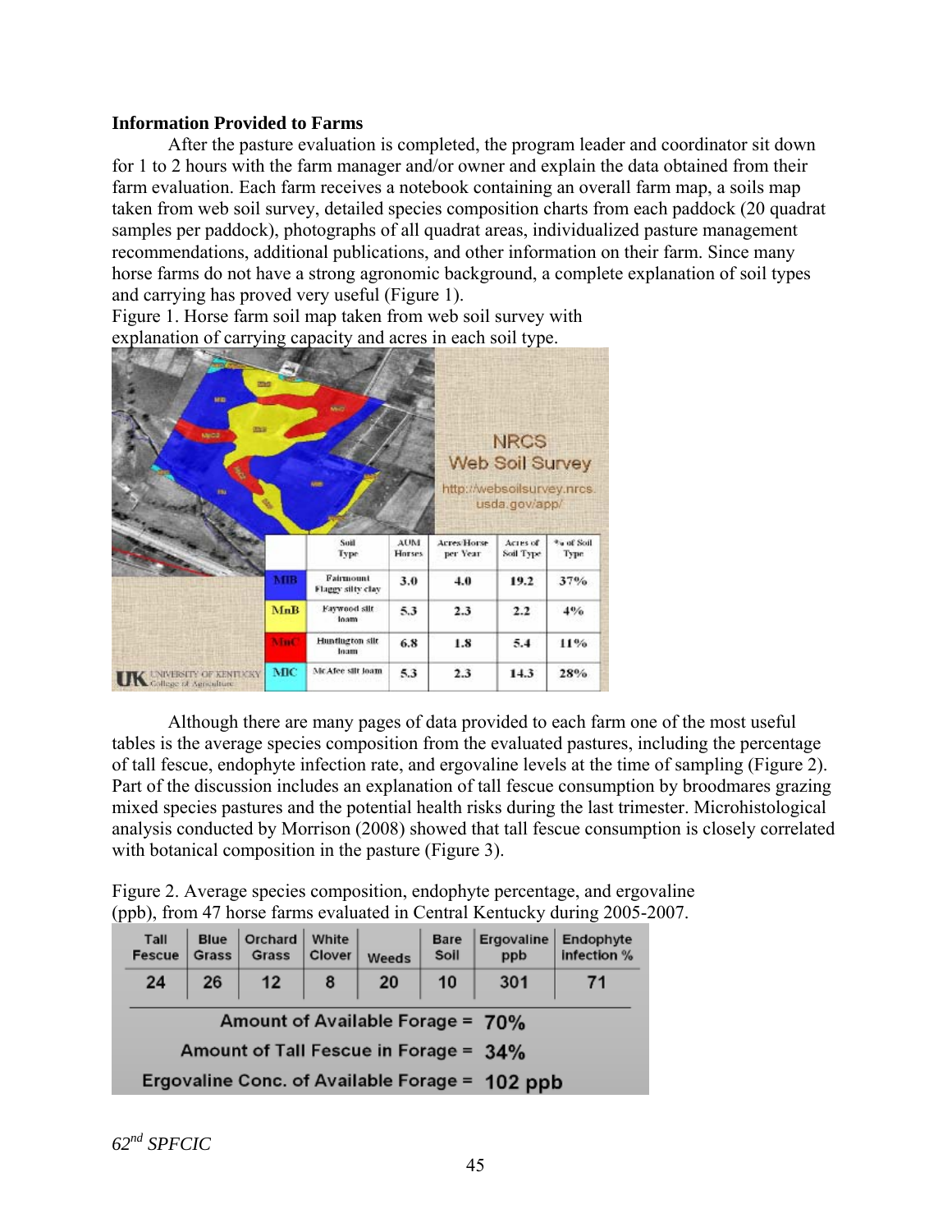**Information Provided to Farms**

After the pasture evaluation is completed, the program leader and coordinator sit down for 1 to 2 hours with the farm manager and/or owner and explain the data obtained from their farm evaluation. Each farm receives a notebook containing an overall farm map, a soils map taken from web soil survey, detailed species composition charts from each paddock (20 quadrat samples per paddock), photographs of all quadrat areas, individualized pasture management recommendations, additional publications, and other information on their farm. Since many horse farms do not have a strong agronomic background, a complete explanation of soil types and carrying has proved very useful (Figure 1).

Figure 1. Horse farm soil map taken from web soil survey with explanation of carrying capacity and acres in each soil type.

| | Soil Type | AUM Horses | Acres/Horse per Year | Acres of Soil Type | % of Soil Type |
|---|---|---|---|---|---|
| MIB | Fairmount Flaggy silty clay | 3.0 | 4.0 | 19.2 | 37% |
| MnB | Faywood silt loam | 5.3 | 2.3 | 2.2 | 4% |
| MnC | Huntington silt loam | 6.8 | 1.8 | 5.4 | 11% |
| MIC | McAfee silt loam | 5.3 | 2.3 | 14.3 | 28% |

Although there are many pages of data provided to each farm one of the most useful tables is the average species composition from the evaluated pastures, including the percentage of tall fescue, endophyte infection rate, and ergovaline levels at the time of sampling (Figure 2). Part of the discussion includes an explanation of tall fescue consumption by broodmares grazing mixed species pastures and the potential health risks during the last trimester. Microhistological analysis conducted by Morrison (2008) showed that tall fescue consumption is closely correlated with botanical composition in the pasture (Figure 3).

Figure 2. Average species composition, endophyte percentage, and ergovaline (ppb), from 47 horse farms evaluated in Central Kentucky during 2005-2007.

| Tall Fescue | Blue Grass | Orchard Grass | White Clover | Weeds | Bare Soil | Ergovaline ppb | Endophyte Infection % |
|---|---|---|---|---|---|---|---|
| 24 | 26 | 12 | 8 | 20 | 10 | 301 | 71 |

Amount of Available Forage = 70%

Amount of Tall Fescue in Forage = 34%

Ergovaline Conc. of Available Forage = 102 ppb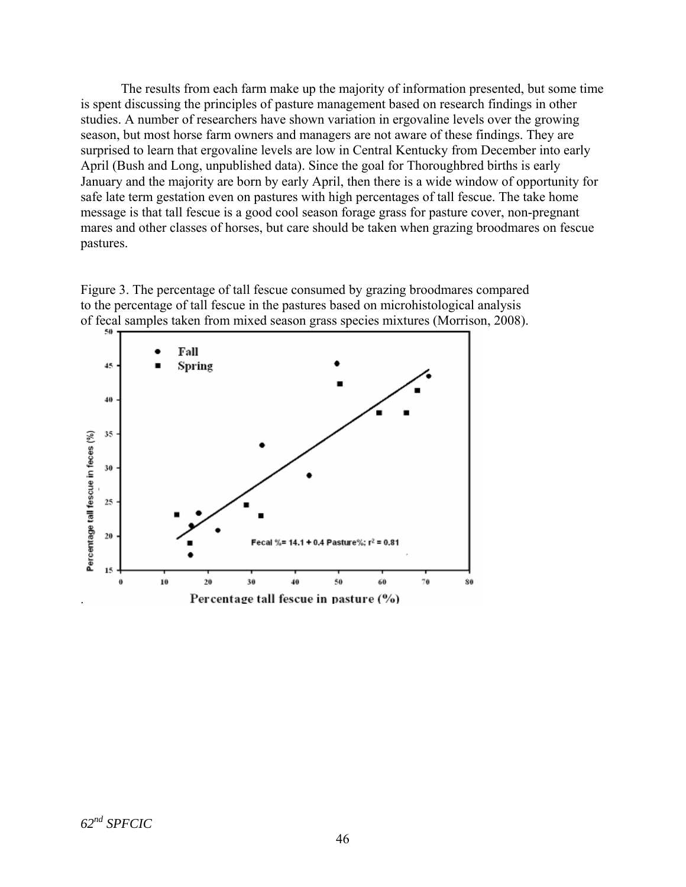The results from each farm make up the majority of information presented, but some time is spent discussing the principles of pasture management based on research findings in other studies. A number of researchers have shown variation in ergovaline levels over the growing season, but most horse farm owners and managers are not aware of these findings. They are surprised to learn that ergovaline levels are low in Central Kentucky from December into early April (Bush and Long, unpublished data). Since the goal for Thoroughbred births is early January and the majority are born by early April, then there is a wide window of opportunity for safe late term gestation even on pastures with high percentages of tall fescue. The take home message is that tall fescue is a good cool season forage grass for pasture cover, non-pregnant mares and other classes of horses, but care should be taken when grazing broodmares on fescue pastures.

Figure 3. The percentage of tall fescue consumed by grazing broodmares compared to the percentage of tall fescue in the pastures based on microhistological analysis of fecal samples taken from mixed season grass species mixtures (Morrison, 2008).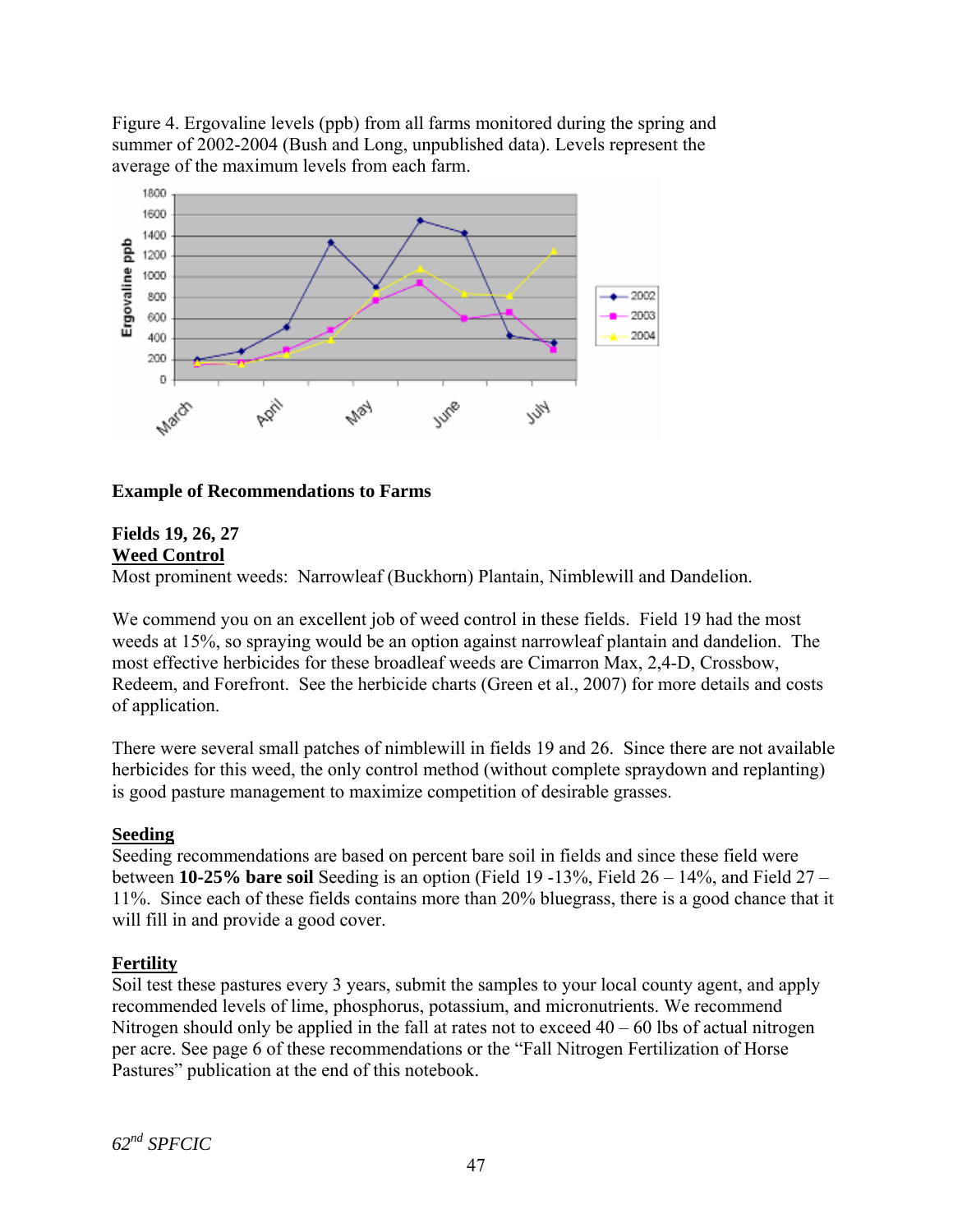Figure 4. Ergovaline levels (ppb) from all farms monitored during the spring and summer of 2002-2004 (Bush and Long, unpublished data). Levels represent the average of the maximum levels from each farm.

### Example of Recommendations to Farms

**Fields 19, 26, 27**

**<u>Weed Control</u>**

Most prominent weeds: Narrowleaf (Buckhorn) Plantain, Nimblewill and Dandelion.

We commend you on an excellent job of weed control in these fields. Field 19 had the most weeds at 15%, so spraying would be an option against narrowleaf plantain and dandelion. The most effective herbicides for these broadleaf weeds are Cimarron Max, 2,4-D, Crossbow, Redeem, and Forefront. See the herbicide charts (Green et al., 2007) for more details and costs of application.

There were several small patches of nimblewill in fields 19 and 26. Since there are not available herbicides for this weed, the only control method (without complete spraydown and replanting) is good pasture management to maximize competition of desirable grasses.

**<u>Seeding</u>**

Seeding recommendations are based on percent bare soil in fields and since these field were between **10-25% bare soil** Seeding is an option (Field 19 -13%, Field 26 – 14%, and Field 27 – 11%. Since each of these fields contains more than 20% bluegrass, there is a good chance that it will fill in and provide a good cover.

**<u>Fertility</u>**

Soil test these pastures every 3 years, submit the samples to your local county agent, and apply recommended levels of lime, phosphorus, potassium, and micronutrients. We recommend Nitrogen should only be applied in the fall at rates not to exceed 40 – 60 lbs of actual nitrogen per acre. See page 6 of these recommendations or the "Fall Nitrogen Fertilization of Horse Pastures" publication at the end of this notebook.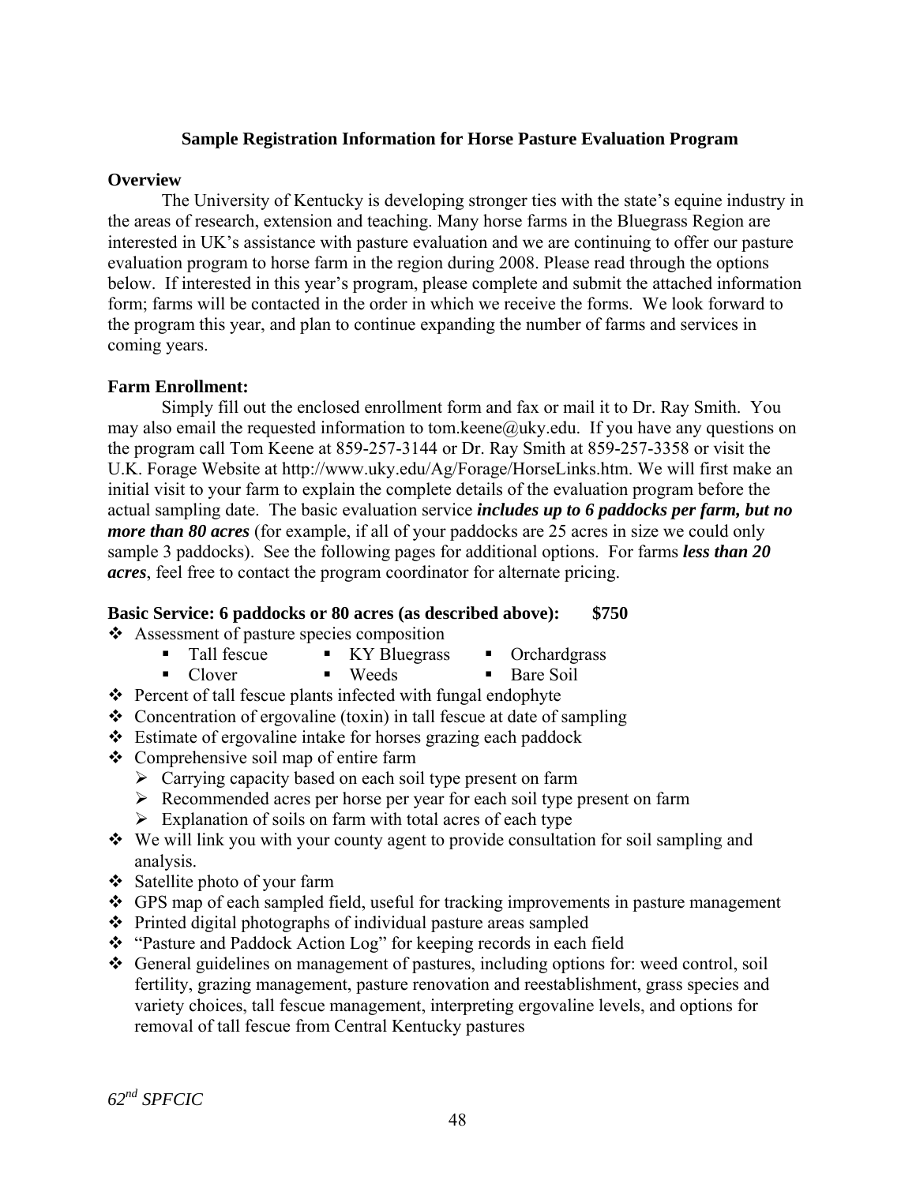## Sample Registration Information for Horse Pasture Evaluation Program

### Overview

The University of Kentucky is developing stronger ties with the state's equine industry in the areas of research, extension and teaching. Many horse farms in the Bluegrass Region are interested in UK's assistance with pasture evaluation and we are continuing to offer our pasture evaluation program to horse farm in the region during 2008. Please read through the options below. If interested in this year's program, please complete and submit the attached information form; farms will be contacted in the order in which we receive the forms. We look forward to the program this year, and plan to continue expanding the number of farms and services in coming years.

### Farm Enrollment:

Simply fill out the enclosed enrollment form and fax or mail it to Dr. Ray Smith. You may also email the requested information to tom.keene@uky.edu. If you have any questions on the program call Tom Keene at 859-257-3144 or Dr. Ray Smith at 859-257-3358 or visit the U.K. Forage Website at http://www.uky.edu/Ag/Forage/HorseLinks.htm. We will first make an initial visit to your farm to explain the complete details of the evaluation program before the actual sampling date. The basic evaluation service ***includes up to 6 paddocks per farm, but no more than 80 acres*** (for example, if all of your paddocks are 25 acres in size we could only sample 3 paddocks). See the following pages for additional options. For farms ***less than 20 acres***, feel free to contact the program coordinator for alternate pricing.

**Basic Service: 6 paddocks or 80 acres (as described above): $750**

- Assessment of pasture species composition
  - Tall fescue
  - KY Bluegrass
  - Orchardgrass
  - Clover
  - Weeds
  - Bare Soil
- Percent of tall fescue plants infected with fungal endophyte
- Concentration of ergovaline (toxin) in tall fescue at date of sampling
- Estimate of ergovaline intake for horses grazing each paddock
- Comprehensive soil map of entire farm
  - Carrying capacity based on each soil type present on farm
  - Recommended acres per horse per year for each soil type present on farm
  - Explanation of soils on farm with total acres of each type
- We will link you with your county agent to provide consultation for soil sampling and analysis.
- Satellite photo of your farm
- GPS map of each sampled field, useful for tracking improvements in pasture management
- Printed digital photographs of individual pasture areas sampled
- "Pasture and Paddock Action Log" for keeping records in each field
- General guidelines on management of pastures, including options for: weed control, soil fertility, grazing management, pasture renovation and reestablishment, grass species and variety choices, tall fescue management, interpreting ergovaline levels, and options for removal of tall fescue from Central Kentucky pastures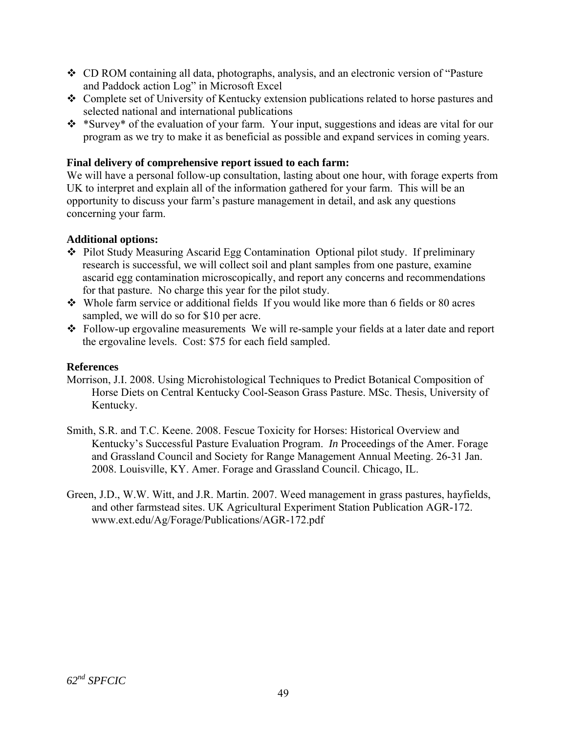- CD ROM containing all data, photographs, analysis, and an electronic version of "Pasture and Paddock action Log" in Microsoft Excel
- Complete set of University of Kentucky extension publications related to horse pastures and selected national and international publications
- *Survey* of the evaluation of your farm. Your input, suggestions and ideas are vital for our program as we try to make it as beneficial as possible and expand services in coming years.

**Final delivery of comprehensive report issued to each farm:**
We will have a personal follow-up consultation, lasting about one hour, with forage experts from UK to interpret and explain all of the information gathered for your farm. This will be an opportunity to discuss your farm's pasture management in detail, and ask any questions concerning your farm.

**Additional options:**

- Pilot Study Measuring Ascarid Egg Contamination Optional pilot study. If preliminary research is successful, we will collect soil and plant samples from one pasture, examine ascarid egg contamination microscopically, and report any concerns and recommendations for that pasture. No charge this year for the pilot study.
- Whole farm service or additional fields If you would like more than 6 fields or 80 acres sampled, we will do so for $10 per acre.
- Follow-up ergovaline measurements We will re-sample your fields at a later date and report the ergovaline levels. Cost: $75 for each field sampled.

**References**

Morrison, J.I. 2008. Using Microhistological Techniques to Predict Botanical Composition of Horse Diets on Central Kentucky Cool-Season Grass Pasture. MSc. Thesis, University of Kentucky.

Smith, S.R. and T.C. Keene. 2008. Fescue Toxicity for Horses: Historical Overview and Kentucky's Successful Pasture Evaluation Program. *In* Proceedings of the Amer. Forage and Grassland Council and Society for Range Management Annual Meeting. 26-31 Jan. 2008. Louisville, KY. Amer. Forage and Grassland Council. Chicago, IL.

Green, J.D., W.W. Witt, and J.R. Martin. 2007. Weed management in grass pastures, hayfields, and other farmstead sites. UK Agricultural Experiment Station Publication AGR-172. www.ext.edu/Ag/Forage/Publications/AGR-172.pdf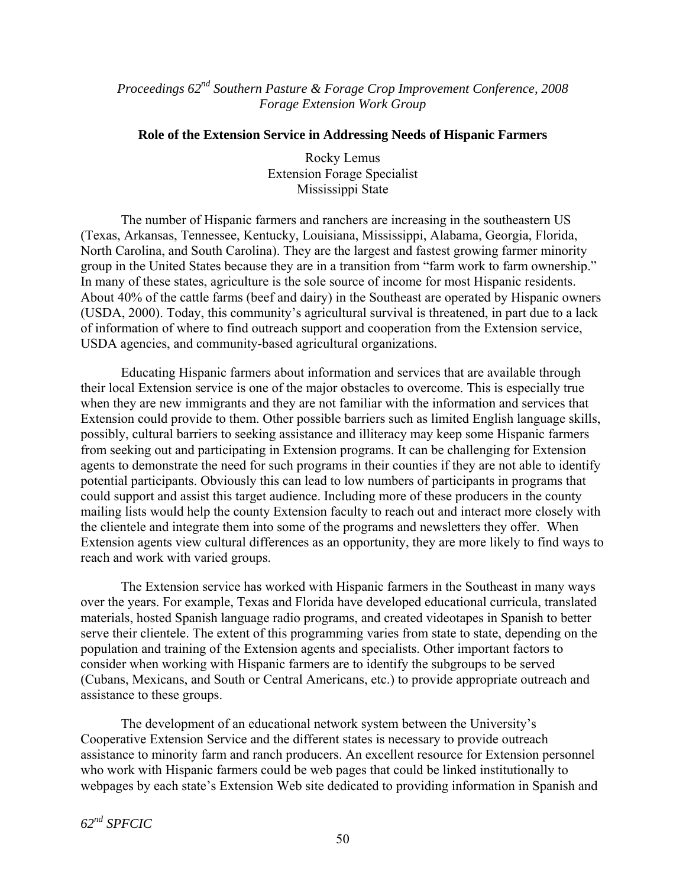*Proceedings 62nd Southern Pasture & Forage Crop Improvement Conference, 2008*
*Forage Extension Work Group*

**Role of the Extension Service in Addressing Needs of Hispanic Farmers**

Rocky Lemus
Extension Forage Specialist
Mississippi State

The number of Hispanic farmers and ranchers are increasing in the southeastern US (Texas, Arkansas, Tennessee, Kentucky, Louisiana, Mississippi, Alabama, Georgia, Florida, North Carolina, and South Carolina). They are the largest and fastest growing farmer minority group in the United States because they are in a transition from "farm work to farm ownership." In many of these states, agriculture is the sole source of income for most Hispanic residents. About 40% of the cattle farms (beef and dairy) in the Southeast are operated by Hispanic owners (USDA, 2000). Today, this community's agricultural survival is threatened, in part due to a lack of information of where to find outreach support and cooperation from the Extension service, USDA agencies, and community-based agricultural organizations.

Educating Hispanic farmers about information and services that are available through their local Extension service is one of the major obstacles to overcome. This is especially true when they are new immigrants and they are not familiar with the information and services that Extension could provide to them. Other possible barriers such as limited English language skills, possibly, cultural barriers to seeking assistance and illiteracy may keep some Hispanic farmers from seeking out and participating in Extension programs. It can be challenging for Extension agents to demonstrate the need for such programs in their counties if they are not able to identify potential participants. Obviously this can lead to low numbers of participants in programs that could support and assist this target audience. Including more of these producers in the county mailing lists would help the county Extension faculty to reach out and interact more closely with the clientele and integrate them into some of the programs and newsletters they offer. When Extension agents view cultural differences as an opportunity, they are more likely to find ways to reach and work with varied groups.

The Extension service has worked with Hispanic farmers in the Southeast in many ways over the years. For example, Texas and Florida have developed educational curricula, translated materials, hosted Spanish language radio programs, and created videotapes in Spanish to better serve their clientele. The extent of this programming varies from state to state, depending on the population and training of the Extension agents and specialists. Other important factors to consider when working with Hispanic farmers are to identify the subgroups to be served (Cubans, Mexicans, and South or Central Americans, etc.) to provide appropriate outreach and assistance to these groups.

The development of an educational network system between the University's Cooperative Extension Service and the different states is necessary to provide outreach assistance to minority farm and ranch producers. An excellent resource for Extension personnel who work with Hispanic farmers could be web pages that could be linked institutionally to webpages by each state's Extension Web site dedicated to providing information in Spanish and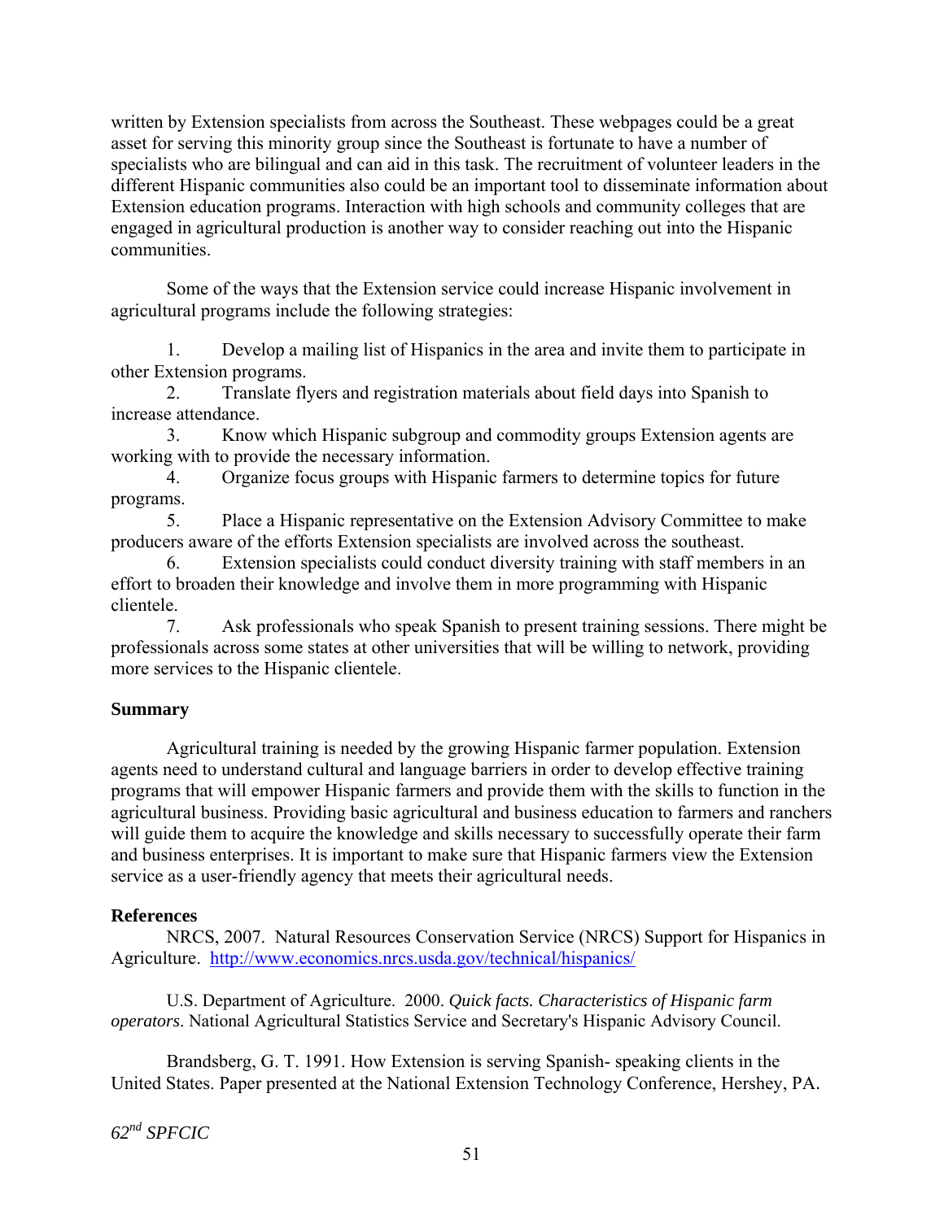written by Extension specialists from across the Southeast. These webpages could be a great asset for serving this minority group since the Southeast is fortunate to have a number of specialists who are bilingual and can aid in this task. The recruitment of volunteer leaders in the different Hispanic communities also could be an important tool to disseminate information about Extension education programs. Interaction with high schools and community colleges that are engaged in agricultural production is another way to consider reaching out into the Hispanic communities.

Some of the ways that the Extension service could increase Hispanic involvement in agricultural programs include the following strategies:

1. Develop a mailing list of Hispanics in the area and invite them to participate in other Extension programs.
2. Translate flyers and registration materials about field days into Spanish to increase attendance.
3. Know which Hispanic subgroup and commodity groups Extension agents are working with to provide the necessary information.
4. Organize focus groups with Hispanic farmers to determine topics for future programs.
5. Place a Hispanic representative on the Extension Advisory Committee to make producers aware of the efforts Extension specialists are involved across the southeast.
6. Extension specialists could conduct diversity training with staff members in an effort to broaden their knowledge and involve them in more programming with Hispanic clientele.
7. Ask professionals who speak Spanish to present training sessions. There might be professionals across some states at other universities that will be willing to network, providing more services to the Hispanic clientele.

**Summary**

Agricultural training is needed by the growing Hispanic farmer population. Extension agents need to understand cultural and language barriers in order to develop effective training programs that will empower Hispanic farmers and provide them with the skills to function in the agricultural business. Providing basic agricultural and business education to farmers and ranchers will guide them to acquire the knowledge and skills necessary to successfully operate their farm and business enterprises. It is important to make sure that Hispanic farmers view the Extension service as a user-friendly agency that meets their agricultural needs.

**References**

NRCS, 2007. Natural Resources Conservation Service (NRCS) Support for Hispanics in Agriculture. http://www.economics.nrcs.usda.gov/technical/hispanics/

U.S. Department of Agriculture. 2000. *Quick facts. Characteristics of Hispanic farm operators*. National Agricultural Statistics Service and Secretary's Hispanic Advisory Council.

Brandsberg, G. T. 1991. How Extension is serving Spanish- speaking clients in the United States. Paper presented at the National Extension Technology Conference, Hershey, PA.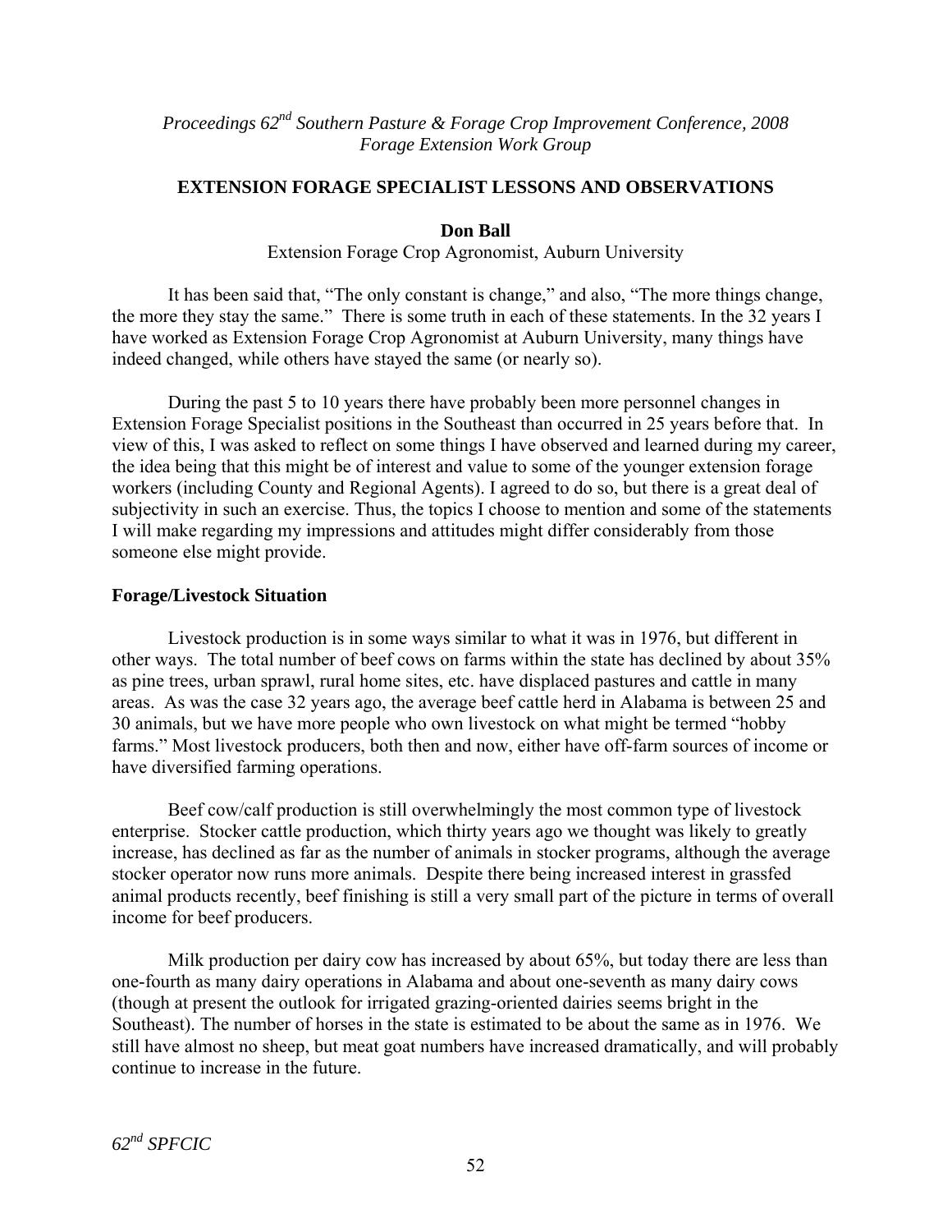*Proceedings 62nd Southern Pasture & Forage Crop Improvement Conference, 2008*
*Forage Extension Work Group*

## EXTENSION FORAGE SPECIALIST LESSONS AND OBSERVATIONS

**Don Ball**

Extension Forage Crop Agronomist, Auburn University

It has been said that, "The only constant is change," and also, "The more things change, the more they stay the same." There is some truth in each of these statements. In the 32 years I have worked as Extension Forage Crop Agronomist at Auburn University, many things have indeed changed, while others have stayed the same (or nearly so).

During the past 5 to 10 years there have probably been more personnel changes in Extension Forage Specialist positions in the Southeast than occurred in 25 years before that. In view of this, I was asked to reflect on some things I have observed and learned during my career, the idea being that this might be of interest and value to some of the younger extension forage workers (including County and Regional Agents). I agreed to do so, but there is a great deal of subjectivity in such an exercise. Thus, the topics I choose to mention and some of the statements I will make regarding my impressions and attitudes might differ considerably from those someone else might provide.

### Forage/Livestock Situation

Livestock production is in some ways similar to what it was in 1976, but different in other ways. The total number of beef cows on farms within the state has declined by about 35% as pine trees, urban sprawl, rural home sites, etc. have displaced pastures and cattle in many areas. As was the case 32 years ago, the average beef cattle herd in Alabama is between 25 and 30 animals, but we have more people who own livestock on what might be termed "hobby farms." Most livestock producers, both then and now, either have off-farm sources of income or have diversified farming operations.

Beef cow/calf production is still overwhelmingly the most common type of livestock enterprise. Stocker cattle production, which thirty years ago we thought was likely to greatly increase, has declined as far as the number of animals in stocker programs, although the average stocker operator now runs more animals. Despite there being increased interest in grassfed animal products recently, beef finishing is still a very small part of the picture in terms of overall income for beef producers.

Milk production per dairy cow has increased by about 65%, but today there are less than one-fourth as many dairy operations in Alabama and about one-seventh as many dairy cows (though at present the outlook for irrigated grazing-oriented dairies seems bright in the Southeast). The number of horses in the state is estimated to be about the same as in 1976. We still have almost no sheep, but meat goat numbers have increased dramatically, and will probably continue to increase in the future.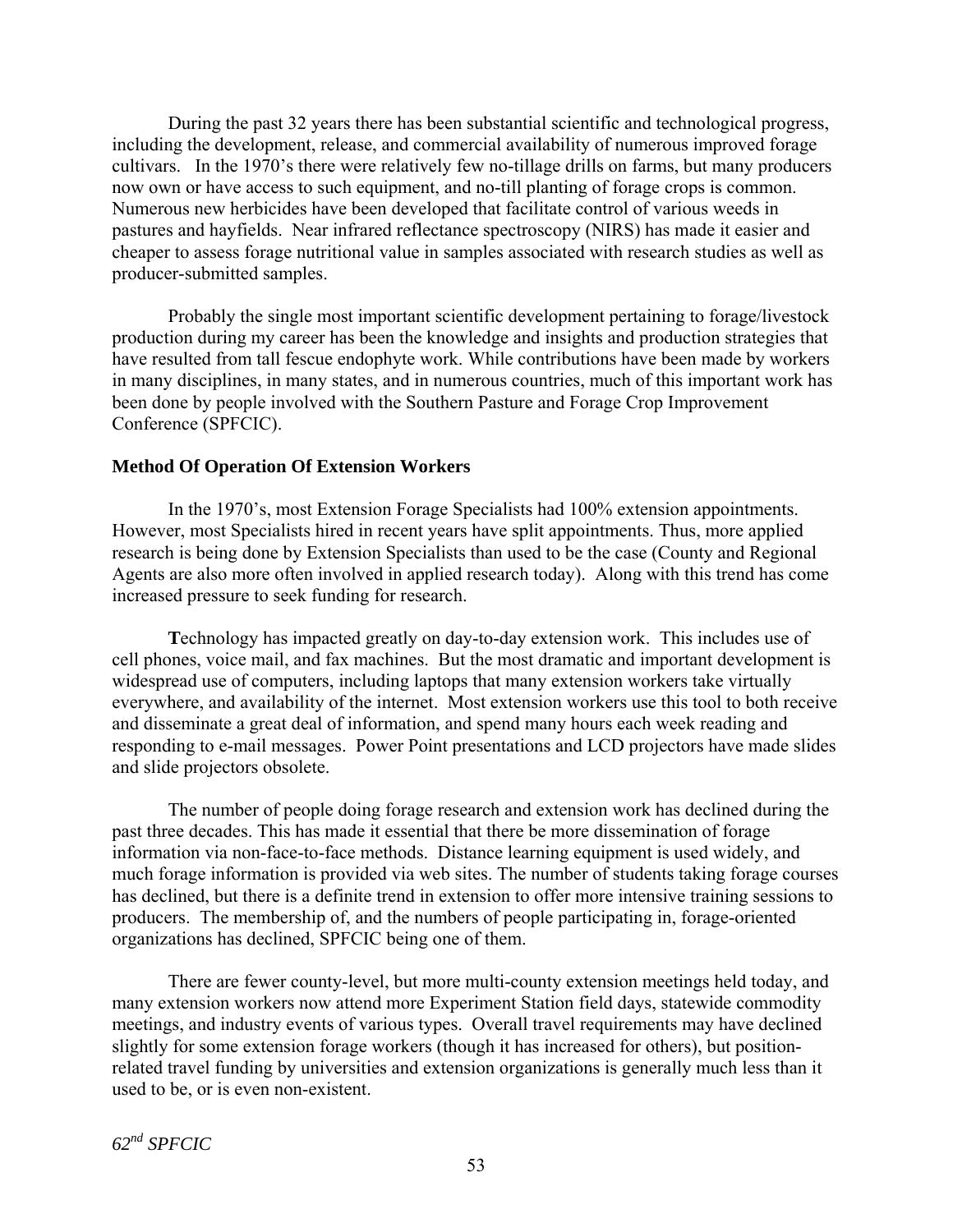During the past 32 years there has been substantial scientific and technological progress, including the development, release, and commercial availability of numerous improved forage cultivars. In the 1970's there were relatively few no-tillage drills on farms, but many producers now own or have access to such equipment, and no-till planting of forage crops is common. Numerous new herbicides have been developed that facilitate control of various weeds in pastures and hayfields. Near infrared reflectance spectroscopy (NIRS) has made it easier and cheaper to assess forage nutritional value in samples associated with research studies as well as producer-submitted samples.

Probably the single most important scientific development pertaining to forage/livestock production during my career has been the knowledge and insights and production strategies that have resulted from tall fescue endophyte work. While contributions have been made by workers in many disciplines, in many states, and in numerous countries, much of this important work has been done by people involved with the Southern Pasture and Forage Crop Improvement Conference (SPFCIC).

**Method Of Operation Of Extension Workers**

In the 1970's, most Extension Forage Specialists had 100% extension appointments. However, most Specialists hired in recent years have split appointments. Thus, more applied research is being done by Extension Specialists than used to be the case (County and Regional Agents are also more often involved in applied research today). Along with this trend has come increased pressure to seek funding for research.

**T**echnology has impacted greatly on day-to-day extension work. This includes use of cell phones, voice mail, and fax machines. But the most dramatic and important development is widespread use of computers, including laptops that many extension workers take virtually everywhere, and availability of the internet. Most extension workers use this tool to both receive and disseminate a great deal of information, and spend many hours each week reading and responding to e-mail messages. Power Point presentations and LCD projectors have made slides and slide projectors obsolete.

The number of people doing forage research and extension work has declined during the past three decades. This has made it essential that there be more dissemination of forage information via non-face-to-face methods. Distance learning equipment is used widely, and much forage information is provided via web sites. The number of students taking forage courses has declined, but there is a definite trend in extension to offer more intensive training sessions to producers. The membership of, and the numbers of people participating in, forage-oriented organizations has declined, SPFCIC being one of them.

There are fewer county-level, but more multi-county extension meetings held today, and many extension workers now attend more Experiment Station field days, statewide commodity meetings, and industry events of various types. Overall travel requirements may have declined slightly for some extension forage workers (though it has increased for others), but position-related travel funding by universities and extension organizations is generally much less than it used to be, or is even non-existent.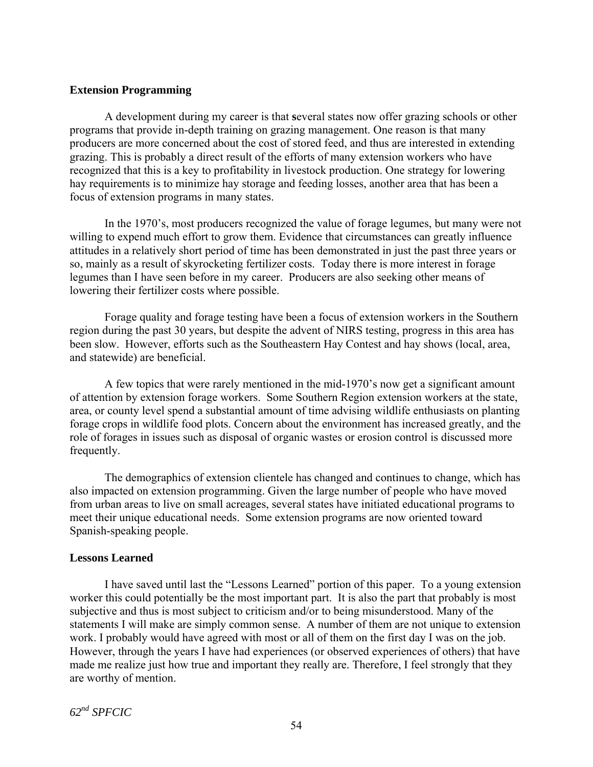**Extension Programming**

A development during my career is that several states now offer grazing schools or other programs that provide in-depth training on grazing management. One reason is that many producers are more concerned about the cost of stored feed, and thus are interested in extending grazing. This is probably a direct result of the efforts of many extension workers who have recognized that this is a key to profitability in livestock production. One strategy for lowering hay requirements is to minimize hay storage and feeding losses, another area that has been a focus of extension programs in many states.

In the 1970's, most producers recognized the value of forage legumes, but many were not willing to expend much effort to grow them. Evidence that circumstances can greatly influence attitudes in a relatively short period of time has been demonstrated in just the past three years or so, mainly as a result of skyrocketing fertilizer costs. Today there is more interest in forage legumes than I have seen before in my career. Producers are also seeking other means of lowering their fertilizer costs where possible.

Forage quality and forage testing have been a focus of extension workers in the Southern region during the past 30 years, but despite the advent of NIRS testing, progress in this area has been slow. However, efforts such as the Southeastern Hay Contest and hay shows (local, area, and statewide) are beneficial.

A few topics that were rarely mentioned in the mid-1970's now get a significant amount of attention by extension forage workers. Some Southern Region extension workers at the state, area, or county level spend a substantial amount of time advising wildlife enthusiasts on planting forage crops in wildlife food plots. Concern about the environment has increased greatly, and the role of forages in issues such as disposal of organic wastes or erosion control is discussed more frequently.

The demographics of extension clientele has changed and continues to change, which has also impacted on extension programming. Given the large number of people who have moved from urban areas to live on small acreages, several states have initiated educational programs to meet their unique educational needs. Some extension programs are now oriented toward Spanish-speaking people.

**Lessons Learned**

I have saved until last the "Lessons Learned" portion of this paper. To a young extension worker this could potentially be the most important part. It is also the part that probably is most subjective and thus is most subject to criticism and/or to being misunderstood. Many of the statements I will make are simply common sense. A number of them are not unique to extension work. I probably would have agreed with most or all of them on the first day I was on the job. However, through the years I have had experiences (or observed experiences of others) that have made me realize just how true and important they really are. Therefore, I feel strongly that they are worthy of mention.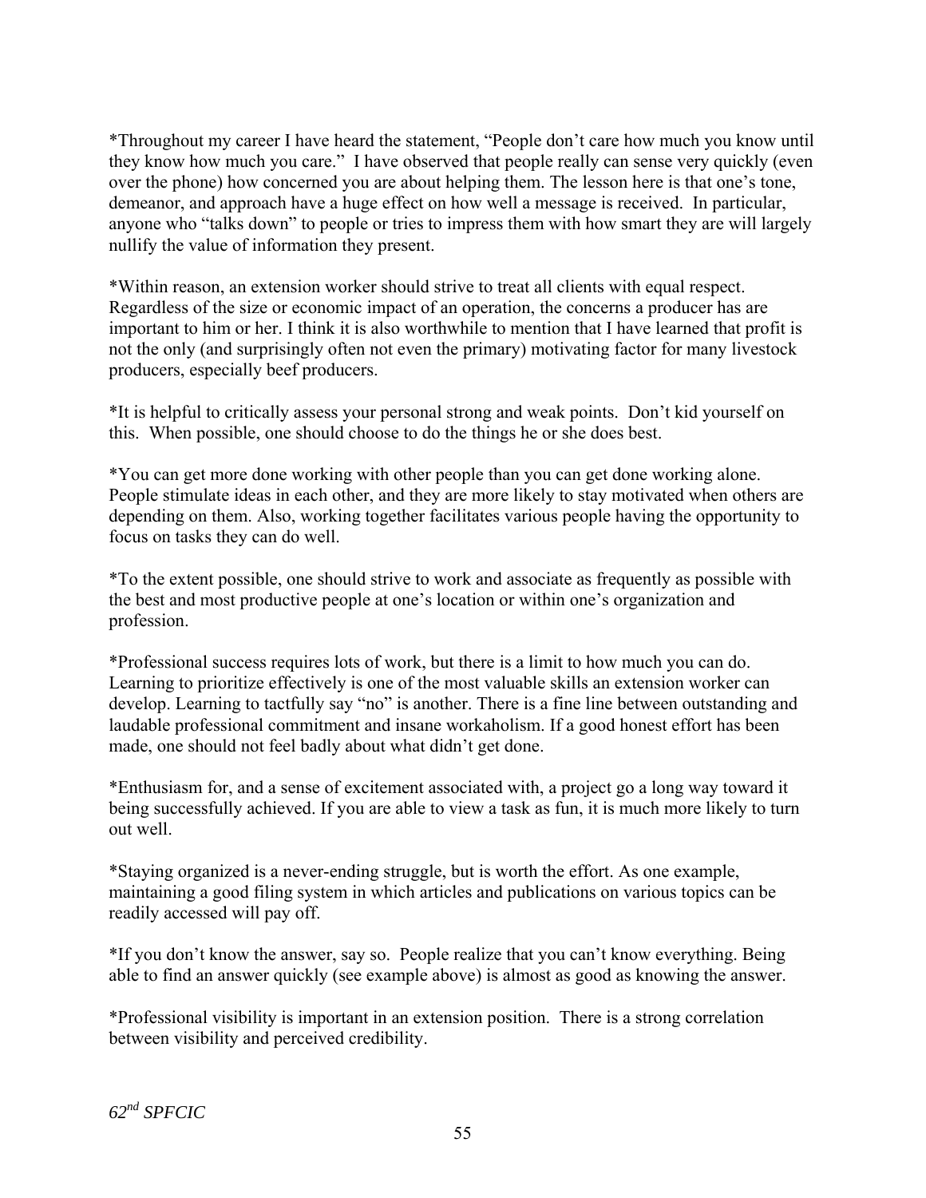*Throughout my career I have heard the statement, "People don't care how much you know until they know how much you care." I have observed that people really can sense very quickly (even over the phone) how concerned you are about helping them. The lesson here is that one's tone, demeanor, and approach have a huge effect on how well a message is received. In particular, anyone who "talks down" to people or tries to impress them with how smart they are will largely nullify the value of information they present.

*Within reason, an extension worker should strive to treat all clients with equal respect. Regardless of the size or economic impact of an operation, the concerns a producer has are important to him or her. I think it is also worthwhile to mention that I have learned that profit is not the only (and surprisingly often not even the primary) motivating factor for many livestock producers, especially beef producers.

*It is helpful to critically assess your personal strong and weak points. Don't kid yourself on this. When possible, one should choose to do the things he or she does best.

*You can get more done working with other people than you can get done working alone. People stimulate ideas in each other, and they are more likely to stay motivated when others are depending on them. Also, working together facilitates various people having the opportunity to focus on tasks they can do well.

*To the extent possible, one should strive to work and associate as frequently as possible with the best and most productive people at one's location or within one's organization and profession.

*Professional success requires lots of work, but there is a limit to how much you can do. Learning to prioritize effectively is one of the most valuable skills an extension worker can develop. Learning to tactfully say "no" is another. There is a fine line between outstanding and laudable professional commitment and insane workaholism. If a good honest effort has been made, one should not feel badly about what didn't get done.

*Enthusiasm for, and a sense of excitement associated with, a project go a long way toward it being successfully achieved. If you are able to view a task as fun, it is much more likely to turn out well.

*Staying organized is a never-ending struggle, but is worth the effort. As one example, maintaining a good filing system in which articles and publications on various topics can be readily accessed will pay off.

*If you don't know the answer, say so. People realize that you can't know everything. Being able to find an answer quickly (see example above) is almost as good as knowing the answer.

*Professional visibility is important in an extension position. There is a strong correlation between visibility and perceived credibility.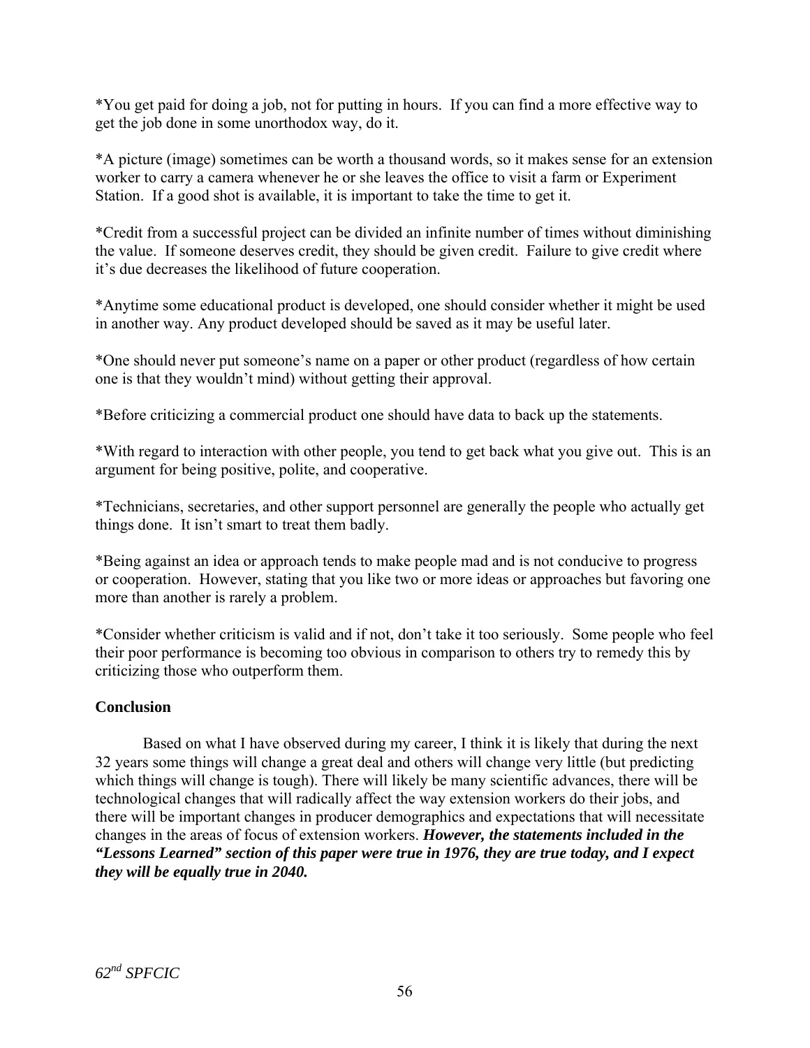*You get paid for doing a job, not for putting in hours. If you can find a more effective way to get the job done in some unorthodox way, do it.

*A picture (image) sometimes can be worth a thousand words, so it makes sense for an extension worker to carry a camera whenever he or she leaves the office to visit a farm or Experiment Station. If a good shot is available, it is important to take the time to get it.

*Credit from a successful project can be divided an infinite number of times without diminishing the value. If someone deserves credit, they should be given credit. Failure to give credit where it's due decreases the likelihood of future cooperation.

*Anytime some educational product is developed, one should consider whether it might be used in another way. Any product developed should be saved as it may be useful later.

*One should never put someone's name on a paper or other product (regardless of how certain one is that they wouldn't mind) without getting their approval.

*Before criticizing a commercial product one should have data to back up the statements.

*With regard to interaction with other people, you tend to get back what you give out. This is an argument for being positive, polite, and cooperative.

*Technicians, secretaries, and other support personnel are generally the people who actually get things done. It isn't smart to treat them badly.

*Being against an idea or approach tends to make people mad and is not conducive to progress or cooperation. However, stating that you like two or more ideas or approaches but favoring one more than another is rarely a problem.

*Consider whether criticism is valid and if not, don't take it too seriously. Some people who feel their poor performance is becoming too obvious in comparison to others try to remedy this by criticizing those who outperform them.

**Conclusion**

Based on what I have observed during my career, I think it is likely that during the next 32 years some things will change a great deal and others will change very little (but predicting which things will change is tough). There will likely be many scientific advances, there will be technological changes that will radically affect the way extension workers do their jobs, and there will be important changes in producer demographics and expectations that will necessitate changes in the areas of focus of extension workers. ***However, the statements included in the "Lessons Learned" section of this paper were true in 1976, they are true today, and I expect they will be equally true in 2040.***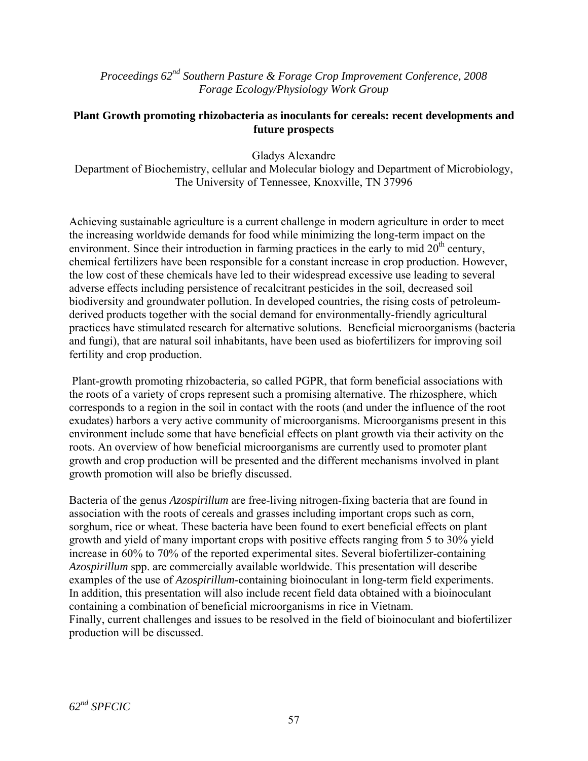## Plant Growth promoting rhizobacteria as inoculants for cereals: recent developments and future prospects

Gladys Alexandre
Department of Biochemistry, cellular and Molecular biology and Department of Microbiology, The University of Tennessee, Knoxville, TN 37996

Achieving sustainable agriculture is a current challenge in modern agriculture in order to meet the increasing worldwide demands for food while minimizing the long-term impact on the environment. Since their introduction in farming practices in the early to mid 20$^{th}$ century, chemical fertilizers have been responsible for a constant increase in crop production. However, the low cost of these chemicals have led to their widespread excessive use leading to several adverse effects including persistence of recalcitrant pesticides in the soil, decreased soil biodiversity and groundwater pollution. In developed countries, the rising costs of petroleum-derived products together with the social demand for environmentally-friendly agricultural practices have stimulated research for alternative solutions. Beneficial microorganisms (bacteria and fungi), that are natural soil inhabitants, have been used as biofertilizers for improving soil fertility and crop production.

Plant-growth promoting rhizobacteria, so called PGPR, that form beneficial associations with the roots of a variety of crops represent such a promising alternative. The rhizosphere, which corresponds to a region in the soil in contact with the roots (and under the influence of the root exudates) harbors a very active community of microorganisms. Microorganisms present in this environment include some that have beneficial effects on plant growth via their activity on the roots. An overview of how beneficial microorganisms are currently used to promoter plant growth and crop production will be presented and the different mechanisms involved in plant growth promotion will also be briefly discussed.

Bacteria of the genus *Azospirillum* are free-living nitrogen-fixing bacteria that are found in association with the roots of cereals and grasses including important crops such as corn, sorghum, rice or wheat. These bacteria have been found to exert beneficial effects on plant growth and yield of many important crops with positive effects ranging from 5 to 30% yield increase in 60% to 70% of the reported experimental sites. Several biofertilizer-containing *Azospirillum* spp. are commercially available worldwide. This presentation will describe examples of the use of *Azospirillum*-containing bioinoculant in long-term field experiments. In addition, this presentation will also include recent field data obtained with a bioinoculant containing a combination of beneficial microorganisms in rice in Vietnam.
Finally, current challenges and issues to be resolved in the field of bioinoculant and biofertilizer production will be discussed.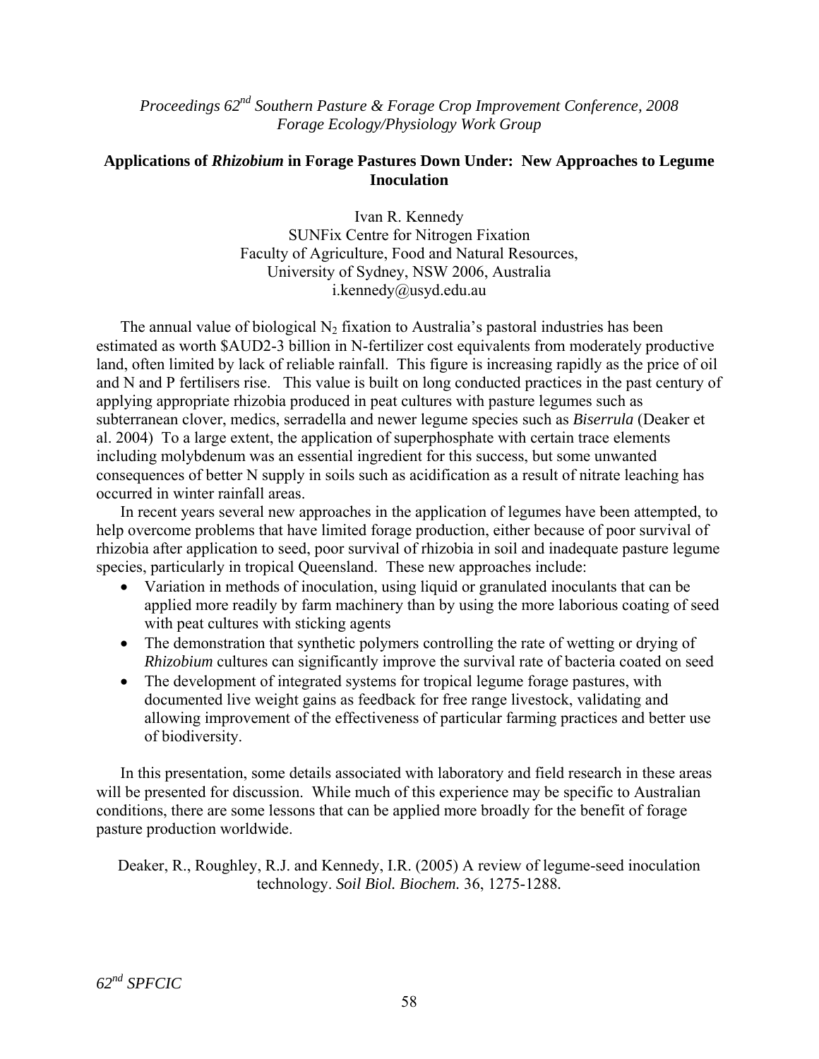*Proceedings 62nd Southern Pasture & Forage Crop Improvement Conference, 2008*
*Forage Ecology/Physiology Work Group*

## Applications of *Rhizobium* in Forage Pastures Down Under: New Approaches to Legume Inoculation

Ivan R. Kennedy
SUNFix Centre for Nitrogen Fixation
Faculty of Agriculture, Food and Natural Resources,
University of Sydney, NSW 2006, Australia
i.kennedy@usyd.edu.au

The annual value of biological $N_2$ fixation to Australia's pastoral industries has been estimated as worth $AUD2-3 billion in N-fertilizer cost equivalents from moderately productive land, often limited by lack of reliable rainfall. This figure is increasing rapidly as the price of oil and N and P fertilisers rise. This value is built on long conducted practices in the past century of applying appropriate rhizobia produced in peat cultures with pasture legumes such as subterranean clover, medics, serradella and newer legume species such as *Biserrula* (Deaker et al. 2004) To a large extent, the application of superphosphate with certain trace elements including molybdenum was an essential ingredient for this success, but some unwanted consequences of better N supply in soils such as acidification as a result of nitrate leaching has occurred in winter rainfall areas.

In recent years several new approaches in the application of legumes have been attempted, to help overcome problems that have limited forage production, either because of poor survival of rhizobia after application to seed, poor survival of rhizobia in soil and inadequate pasture legume species, particularly in tropical Queensland. These new approaches include:

- Variation in methods of inoculation, using liquid or granulated inoculants that can be applied more readily by farm machinery than by using the more laborious coating of seed with peat cultures with sticking agents
- The demonstration that synthetic polymers controlling the rate of wetting or drying of *Rhizobium* cultures can significantly improve the survival rate of bacteria coated on seed
- The development of integrated systems for tropical legume forage pastures, with documented live weight gains as feedback for free range livestock, validating and allowing improvement of the effectiveness of particular farming practices and better use of biodiversity.

In this presentation, some details associated with laboratory and field research in these areas will be presented for discussion. While much of this experience may be specific to Australian conditions, there are some lessons that can be applied more broadly for the benefit of forage pasture production worldwide.

Deaker, R., Roughley, R.J. and Kennedy, I.R. (2005) A review of legume-seed inoculation technology. *Soil Biol. Biochem.* 36, 1275-1288.